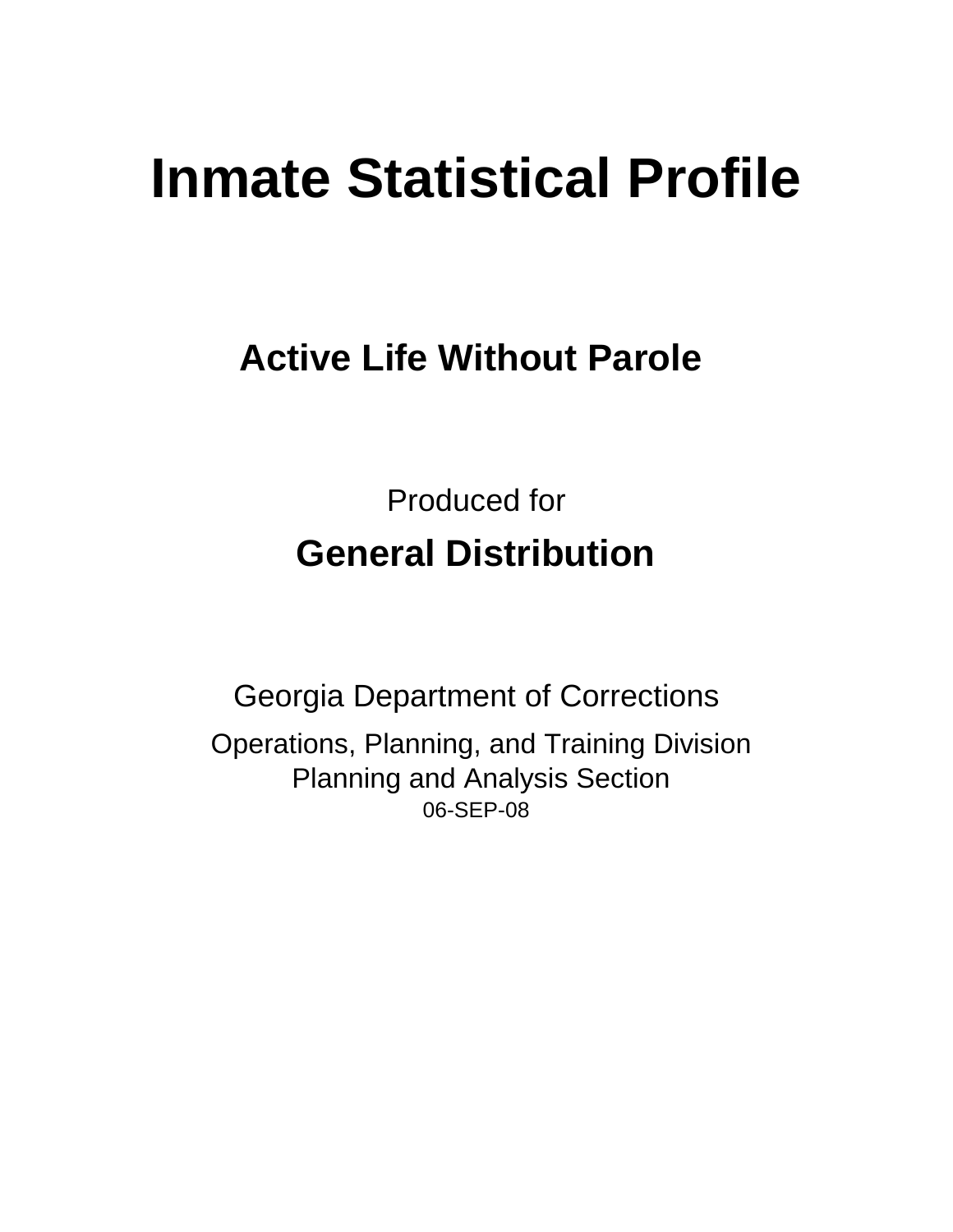# Inmate Statistical Profile

## Active Life Without Parole

Produced for

**General Distribution**

Georgia Department of Corrections

Operations, Planning, and Training Division
Planning and Analysis Section
06-SEP-08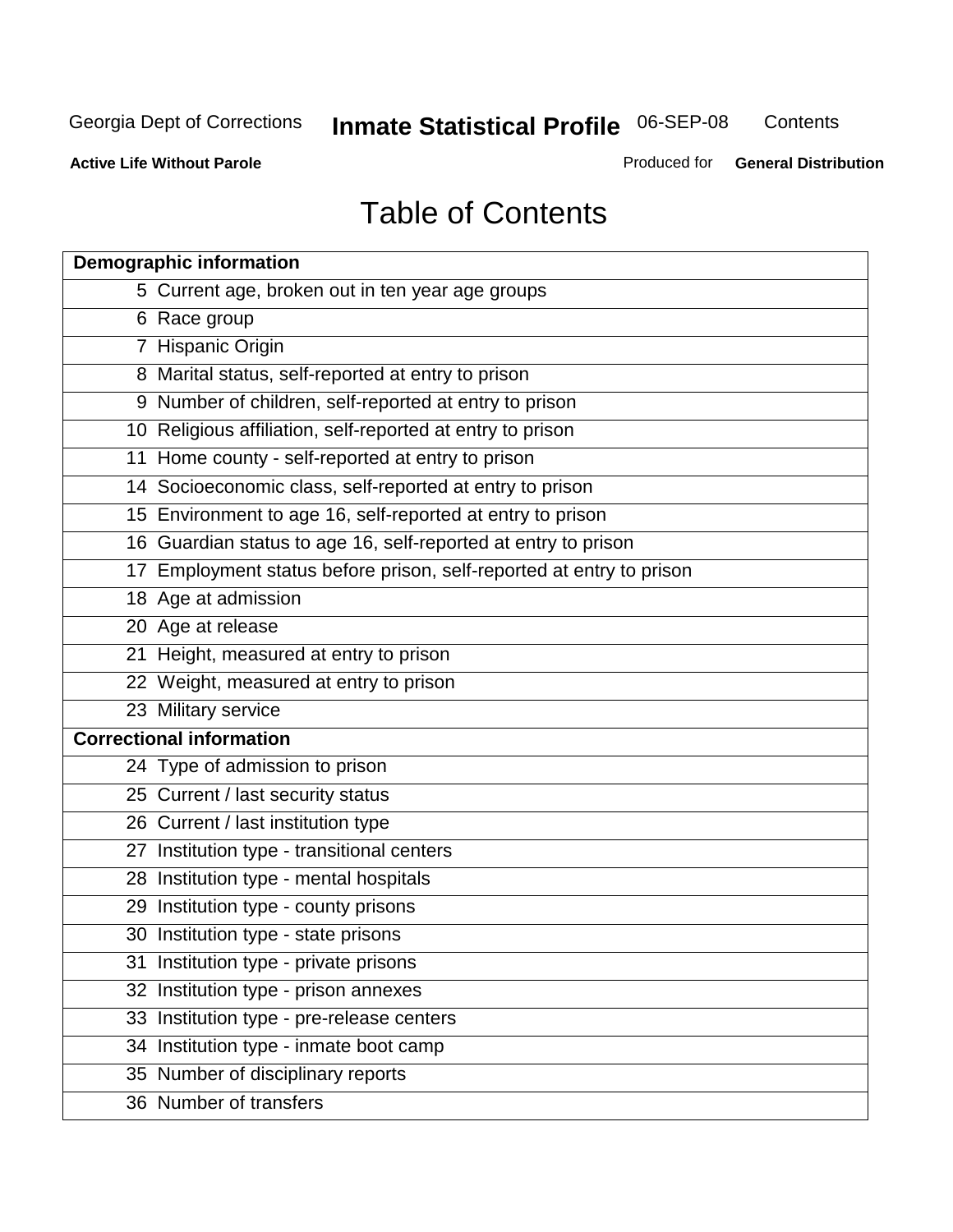Georgia Dept of Corrections **Inmate Statistical Profile** 06-SEP-08 Contents

**Active Life Without Parole** Produced for **General Distribution**

# Table of Contents

| **Demographic information** | |
|---|---|
| 5 | Current age, broken out in ten year age groups |
| 6 | Race group |
| 7 | Hispanic Origin |
| 8 | Marital status, self-reported at entry to prison |
| 9 | Number of children, self-reported at entry to prison |
| 10 | Religious affiliation, self-reported at entry to prison |
| 11 | Home county - self-reported at entry to prison |
| 14 | Socioeconomic class, self-reported at entry to prison |
| 15 | Environment to age 16, self-reported at entry to prison |
| 16 | Guardian status to age 16, self-reported at entry to prison |
| 17 | Employment status before prison, self-reported at entry to prison |
| 18 | Age at admission |
| 20 | Age at release |
| 21 | Height, measured at entry to prison |
| 22 | Weight, measured at entry to prison |
| 23 | Military service |
| **Correctional information** | |
| 24 | Type of admission to prison |
| 25 | Current / last security status |
| 26 | Current / last institution type |
| 27 | Institution type - transitional centers |
| 28 | Institution type - mental hospitals |
| 29 | Institution type - county prisons |
| 30 | Institution type - state prisons |
| 31 | Institution type - private prisons |
| 32 | Institution type - prison annexes |
| 33 | Institution type - pre-release centers |
| 34 | Institution type - inmate boot camp |
| 35 | Number of disciplinary reports |
| 36 | Number of transfers |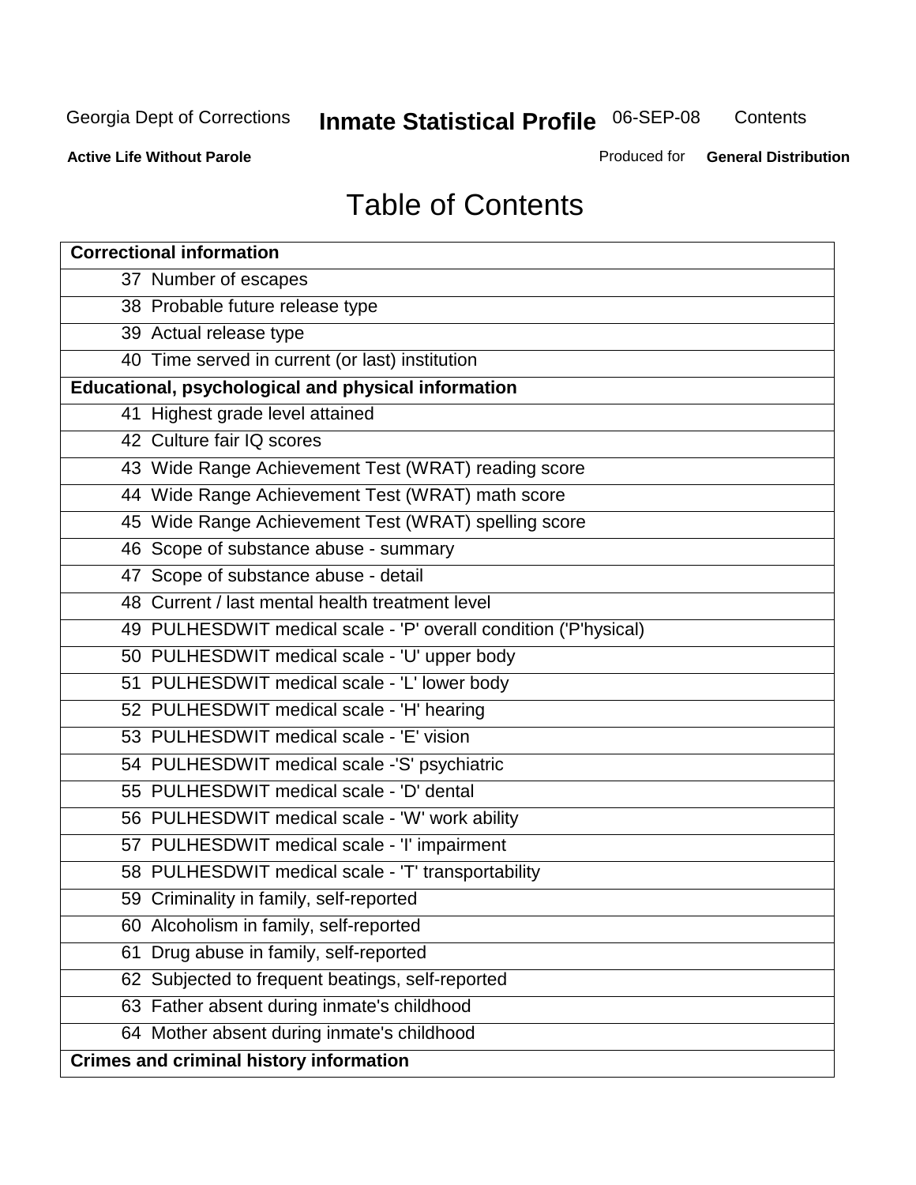Georgia Dept of Corrections **Inmate Statistical Profile** 06-SEP-08 Contents

**Active Life Without Parole** Produced for **General Distribution**

# Table of Contents

| **Correctional information** |
|---|
| 37 Number of escapes |
| 38 Probable future release type |
| 39 Actual release type |
| 40 Time served in current (or last) institution |
| **Educational, psychological and physical information** |
| 41 Highest grade level attained |
| 42 Culture fair IQ scores |
| 43 Wide Range Achievement Test (WRAT) reading score |
| 44 Wide Range Achievement Test (WRAT) math score |
| 45 Wide Range Achievement Test (WRAT) spelling score |
| 46 Scope of substance abuse - summary |
| 47 Scope of substance abuse - detail |
| 48 Current / last mental health treatment level |
| 49 PULHESDWIT medical scale - 'P' overall condition ('P'hysical) |
| 50 PULHESDWIT medical scale - 'U' upper body |
| 51 PULHESDWIT medical scale - 'L' lower body |
| 52 PULHESDWIT medical scale - 'H' hearing |
| 53 PULHESDWIT medical scale - 'E' vision |
| 54 PULHESDWIT medical scale -'S' psychiatric |
| 55 PULHESDWIT medical scale - 'D' dental |
| 56 PULHESDWIT medical scale - 'W' work ability |
| 57 PULHESDWIT medical scale - 'I' impairment |
| 58 PULHESDWIT medical scale - 'T' transportability |
| 59 Criminality in family, self-reported |
| 60 Alcoholism in family, self-reported |
| 61 Drug abuse in family, self-reported |
| 62 Subjected to frequent beatings, self-reported |
| 63 Father absent during inmate's childhood |
| 64 Mother absent during inmate's childhood |
| **Crimes and criminal history information** |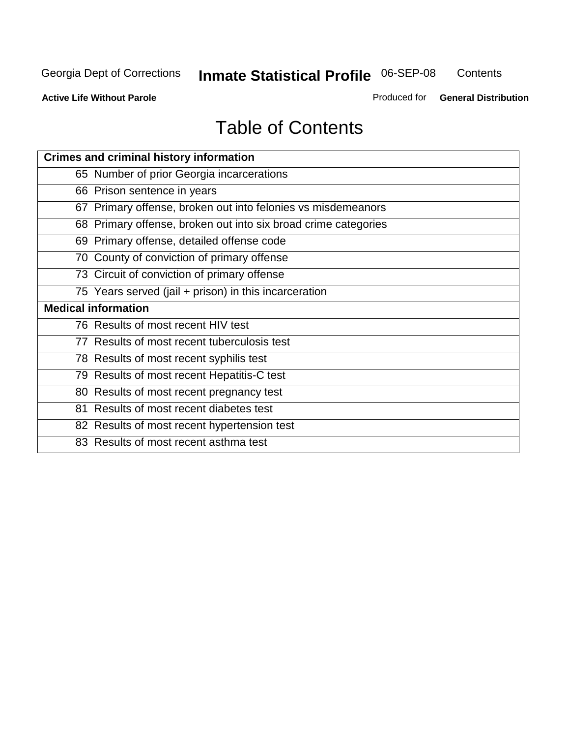# Table of Contents

| Crimes and criminal history information |
|---|
| 65 Number of prior Georgia incarcerations |
| 66 Prison sentence in years |
| 67 Primary offense, broken out into felonies vs misdemeanors |
| 68 Primary offense, broken out into six broad crime categories |
| 69 Primary offense, detailed offense code |
| 70 County of conviction of primary offense |
| 73 Circuit of conviction of primary offense |
| 75 Years served (jail + prison) in this incarceration |
| **Medical information** |
| 76 Results of most recent HIV test |
| 77 Results of most recent tuberculosis test |
| 78 Results of most recent syphilis test |
| 79 Results of most recent Hepatitis-C test |
| 80 Results of most recent pregnancy test |
| 81 Results of most recent diabetes test |
| 82 Results of most recent hypertension test |
| 83 Results of most recent asthma test |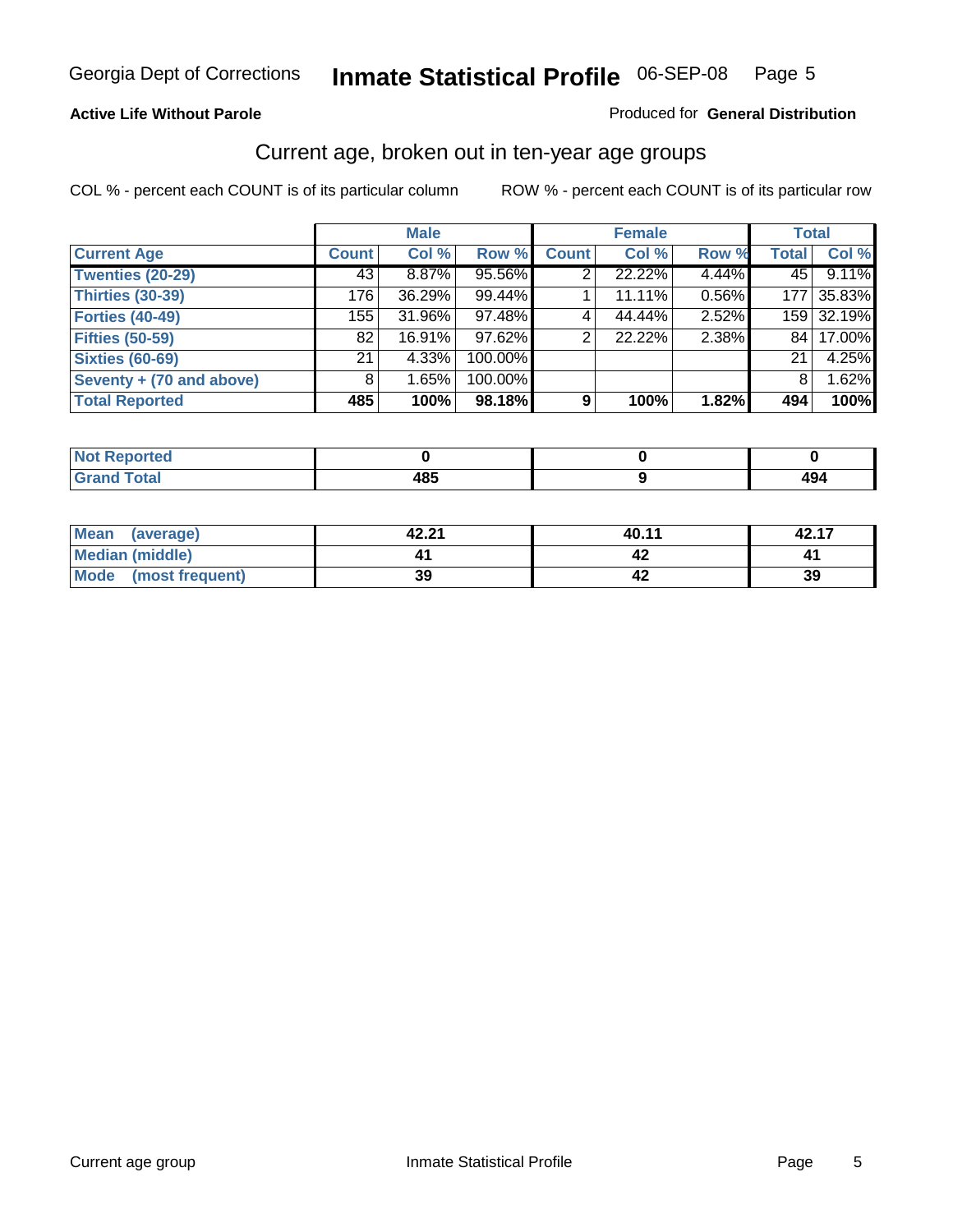Georgia Dept of Corrections **Inmate Statistical Profile** 06-SEP-08

**Active Life Without Parole**

Produced for **General Distribution**

## Current age, broken out in ten-year age groups

COL % - percent each COUNT is of its particular column

ROW % - percent each COUNT is of its particular row

| | Male | | | Female | | | Total | |
|---|---|---|---|---|---|---|---|---|
| **Current Age** | **Count** | **Col %** | **Row %** | **Count** | **Col %** | **Row %** | **Total** | **Col %** |
| **Twenties (20-29)** | 43 | 8.87% | 95.56% | 2 | 22.22% | 4.44% | 45 | 9.11% |
| **Thirties (30-39)** | 176 | 36.29% | 99.44% | 1 | 11.11% | 0.56% | 177 | 35.83% |
| **Forties (40-49)** | 155 | 31.96% | 97.48% | 4 | 44.44% | 2.52% | 159 | 32.19% |
| **Fifties (50-59)** | 82 | 16.91% | 97.62% | 2 | 22.22% | 2.38% | 84 | 17.00% |
| **Sixties (60-69)** | 21 | 4.33% | 100.00% | | | | 21 | 4.25% |
| **Seventy + (70 and above)** | 8 | 1.65% | 100.00% | | | | 8 | 1.62% |
| **Total Reported** | **485** | **100%** | **98.18%** | **9** | **100%** | **1.82%** | **494** | **100%** |

| | Male | Female | Total |
|---|---|---|---|
| **Not Reported** | **0** | **0** | **0** |
| **Grand Total** | **485** | **9** | **494** |

| | Male | Female | Total |
|---|---|---|---|
| **Mean (average)** | **42.21** | **40.11** | **42.17** |
| **Median (middle)** | **41** | **42** | **41** |
| **Mode (most frequent)** | **39** | **42** | **39** |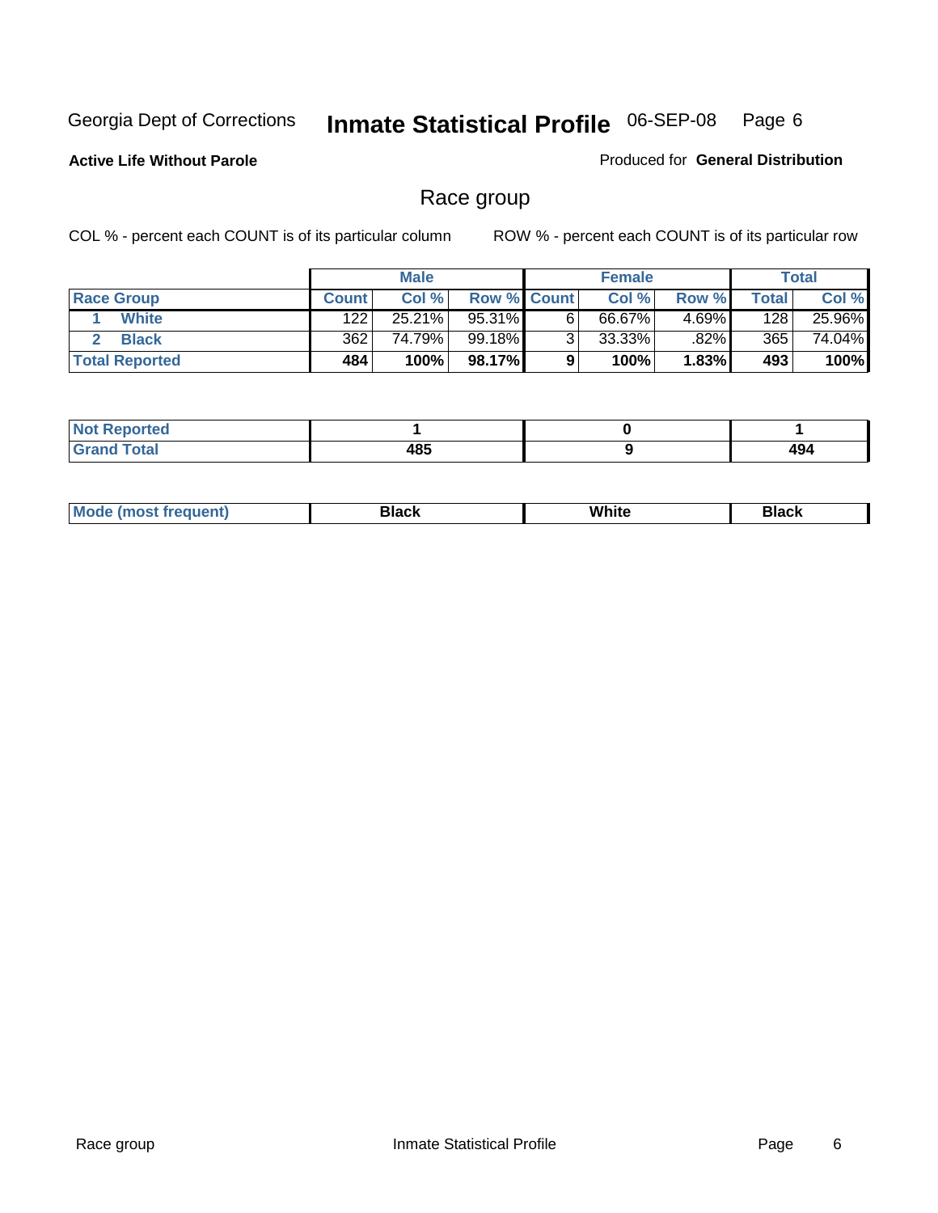Georgia Dept of Corrections **Inmate Statistical Profile** 06-SEP-08

**Active Life Without Parole**

Produced for **General Distribution**

## Race group

COL % - percent each COUNT is of its particular column

ROW % - percent each COUNT is of its particular row

| | Male | | | Female | | | Total | |
|---|---|---|---|---|---|---|---|---|
| **Race Group** | **Count** | **Col %** | **Row %** | **Count** | **Col %** | **Row %** | **Total** | **Col %** |
| 1 **White** | 122 | 25.21% | 95.31% | 6 | 66.67% | 4.69% | 128 | 25.96% |
| 2 **Black** | 362 | 74.79% | 99.18% | 3 | 33.33% | .82% | 365 | 74.04% |
| **Total Reported** | **484** | **100%** | **98.17%** | **9** | **100%** | **1.83%** | **493** | **100%** |

| | Male | Female | Total |
|---|---|---|---|
| **Not Reported** | **1** | **0** | **1** |
| **Grand Total** | **485** | **9** | **494** |

| | Male | Female | Total |
|---|---|---|---|
| **Mode (most frequent)** | **Black** | **White** | **Black** |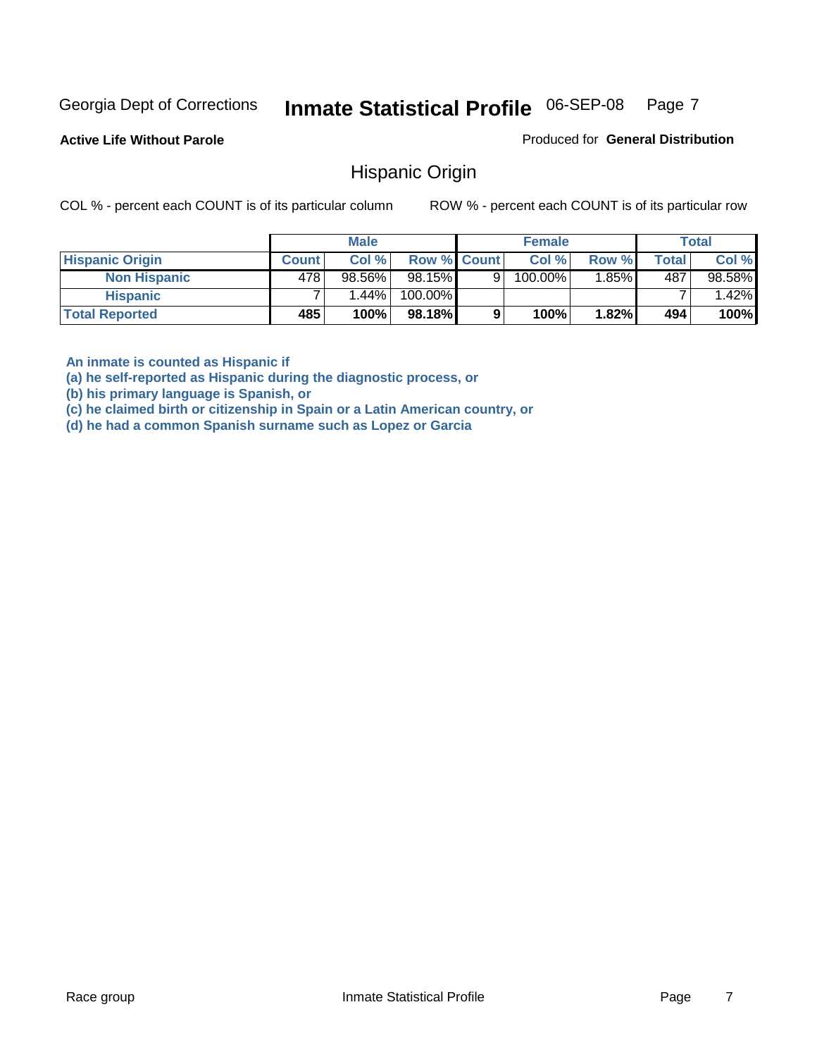Georgia Dept of Corrections **Inmate Statistical Profile** 06-SEP-08

**Active Life Without Parole**

Produced for **General Distribution**

## Hispanic Origin

COL % - percent each COUNT is of its particular column    ROW % - percent each COUNT is of its particular row

| | Male | | | Female | | | Total | |
|---|---|---|---|---|---|---|---|---|
| **Hispanic Origin** | **Count** | **Col %** | **Row %** | **Count** | **Col %** | **Row %** | **Total** | **Col %** |
| **Non Hispanic** | 478 | 98.56% | 98.15% | 9 | 100.00% | 1.85% | 487 | 98.58% |
| **Hispanic** | 7 | 1.44% | 100.00% | | | | 7 | 1.42% |
| **Total Reported** | **485** | **100%** | **98.18%** | **9** | **100%** | **1.82%** | **494** | **100%** |

**An inmate is counted as Hispanic if**
**(a) he self-reported as Hispanic during the diagnostic process, or**
**(b) his primary language is Spanish, or**
**(c) he claimed birth or citizenship in Spain or a Latin American country, or**
**(d) he had a common Spanish surname such as Lopez or Garcia**

Race group    Inmate Statistical Profile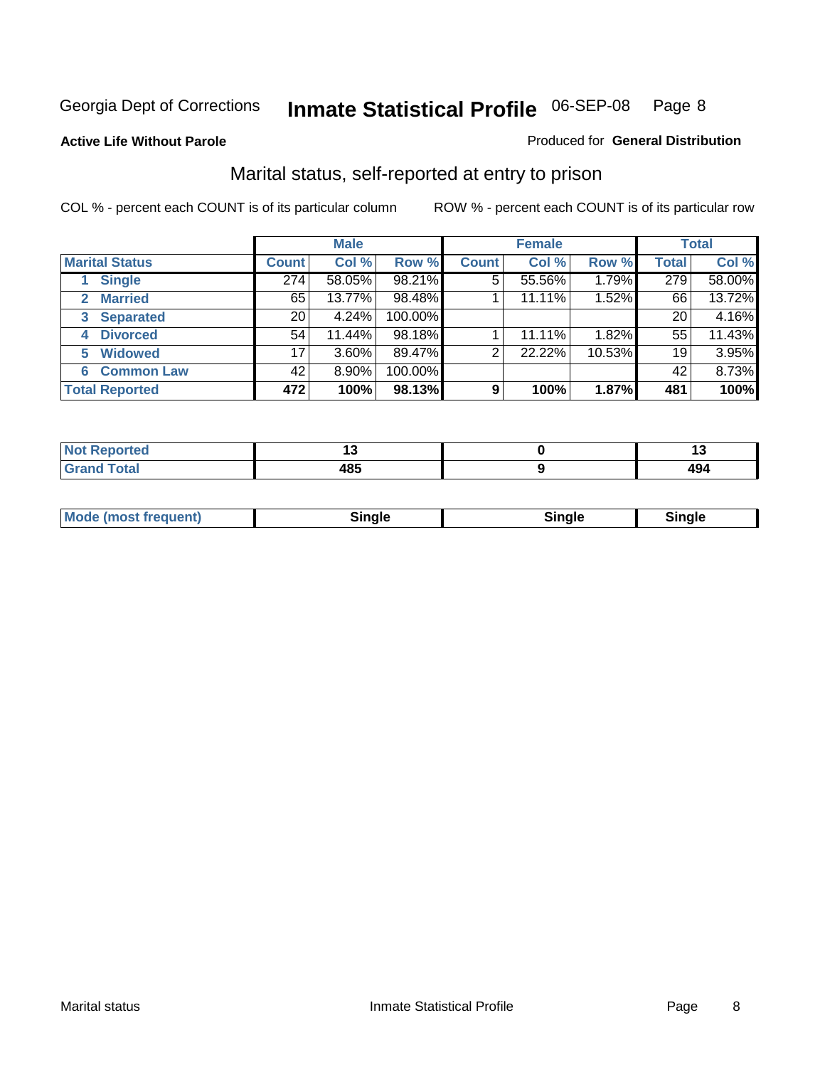Georgia Dept of Corrections **Inmate Statistical Profile** 06-SEP-08 Page 8

**Active Life Without Parole**

Produced for **General Distribution**

## Marital status, self-reported at entry to prison

COL % - percent each COUNT is of its particular column

ROW % - percent each COUNT is of its particular row

| | Male | | | Female | | | Total | |
|---|---|---|---|---|---|---|---|---|
| **Marital Status** | **Count** | **Col %** | **Row %** | **Count** | **Col %** | **Row %** | **Total** | **Col %** |
| 1 Single | 274 | 58.05% | 98.21% | 5 | 55.56% | 1.79% | 279 | 58.00% |
| 2 Married | 65 | 13.77% | 98.48% | 1 | 11.11% | 1.52% | 66 | 13.72% |
| 3 Separated | 20 | 4.24% | 100.00% | | | | 20 | 4.16% |
| 4 Divorced | 54 | 11.44% | 98.18% | 1 | 11.11% | 1.82% | 55 | 11.43% |
| 5 Widowed | 17 | 3.60% | 89.47% | 2 | 22.22% | 10.53% | 19 | 3.95% |
| 6 Common Law | 42 | 8.90% | 100.00% | | | | 42 | 8.73% |
| **Total Reported** | **472** | **100%** | **98.13%** | **9** | **100%** | **1.87%** | **481** | **100%** |

| | Male | Female | Total |
|---|---|---|---|
| Not Reported | 13 | 0 | 13 |
| Grand Total | 485 | 9 | 494 |

| | Male | Female | Total |
|---|---|---|---|
| Mode (most frequent) | Single | Single | Single |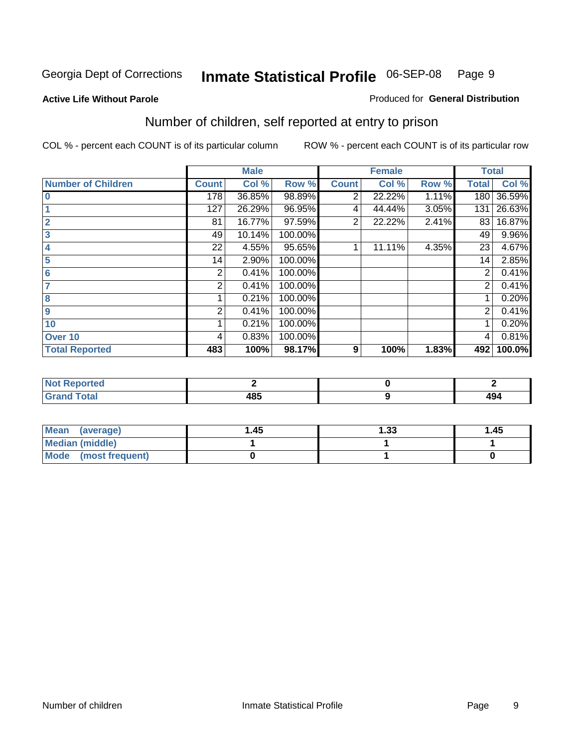Georgia Dept of Corrections **Inmate Statistical Profile** 06-SEP-08

**Active Life Without Parole**

Produced for **General Distribution**

## Number of children, self reported at entry to prison

COL % - percent each COUNT is of its particular column

ROW % - percent each COUNT is of its particular row

| | Male | | | Female | | | Total | |
|---|---|---|---|---|---|---|---|---|
| **Number of Children** | **Count** | **Col %** | **Row %** | **Count** | **Col %** | **Row %** | **Total** | **Col %** |
| **0** | 178 | 36.85% | 98.89% | 2 | 22.22% | 1.11% | 180 | 36.59% |
| **1** | 127 | 26.29% | 96.95% | 4 | 44.44% | 3.05% | 131 | 26.63% |
| **2** | 81 | 16.77% | 97.59% | 2 | 22.22% | 2.41% | 83 | 16.87% |
| **3** | 49 | 10.14% | 100.00% | | | | 49 | 9.96% |
| **4** | 22 | 4.55% | 95.65% | 1 | 11.11% | 4.35% | 23 | 4.67% |
| **5** | 14 | 2.90% | 100.00% | | | | 14 | 2.85% |
| **6** | 2 | 0.41% | 100.00% | | | | 2 | 0.41% |
| **7** | 2 | 0.41% | 100.00% | | | | 2 | 0.41% |
| **8** | 1 | 0.21% | 100.00% | | | | 1 | 0.20% |
| **9** | 2 | 0.41% | 100.00% | | | | 2 | 0.41% |
| **10** | 1 | 0.21% | 100.00% | | | | 1 | 0.20% |
| **Over 10** | 4 | 0.83% | 100.00% | | | | 4 | 0.81% |
| **Total Reported** | **483** | **100%** | **98.17%** | **9** | **100%** | **1.83%** | **492** | **100.0%** |

| | Male | Female | Total |
|---|---|---|---|
| **Not Reported** | **2** | **0** | **2** |
| **Grand Total** | **485** | **9** | **494** |

| | Male | Female | Total |
|---|---|---|---|
| **Mean (average)** | **1.45** | **1.33** | **1.45** |
| **Median (middle)** | **1** | **1** | **1** |
| **Mode (most frequent)** | **0** | **1** | **0** |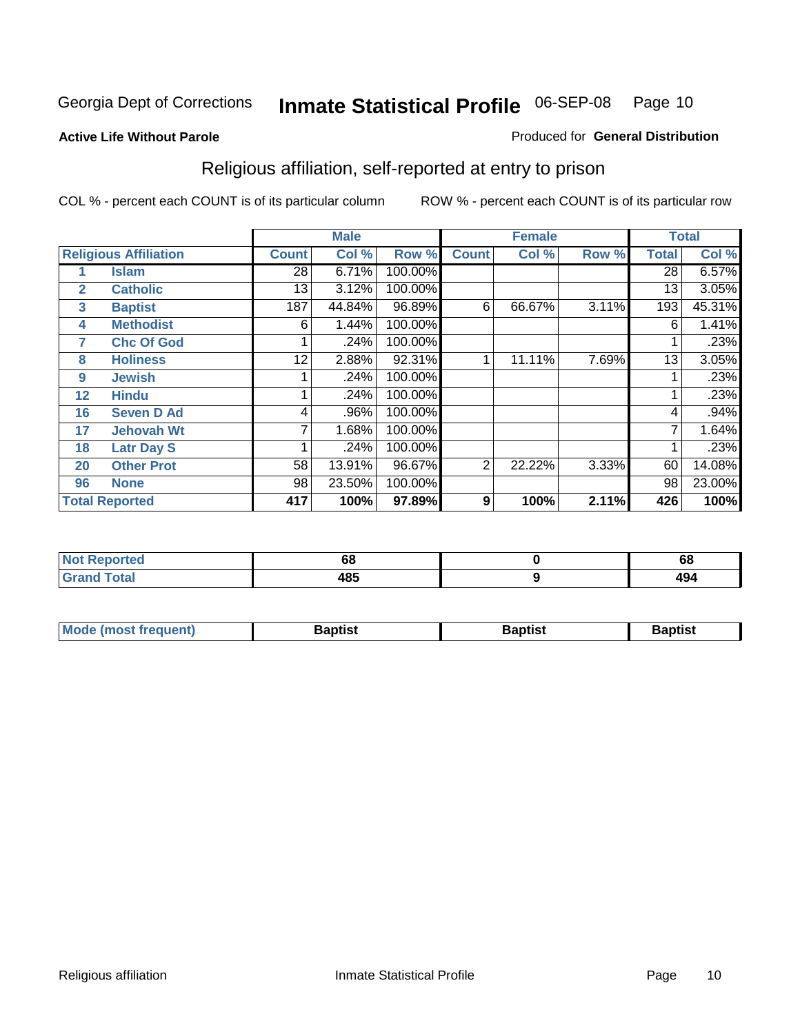Georgia Dept of Corrections **Inmate Statistical Profile** 06-SEP-08

**Active Life Without Parole**

Produced for **General Distribution**

## Religious affiliation, self-reported at entry to prison

COL % - percent each COUNT is of its particular column

ROW % - percent each COUNT is of its particular row

| Religious Affiliation | | Male | | | Female | | | Total | |
|---|---|---|---|---|---|---|---|---|---|
| | | Count | Col % | Row % | Count | Col % | Row % | Total | Col % |
| 1 | Islam | 28 | 6.71% | 100.00% | | | | 28 | 6.57% |
| 2 | Catholic | 13 | 3.12% | 100.00% | | | | 13 | 3.05% |
| 3 | Baptist | 187 | 44.84% | 96.89% | 6 | 66.67% | 3.11% | 193 | 45.31% |
| 4 | Methodist | 6 | 1.44% | 100.00% | | | | 6 | 1.41% |
| 7 | Chc Of God | 1 | .24% | 100.00% | | | | 1 | .23% |
| 8 | Holiness | 12 | 2.88% | 92.31% | 1 | 11.11% | 7.69% | 13 | 3.05% |
| 9 | Jewish | 1 | .24% | 100.00% | | | | 1 | .23% |
| 12 | Hindu | 1 | .24% | 100.00% | | | | 1 | .23% |
| 16 | Seven D Ad | 4 | .96% | 100.00% | | | | 4 | .94% |
| 17 | Jehovah Wt | 7 | 1.68% | 100.00% | | | | 7 | 1.64% |
| 18 | Latr Day S | 1 | .24% | 100.00% | | | | 1 | .23% |
| 20 | Other Prot | 58 | 13.91% | 96.67% | 2 | 22.22% | 3.33% | 60 | 14.08% |
| 96 | None | 98 | 23.50% | 100.00% | | | | 98 | 23.00% |
| **Total Reported** | | **417** | **100%** | **97.89%** | **9** | **100%** | **2.11%** | **426** | **100%** |

| | Male | Female | Total |
|---|---|---|---|
| Not Reported | 68 | 0 | 68 |
| Grand Total | 485 | 9 | 494 |

| | Male | Female | Total |
|---|---|---|---|
| Mode (most frequent) | Baptist | Baptist | Baptist |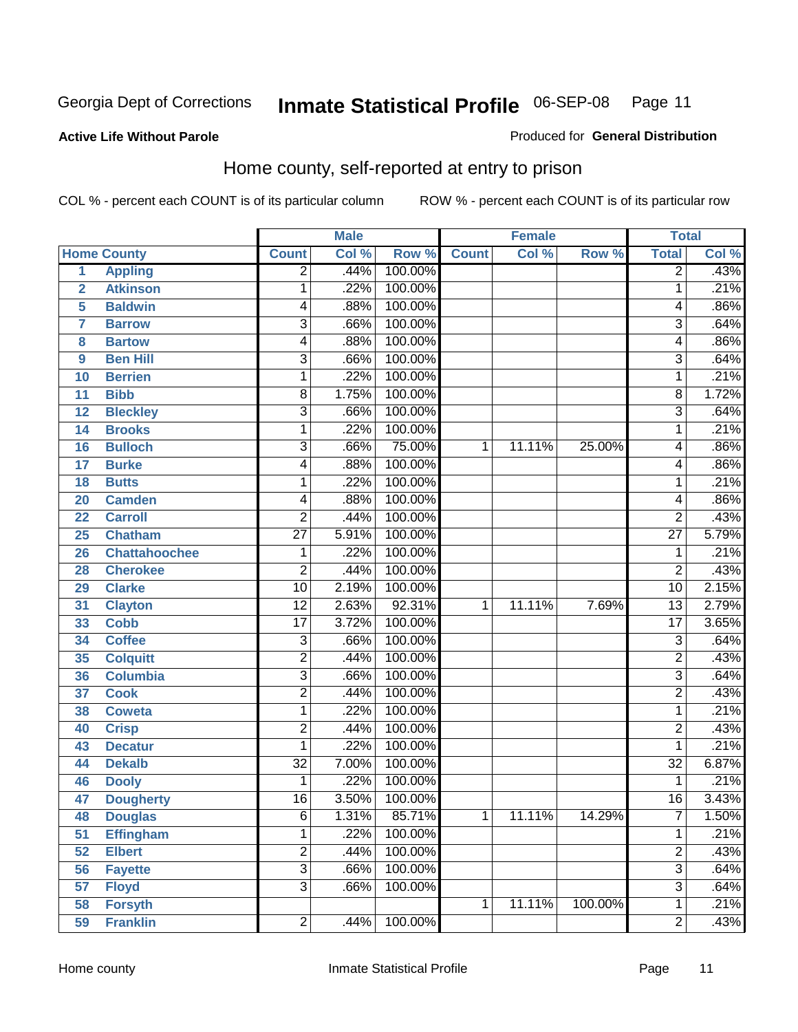Georgia Dept of Corrections **Inmate Statistical Profile** 06-SEP-08

**Active Life Without Parole**

Produced for **General Distribution**

## Home county, self-reported at entry to prison

COL % - percent each COUNT is of its particular column    ROW % - percent each COUNT is of its particular row

| Home County | | Male | | | Female | | | Total | |
|---|---|---|---|---|---|---|---|---|---|
| | | Count | Col % | Row % | Count | Col % | Row % | Total | Col % |
| 1 | Appling | 2 | .44% | 100.00% | | | | 2 | .43% |
| 2 | Atkinson | 1 | .22% | 100.00% | | | | 1 | .21% |
| 5 | Baldwin | 4 | .88% | 100.00% | | | | 4 | .86% |
| 7 | Barrow | 3 | .66% | 100.00% | | | | 3 | .64% |
| 8 | Bartow | 4 | .88% | 100.00% | | | | 4 | .86% |
| 9 | Ben Hill | 3 | .66% | 100.00% | | | | 3 | .64% |
| 10 | Berrien | 1 | .22% | 100.00% | | | | 1 | .21% |
| 11 | Bibb | 8 | 1.75% | 100.00% | | | | 8 | 1.72% |
| 12 | Bleckley | 3 | .66% | 100.00% | | | | 3 | .64% |
| 14 | Brooks | 1 | .22% | 100.00% | | | | 1 | .21% |
| 16 | Bulloch | 3 | .66% | 75.00% | 1 | 11.11% | 25.00% | 4 | .86% |
| 17 | Burke | 4 | .88% | 100.00% | | | | 4 | .86% |
| 18 | Butts | 1 | .22% | 100.00% | | | | 1 | .21% |
| 20 | Camden | 4 | .88% | 100.00% | | | | 4 | .86% |
| 22 | Carroll | 2 | .44% | 100.00% | | | | 2 | .43% |
| 25 | Chatham | 27 | 5.91% | 100.00% | | | | 27 | 5.79% |
| 26 | Chattahoochee | 1 | .22% | 100.00% | | | | 1 | .21% |
| 28 | Cherokee | 2 | .44% | 100.00% | | | | 2 | .43% |
| 29 | Clarke | 10 | 2.19% | 100.00% | | | | 10 | 2.15% |
| 31 | Clayton | 12 | 2.63% | 92.31% | 1 | 11.11% | 7.69% | 13 | 2.79% |
| 33 | Cobb | 17 | 3.72% | 100.00% | | | | 17 | 3.65% |
| 34 | Coffee | 3 | .66% | 100.00% | | | | 3 | .64% |
| 35 | Colquitt | 2 | .44% | 100.00% | | | | 2 | .43% |
| 36 | Columbia | 3 | .66% | 100.00% | | | | 3 | .64% |
| 37 | Cook | 2 | .44% | 100.00% | | | | 2 | .43% |
| 38 | Coweta | 1 | .22% | 100.00% | | | | 1 | .21% |
| 40 | Crisp | 2 | .44% | 100.00% | | | | 2 | .43% |
| 43 | Decatur | 1 | .22% | 100.00% | | | | 1 | .21% |
| 44 | Dekalb | 32 | 7.00% | 100.00% | | | | 32 | 6.87% |
| 46 | Dooly | 1 | .22% | 100.00% | | | | 1 | .21% |
| 47 | Dougherty | 16 | 3.50% | 100.00% | | | | 16 | 3.43% |
| 48 | Douglas | 6 | 1.31% | 85.71% | 1 | 11.11% | 14.29% | 7 | 1.50% |
| 51 | Effingham | 1 | .22% | 100.00% | | | | 1 | .21% |
| 52 | Elbert | 2 | .44% | 100.00% | | | | 2 | .43% |
| 56 | Fayette | 3 | .66% | 100.00% | | | | 3 | .64% |
| 57 | Floyd | 3 | .66% | 100.00% | | | | 3 | .64% |
| 58 | Forsyth | | | | 1 | 11.11% | 100.00% | 1 | .21% |
| 59 | Franklin | 2 | .44% | 100.00% | | | | 2 | .43% |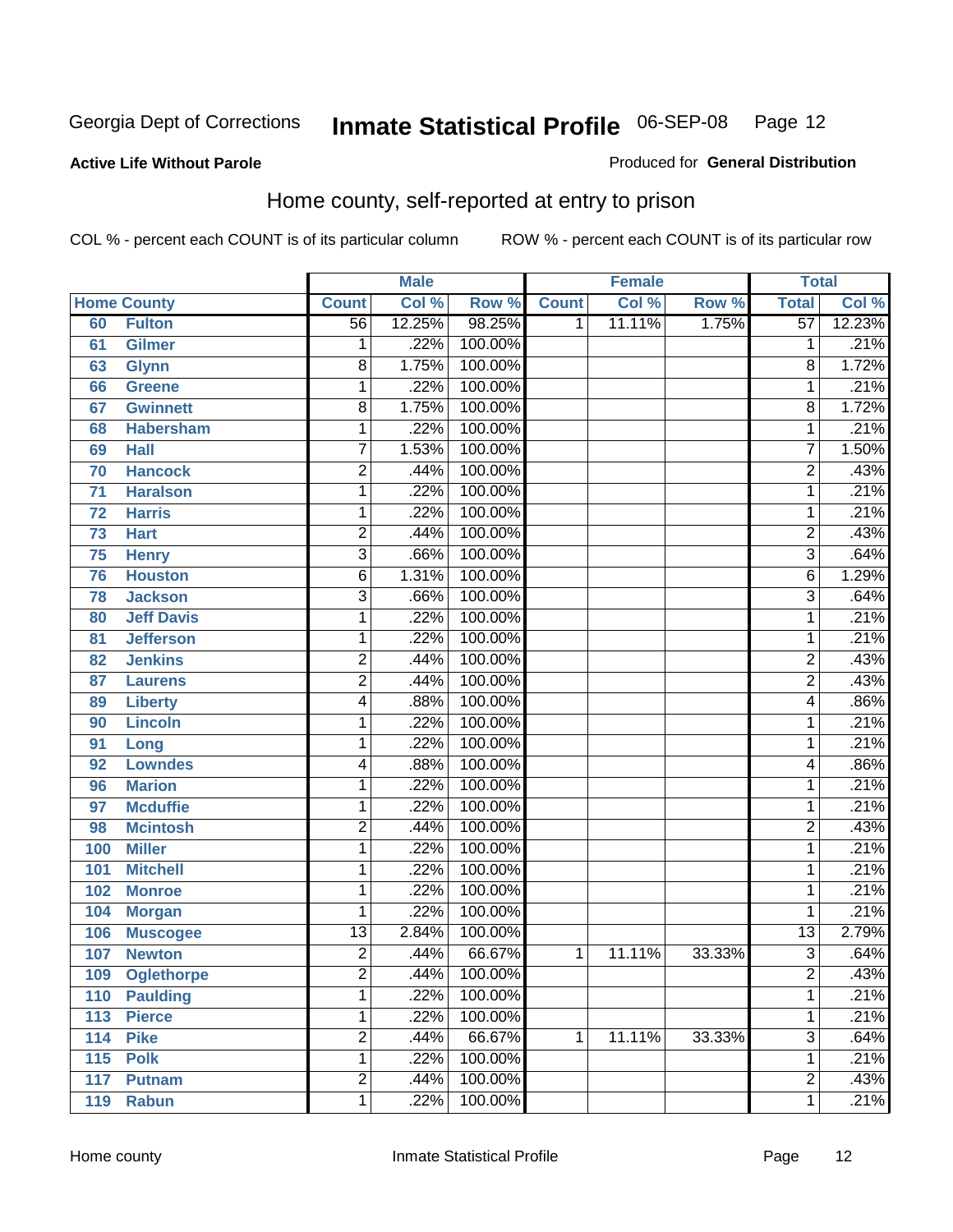Georgia Dept of Corrections **Inscription Statistical Profile** 06-SEP-08 Page 12

**Active Life Without Parole**

Produced for **General Distribution**

## Home county, self-reported at entry to prison

COL % - percent each COUNT is of its particular column ROW % - percent each COUNT is of its particular row

| Home County | | Male | | | Female | | | Total | |
|---|---|---|---|---|---|---|---|---|---|
| | | Count | Col % | Row % | Count | Col % | Row % | Total | Col % |
| 60 | Fulton | 56 | 12.25% | 98.25% | 1 | 11.11% | 1.75% | 57 | 12.23% |
| 61 | Gilmer | 1 | .22% | 100.00% | | | | 1 | .21% |
| 63 | Glynn | 8 | 1.75% | 100.00% | | | | 8 | 1.72% |
| 66 | Greene | 1 | .22% | 100.00% | | | | 1 | .21% |
| 67 | Gwinnett | 8 | 1.75% | 100.00% | | | | 8 | 1.72% |
| 68 | Habersham | 1 | .22% | 100.00% | | | | 1 | .21% |
| 69 | Hall | 7 | 1.53% | 100.00% | | | | 7 | 1.50% |
| 70 | Hancock | 2 | .44% | 100.00% | | | | 2 | .43% |
| 71 | Haralson | 1 | .22% | 100.00% | | | | 1 | .21% |
| 72 | Harris | 1 | .22% | 100.00% | | | | 1 | .21% |
| 73 | Hart | 2 | .44% | 100.00% | | | | 2 | .43% |
| 75 | Henry | 3 | .66% | 100.00% | | | | 3 | .64% |
| 76 | Houston | 6 | 1.31% | 100.00% | | | | 6 | 1.29% |
| 78 | Jackson | 3 | .66% | 100.00% | | | | 3 | .64% |
| 80 | Jeff Davis | 1 | .22% | 100.00% | | | | 1 | .21% |
| 81 | Jefferson | 1 | .22% | 100.00% | | | | 1 | .21% |
| 82 | Jenkins | 2 | .44% | 100.00% | | | | 2 | .43% |
| 87 | Laurens | 2 | .44% | 100.00% | | | | 2 | .43% |
| 89 | Liberty | 4 | .88% | 100.00% | | | | 4 | .86% |
| 90 | Lincoln | 1 | .22% | 100.00% | | | | 1 | .21% |
| 91 | Long | 1 | .22% | 100.00% | | | | 1 | .21% |
| 92 | Lowndes | 4 | .88% | 100.00% | | | | 4 | .86% |
| 96 | Marion | 1 | .22% | 100.00% | | | | 1 | .21% |
| 97 | Mcduffie | 1 | .22% | 100.00% | | | | 1 | .21% |
| 98 | Mcintosh | 2 | .44% | 100.00% | | | | 2 | .43% |
| 100 | Miller | 1 | .22% | 100.00% | | | | 1 | .21% |
| 101 | Mitchell | 1 | .22% | 100.00% | | | | 1 | .21% |
| 102 | Monroe | 1 | .22% | 100.00% | | | | 1 | .21% |
| 104 | Morgan | 1 | .22% | 100.00% | | | | 1 | .21% |
| 106 | Muscogee | 13 | 2.84% | 100.00% | | | | 13 | 2.79% |
| 107 | Newton | 2 | .44% | 66.67% | 1 | 11.11% | 33.33% | 3 | .64% |
| 109 | Oglethorpe | 2 | .44% | 100.00% | | | | 2 | .43% |
| 110 | Paulding | 1 | .22% | 100.00% | | | | 1 | .21% |
| 113 | Pierce | 1 | .22% | 100.00% | | | | 1 | .21% |
| 114 | Pike | 2 | .44% | 66.67% | 1 | 11.11% | 33.33% | 3 | .64% |
| 115 | Polk | 1 | .22% | 100.00% | | | | 1 | .21% |
| 117 | Putnam | 2 | .44% | 100.00% | | | | 2 | .43% |
| 119 | Rabun | 1 | .22% | 100.00% | | | | 1 | .21% |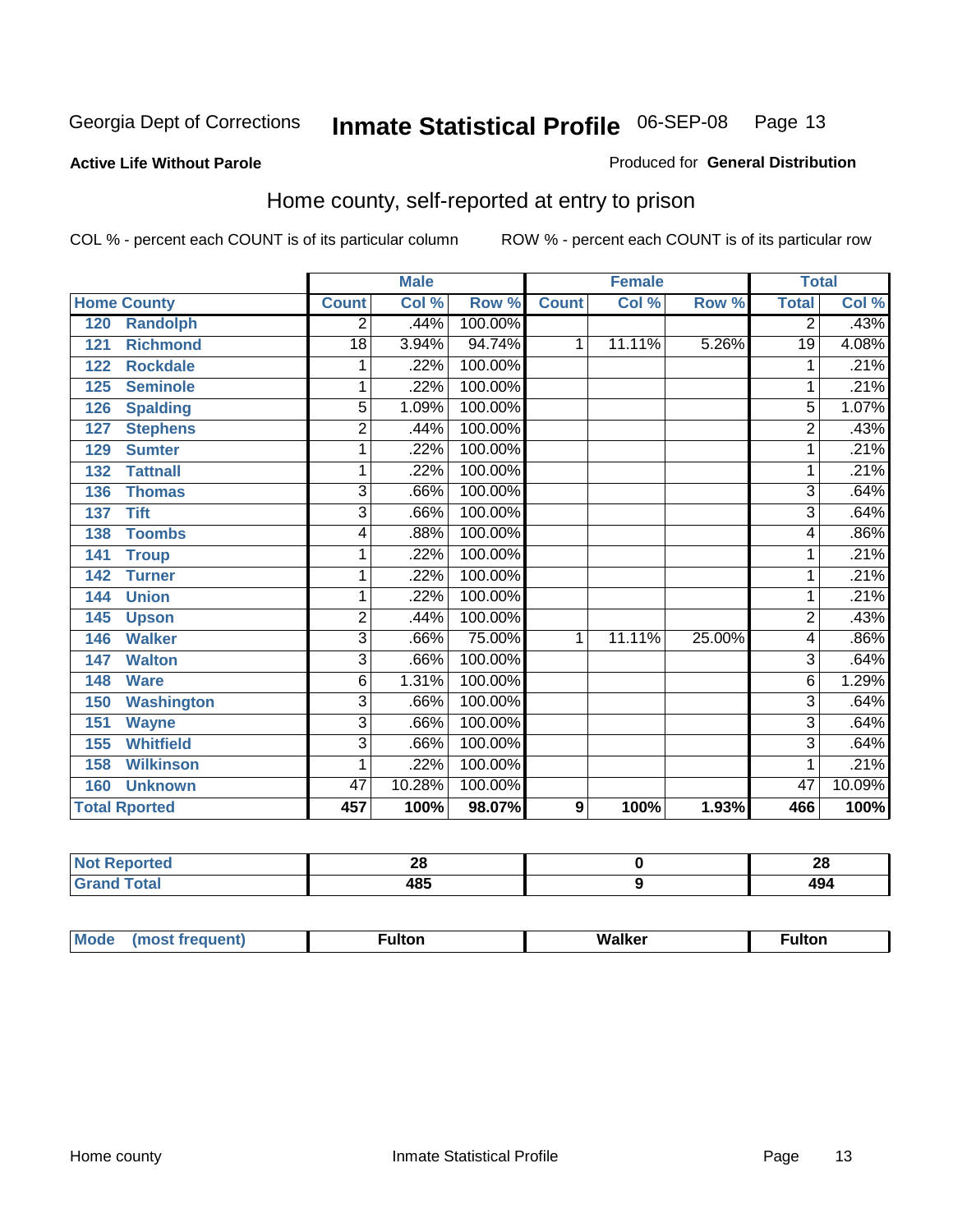Georgia Dept of Corrections **Inmate Statistical Profile** 06-SEP-08

**Active Life Without Parole**

Produced for **General Distribution**

## Home county, self-reported at entry to prison

COL % - percent each COUNT is of its particular column ROW % - percent each COUNT is of its particular row

| Home County | Male | | | Female | | | Total | |
|---|---|---|---|---|---|---|---|---|
| | Count | Col % | Row % | Count | Col % | Row % | Total | Col % |
| 120 Randolph | 2 | .44% | 100.00% | | | | 2 | .43% |
| 121 Richmond | 18 | 3.94% | 94.74% | 1 | 11.11% | 5.26% | 19 | 4.08% |
| 122 Rockdale | 1 | .22% | 100.00% | | | | 1 | .21% |
| 125 Seminole | 1 | .22% | 100.00% | | | | 1 | .21% |
| 126 Spalding | 5 | 1.09% | 100.00% | | | | 5 | 1.07% |
| 127 Stephens | 2 | .44% | 100.00% | | | | 2 | .43% |
| 129 Sumter | 1 | .22% | 100.00% | | | | 1 | .21% |
| 132 Tattnall | 1 | .22% | 100.00% | | | | 1 | .21% |
| 136 Thomas | 3 | .66% | 100.00% | | | | 3 | .64% |
| 137 Tift | 3 | .66% | 100.00% | | | | 3 | .64% |
| 138 Toombs | 4 | .88% | 100.00% | | | | 4 | .86% |
| 141 Troup | 1 | .22% | 100.00% | | | | 1 | .21% |
| 142 Turner | 1 | .22% | 100.00% | | | | 1 | .21% |
| 144 Union | 1 | .22% | 100.00% | | | | 1 | .21% |
| 145 Upson | 2 | .44% | 100.00% | | | | 2 | .43% |
| 146 Walker | 3 | .66% | 75.00% | 1 | 11.11% | 25.00% | 4 | .86% |
| 147 Walton | 3 | .66% | 100.00% | | | | 3 | .64% |
| 148 Ware | 6 | 1.31% | 100.00% | | | | 6 | 1.29% |
| 150 Washington | 3 | .66% | 100.00% | | | | 3 | .64% |
| 151 Wayne | 3 | .66% | 100.00% | | | | 3 | .64% |
| 155 Whitfield | 3 | .66% | 100.00% | | | | 3 | .64% |
| 158 Wilkinson | 1 | .22% | 100.00% | | | | 1 | .21% |
| 160 Unknown | 47 | 10.28% | 100.00% | | | | 47 | 10.09% |
| **Total Rported** | **457** | **100%** | **98.07%** | **9** | **100%** | **1.93%** | **466** | **100%** |

| | Male | Female | Total |
|---|---|---|---|
| Not Reported | 28 | 0 | 28 |
| Grand Total | 485 | 9 | 494 |

| | Male | Female | Total |
|---|---|---|---|
| Mode (most frequent) | Fulton | Walker | Fulton |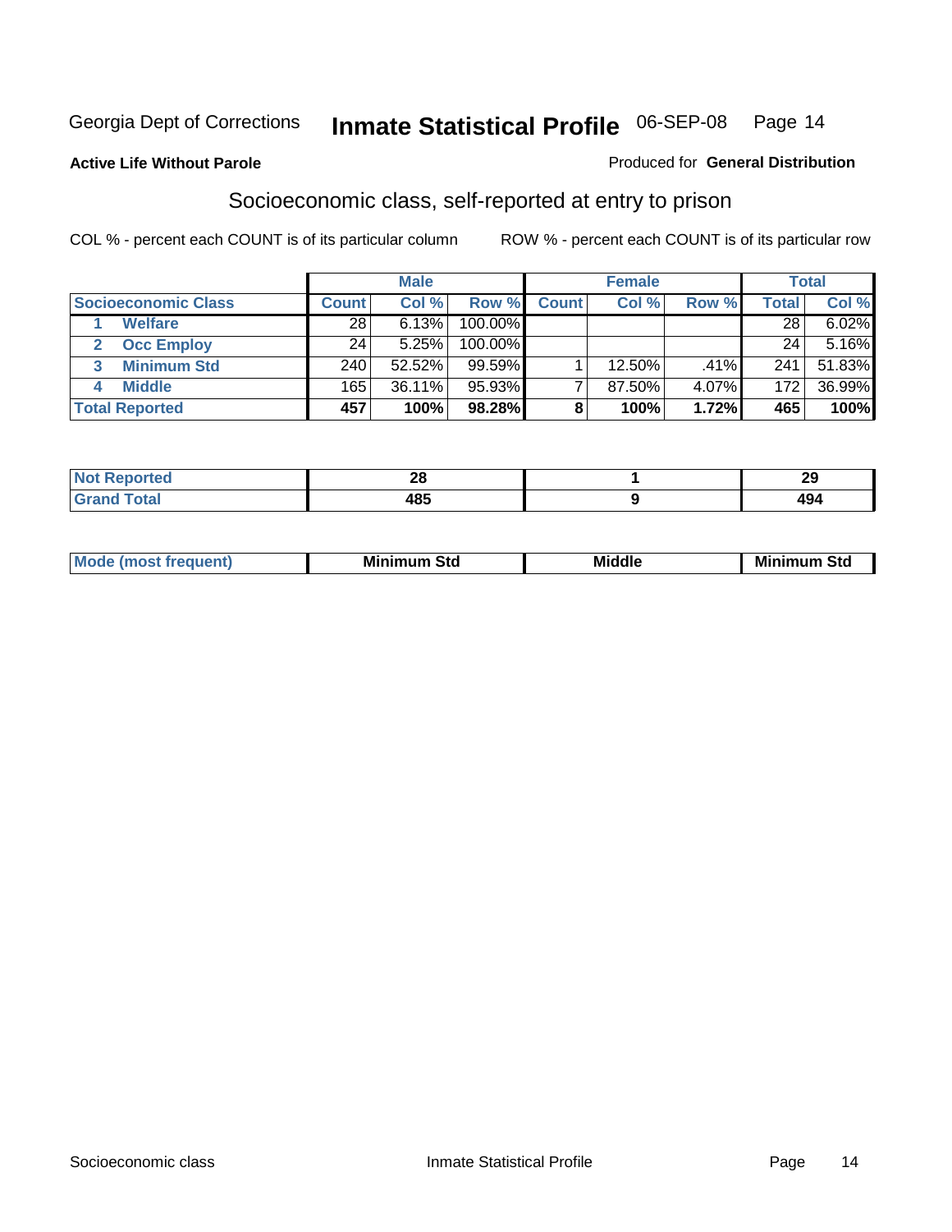Georgia Dept of Corrections **Inmate Statistical Profile** 06-SEP-08

**Active Life Without Parole**

Produced for **General Distribution**

## Socioeconomic class, self-reported at entry to prison

COL % - percent each COUNT is of its particular column

ROW % - percent each COUNT is of its particular row

| | Male | | | Female | | | Total | |
|---|---|---|---|---|---|---|---|---|
| **Socioeconomic Class** | **Count** | **Col %** | **Row %** | **Count** | **Col %** | **Row %** | **Total** | **Col %** |
| **1 Welfare** | 28 | 6.13% | 100.00% | | | | 28 | 6.02% |
| **2 Occ Employ** | 24 | 5.25% | 100.00% | | | | 24 | 5.16% |
| **3 Minimum Std** | 240 | 52.52% | 99.59% | 1 | 12.50% | .41% | 241 | 51.83% |
| **4 Middle** | 165 | 36.11% | 95.93% | 7 | 87.50% | 4.07% | 172 | 36.99% |
| **Total Reported** | **457** | **100%** | **98.28%** | **8** | **100%** | **1.72%** | **465** | **100%** |

| | Male | Female | Total |
|---|---|---|---|
| **Not Reported** | **28** | **1** | **29** |
| **Grand Total** | **485** | **9** | **494** |

| | Male | Female | Total |
|---|---|---|---|
| **Mode (most frequent)** | **Minimum Std** | **Middle** | **Minimum Std** |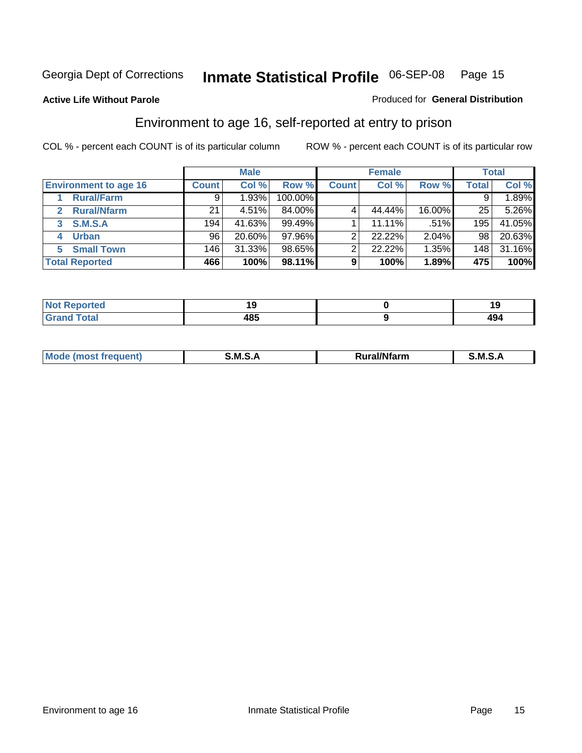Georgia Dept of Corrections **Inmate Statistical Profile** 06-SEP-08

**Active Life Without Parole**

Produced for **General Distribution**

## Environment to age 16, self-reported at entry to prison

COL % - percent each COUNT is of its particular column

ROW % - percent each COUNT is of its particular row

| | Male | | | Female | | | Total | |
|---|---|---|---|---|---|---|---|---|
| **Environment to age 16** | **Count** | **Col %** | **Row %** | **Count** | **Col %** | **Row %** | **Total** | **Col %** |
| 1 **Rural/Farm** | 9 | 1.93% | 100.00% | | | | 9 | 1.89% |
| 2 **Rural/Nfarm** | 21 | 4.51% | 84.00% | 4 | 44.44% | 16.00% | 25 | 5.26% |
| 3 **S.M.S.A** | 194 | 41.63% | 99.49% | 1 | 11.11% | .51% | 195 | 41.05% |
| 4 **Urban** | 96 | 20.60% | 97.96% | 2 | 22.22% | 2.04% | 98 | 20.63% |
| 5 **Small Town** | 146 | 31.33% | 98.65% | 2 | 22.22% | 1.35% | 148 | 31.16% |
| **Total Reported** | **466** | **100%** | **98.11%** | **9** | **100%** | **1.89%** | **475** | **100%** |

| | Male | Female | Total |
|---|---|---|---|
| **Not Reported** | **19** | **0** | **19** |
| **Grand Total** | **485** | **9** | **494** |

| | Male | Female | Total |
|---|---|---|---|
| **Mode (most frequent)** | **S.M.S.A** | **Rural/Nfarm** | **S.M.S.A** |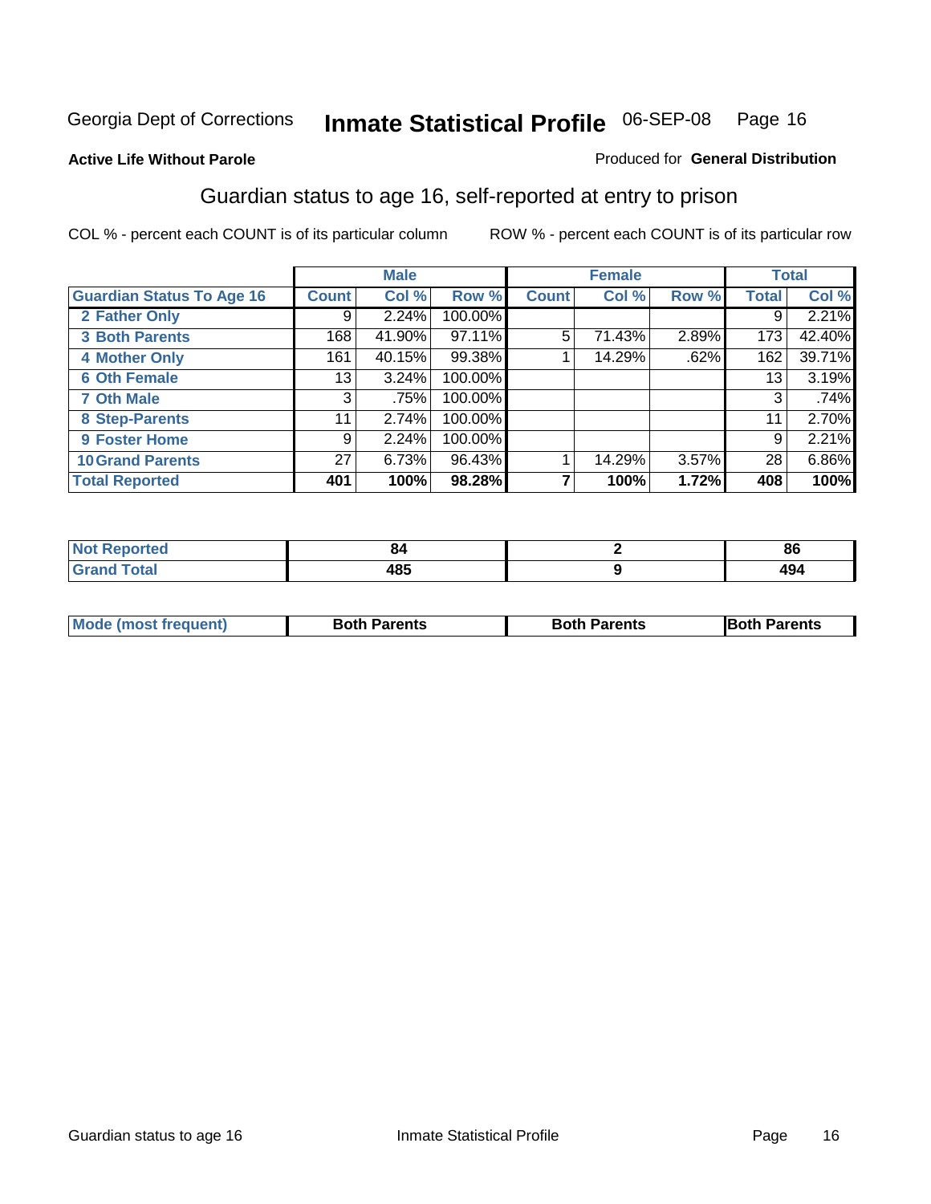Georgia Dept of Corrections **Inmate Statistical Profile** 06-SEP-08 Page 16

**Active Life Without Parole**

Produced for **General Distribution**

## Guardian status to age 16, self-reported at entry to prison

COL % - percent each COUNT is of its particular column ROW % - percent each COUNT is of its particular row

| | Male | | | Female | | | Total | |
|---|---|---|---|---|---|---|---|---|
| **Guardian Status To Age 16** | **Count** | **Col %** | **Row %** | **Count** | **Col %** | **Row %** | **Total** | **Col %** |
| 2 Father Only | 9 | 2.24% | 100.00% | | | | 9 | 2.21% |
| 3 Both Parents | 168 | 41.90% | 97.11% | 5 | 71.43% | 2.89% | 173 | 42.40% |
| 4 Mother Only | 161 | 40.15% | 99.38% | 1 | 14.29% | .62% | 162 | 39.71% |
| 6 Oth Female | 13 | 3.24% | 100.00% | | | | 13 | 3.19% |
| 7 Oth Male | 3 | .75% | 100.00% | | | | 3 | .74% |
| 8 Step-Parents | 11 | 2.74% | 100.00% | | | | 11 | 2.70% |
| 9 Foster Home | 9 | 2.24% | 100.00% | | | | 9 | 2.21% |
| 10 Grand Parents | 27 | 6.73% | 96.43% | 1 | 14.29% | 3.57% | 28 | 6.86% |
| **Total Reported** | **401** | **100%** | **98.28%** | **7** | **100%** | **1.72%** | **408** | **100%** |

| | Male | Female | Total |
|---|---|---|---|
| Not Reported | **84** | **2** | **86** |
| Grand Total | **485** | **9** | **494** |

| | Male | Female | Total |
|---|---|---|---|
| Mode (most frequent) | **Both Parents** | **Both Parents** | **Both Parents** |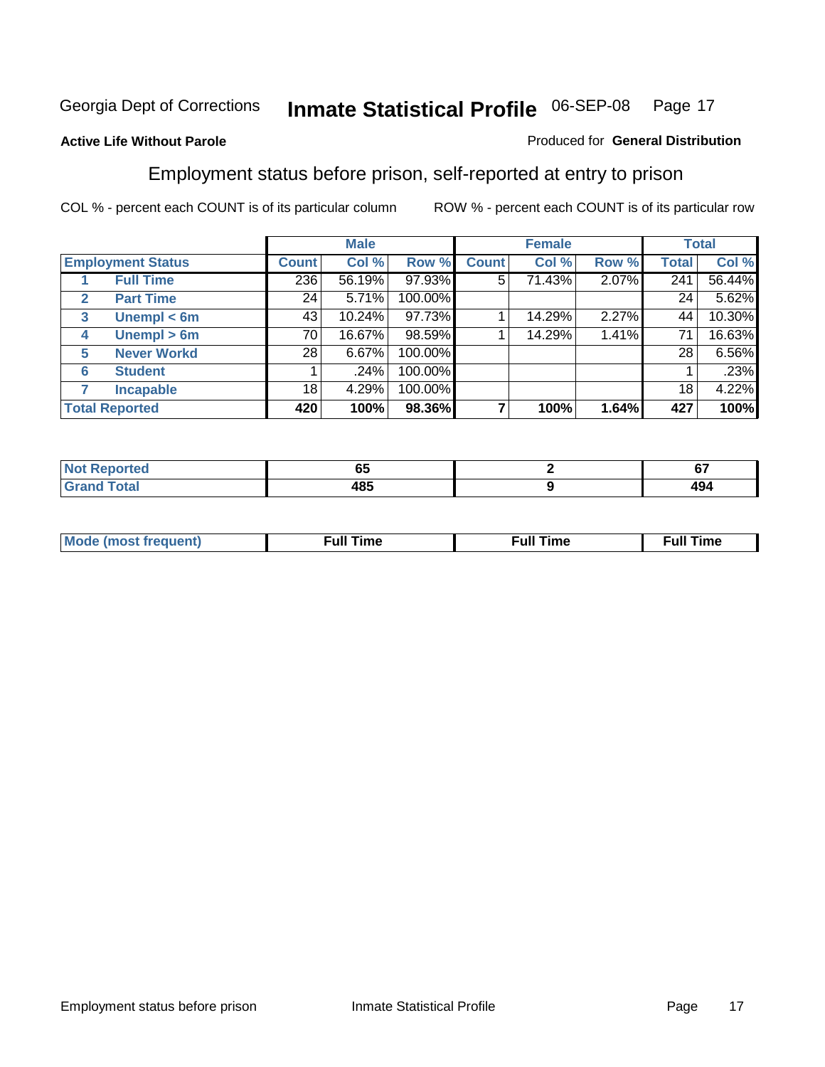Georgia Dept of Corrections **Inmate Statistical Profile** 06-SEP-08

**Active Life Without Parole**

Produced for **General Distribution**

## Employment status before prison, self-reported at entry to prison

COL % - percent each COUNT is of its particular column

ROW % - percent each COUNT is of its particular row

| Employment Status | | Male | | | Female | | | Total | |
|---|---|---|---|---|---|---|---|---|---|
| | | Count | Col % | Row % | Count | Col % | Row % | Total | Col % |
| 1 | Full Time | 236 | 56.19% | 97.93% | 5 | 71.43% | 2.07% | 241 | 56.44% |
| 2 | Part Time | 24 | 5.71% | 100.00% | | | | 24 | 5.62% |
| 3 | Unempl < 6m | 43 | 10.24% | 97.73% | 1 | 14.29% | 2.27% | 44 | 10.30% |
| 4 | Unempl > 6m | 70 | 16.67% | 98.59% | 1 | 14.29% | 1.41% | 71 | 16.63% |
| 5 | Never Workd | 28 | 6.67% | 100.00% | | | | 28 | 6.56% |
| 6 | Student | 1 | .24% | 100.00% | | | | 1 | .23% |
| 7 | Incapable | 18 | 4.29% | 100.00% | | | | 18 | 4.22% |
| **Total Reported** | | **420** | **100%** | **98.36%** | **7** | **100%** | **1.64%** | **427** | **100%** |

| | Male | Female | Total |
|---|---|---|---|
| Not Reported | 65 | 2 | 67 |
| Grand Total | 485 | 9 | 494 |

| | Male | Female | Total |
|---|---|---|---|
| Mode (most frequent) | Full Time | Full Time | Full Time |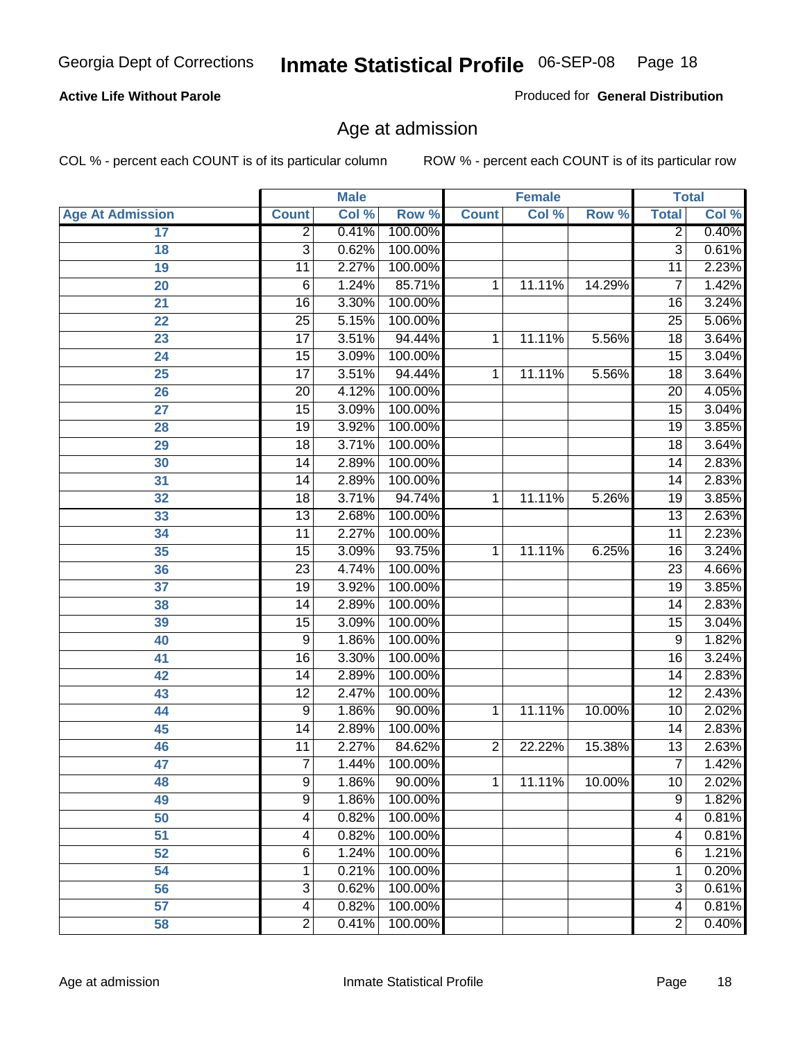**Active Life Without Parole**

Produced for **General Distribution**

## Age at admission

COL % - percent each COUNT is of its particular column

ROW % - percent each COUNT is of its particular row

| | Male | | | Female | | | Total | |
|---|---|---|---|---|---|---|---|---|
| Age At Admission | Count | Col % | Row % | Count | Col % | Row % | Total | Col % |
| 17 | 2 | 0.41% | 100.00% | | | | 2 | 0.40% |
| 18 | 3 | 0.62% | 100.00% | | | | 3 | 0.61% |
| 19 | 11 | 2.27% | 100.00% | | | | 11 | 2.23% |
| 20 | 6 | 1.24% | 85.71% | 1 | 11.11% | 14.29% | 7 | 1.42% |
| 21 | 16 | 3.30% | 100.00% | | | | 16 | 3.24% |
| 22 | 25 | 5.15% | 100.00% | | | | 25 | 5.06% |
| 23 | 17 | 3.51% | 94.44% | 1 | 11.11% | 5.56% | 18 | 3.64% |
| 24 | 15 | 3.09% | 100.00% | | | | 15 | 3.04% |
| 25 | 17 | 3.51% | 94.44% | 1 | 11.11% | 5.56% | 18 | 3.64% |
| 26 | 20 | 4.12% | 100.00% | | | | 20 | 4.05% |
| 27 | 15 | 3.09% | 100.00% | | | | 15 | 3.04% |
| 28 | 19 | 3.92% | 100.00% | | | | 19 | 3.85% |
| 29 | 18 | 3.71% | 100.00% | | | | 18 | 3.64% |
| 30 | 14 | 2.89% | 100.00% | | | | 14 | 2.83% |
| 31 | 14 | 2.89% | 100.00% | | | | 14 | 2.83% |
| 32 | 18 | 3.71% | 94.74% | 1 | 11.11% | 5.26% | 19 | 3.85% |
| 33 | 13 | 2.68% | 100.00% | | | | 13 | 2.63% |
| 34 | 11 | 2.27% | 100.00% | | | | 11 | 2.23% |
| 35 | 15 | 3.09% | 93.75% | 1 | 11.11% | 6.25% | 16 | 3.24% |
| 36 | 23 | 4.74% | 100.00% | | | | 23 | 4.66% |
| 37 | 19 | 3.92% | 100.00% | | | | 19 | 3.85% |
| 38 | 14 | 2.89% | 100.00% | | | | 14 | 2.83% |
| 39 | 15 | 3.09% | 100.00% | | | | 15 | 3.04% |
| 40 | 9 | 1.86% | 100.00% | | | | 9 | 1.82% |
| 41 | 16 | 3.30% | 100.00% | | | | 16 | 3.24% |
| 42 | 14 | 2.89% | 100.00% | | | | 14 | 2.83% |
| 43 | 12 | 2.47% | 100.00% | | | | 12 | 2.43% |
| 44 | 9 | 1.86% | 90.00% | 1 | 11.11% | 10.00% | 10 | 2.02% |
| 45 | 14 | 2.89% | 100.00% | | | | 14 | 2.83% |
| 46 | 11 | 2.27% | 84.62% | 2 | 22.22% | 15.38% | 13 | 2.63% |
| 47 | 7 | 1.44% | 100.00% | | | | 7 | 1.42% |
| 48 | 9 | 1.86% | 90.00% | 1 | 11.11% | 10.00% | 10 | 2.02% |
| 49 | 9 | 1.86% | 100.00% | | | | 9 | 1.82% |
| 50 | 4 | 0.82% | 100.00% | | | | 4 | 0.81% |
| 51 | 4 | 0.82% | 100.00% | | | | 4 | 0.81% |
| 52 | 6 | 1.24% | 100.00% | | | | 6 | 1.21% |
| 54 | 1 | 0.21% | 100.00% | | | | 1 | 0.20% |
| 56 | 3 | 0.62% | 100.00% | | | | 3 | 0.61% |
| 57 | 4 | 0.82% | 100.00% | | | | 4 | 0.81% |
| 58 | 2 | 0.41% | 100.00% | | | | 2 | 0.40% |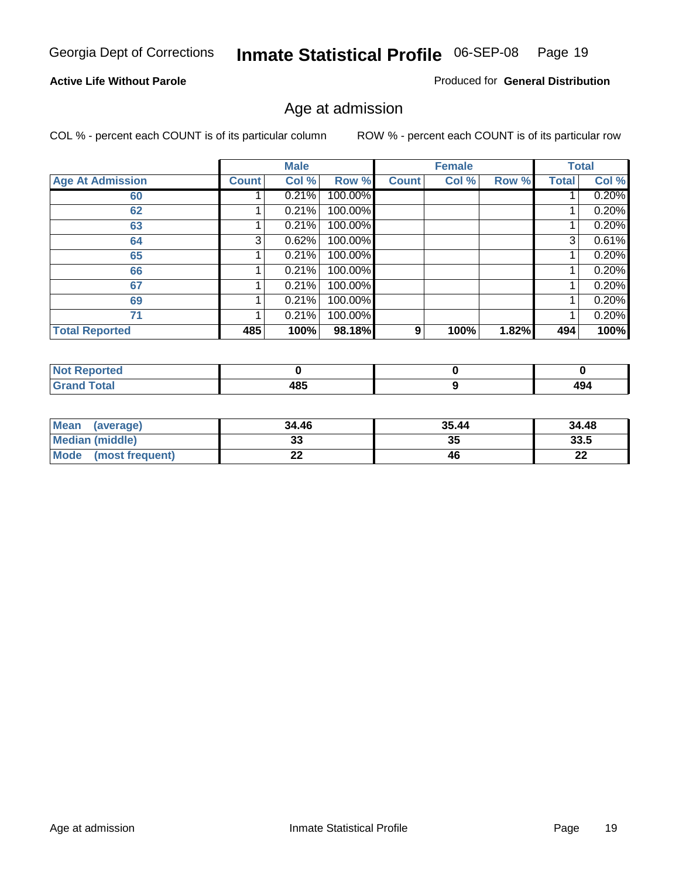Georgia Dept of Corrections **Inmate Statistical Profile** 06-SEP-08

**Active Life Without Parole**

Produced for **General Distribution**

## Age at admission

COL % - percent each COUNT is of its particular column    ROW % - percent each COUNT is of its particular row

| | Male | | | Female | | | Total | |
|---|---|---|---|---|---|---|---|---|
| **Age At Admission** | **Count** | **Col %** | **Row %** | **Count** | **Col %** | **Row %** | **Total** | **Col %** |
| 60 | 1 | 0.21% | 100.00% | | | | 1 | 0.20% |
| 62 | 1 | 0.21% | 100.00% | | | | 1 | 0.20% |
| 63 | 1 | 0.21% | 100.00% | | | | 1 | 0.20% |
| 64 | 3 | 0.62% | 100.00% | | | | 3 | 0.61% |
| 65 | 1 | 0.21% | 100.00% | | | | 1 | 0.20% |
| 66 | 1 | 0.21% | 100.00% | | | | 1 | 0.20% |
| 67 | 1 | 0.21% | 100.00% | | | | 1 | 0.20% |
| 69 | 1 | 0.21% | 100.00% | | | | 1 | 0.20% |
| 71 | 1 | 0.21% | 100.00% | | | | 1 | 0.20% |
| **Total Reported** | **485** | **100%** | **98.18%** | **9** | **100%** | **1.82%** | **494** | **100%** |

| | Male | Female | Total |
|---|---|---|---|
| **Not Reported** | **0** | **0** | **0** |
| **Grand Total** | **485** | **9** | **494** |

| | Male | Female | Total |
|---|---|---|---|
| **Mean (average)** | **34.46** | **35.44** | **34.48** |
| **Median (middle)** | **33** | **35** | **33.5** |
| **Mode (most frequent)** | **22** | **46** | **22** |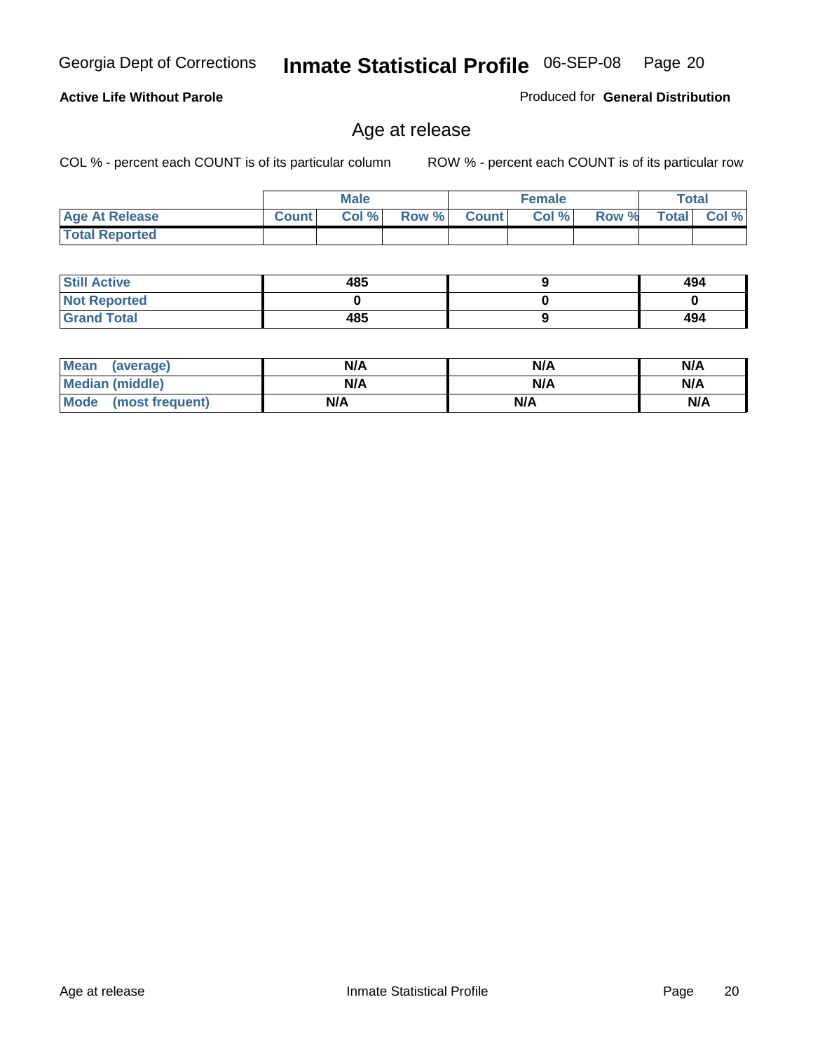Georgia Dept of Corrections **Inmate Statistical Profile** 06-SEP-08

**Active Life Without Parole**

Produced for **General Distribution**

## Age at release

COL % - percent each COUNT is of its particular column  ROW % - percent each COUNT is of its particular row

| Age At Release | Male Count | Male Col % | Male Row % | Female Count | Female Col % | Female Row % | Total | Total Col % |
|---|---|---|---|---|---|---|---|---|
| Total Reported | | | | | | | | |
| Still Active | 485 | | | 9 | | | 494 | |
| Not Reported | 0 | | | 0 | | | 0 | |
| Grand Total | 485 | | | 9 | | | 494 | |

| | Male | Female | Total |
|---|---|---|---|
| Mean (average) | N/A | N/A | N/A |
| Median (middle) | N/A | N/A | N/A |
| Mode (most frequent) | N/A | N/A | N/A |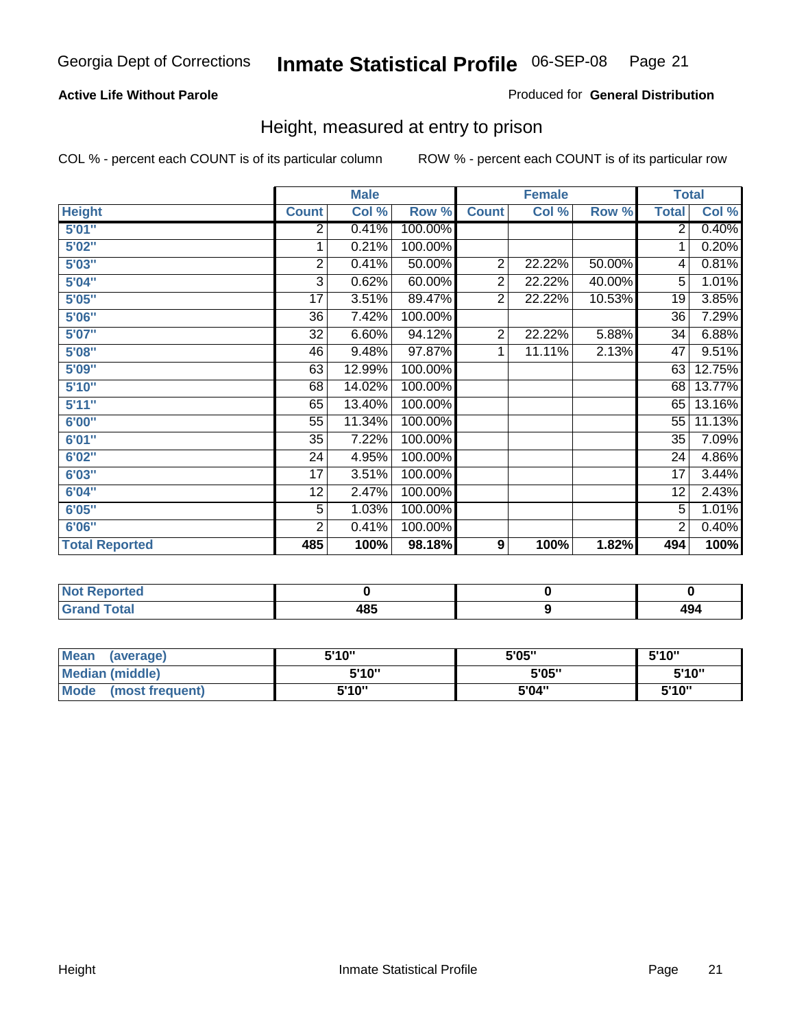Georgia Dept of Corrections **Inmate Statistical Profile** 06-SEP-08

**Active Life Without Parole**

Produced for **General Distribution**

## Height, measured at entry to prison

COL % - percent each COUNT is of its particular column    ROW % - percent each COUNT is of its particular row

| | Male | | | Female | | | Total | |
|---|---|---|---|---|---|---|---|---|
| **Height** | **Count** | **Col %** | **Row %** | **Count** | **Col %** | **Row %** | **Total** | **Col %** |
| **5'01"** | 2 | 0.41% | 100.00% | | | | 2 | 0.40% |
| **5'02"** | 1 | 0.21% | 100.00% | | | | 1 | 0.20% |
| **5'03"** | 2 | 0.41% | 50.00% | 2 | 22.22% | 50.00% | 4 | 0.81% |
| **5'04"** | 3 | 0.62% | 60.00% | 2 | 22.22% | 40.00% | 5 | 1.01% |
| **5'05"** | 17 | 3.51% | 89.47% | 2 | 22.22% | 10.53% | 19 | 3.85% |
| **5'06"** | 36 | 7.42% | 100.00% | | | | 36 | 7.29% |
| **5'07"** | 32 | 6.60% | 94.12% | 2 | 22.22% | 5.88% | 34 | 6.88% |
| **5'08"** | 46 | 9.48% | 97.87% | 1 | 11.11% | 2.13% | 47 | 9.51% |
| **5'09"** | 63 | 12.99% | 100.00% | | | | 63 | 12.75% |
| **5'10"** | 68 | 14.02% | 100.00% | | | | 68 | 13.77% |
| **5'11"** | 65 | 13.40% | 100.00% | | | | 65 | 13.16% |
| **6'00"** | 55 | 11.34% | 100.00% | | | | 55 | 11.13% |
| **6'01"** | 35 | 7.22% | 100.00% | | | | 35 | 7.09% |
| **6'02"** | 24 | 4.95% | 100.00% | | | | 24 | 4.86% |
| **6'03"** | 17 | 3.51% | 100.00% | | | | 17 | 3.44% |
| **6'04"** | 12 | 2.47% | 100.00% | | | | 12 | 2.43% |
| **6'05"** | 5 | 1.03% | 100.00% | | | | 5 | 1.01% |
| **6'06"** | 2 | 0.41% | 100.00% | | | | 2 | 0.40% |
| **Total Reported** | **485** | **100%** | **98.18%** | **9** | **100%** | **1.82%** | **494** | **100%** |

| | Male | Female | Total |
|---|---|---|---|
| **Not Reported** | **0** | **0** | **0** |
| **Grand Total** | **485** | **9** | **494** |

| | Male | Female | Total |
|---|---|---|---|
| **Mean (average)** | **5'10"** | **5'05"** | **5'10"** |
| **Median (middle)** | **5'10"** | **5'05"** | **5'10"** |
| **Mode (most frequent)** | **5'10"** | **5'04"** | **5'10"** |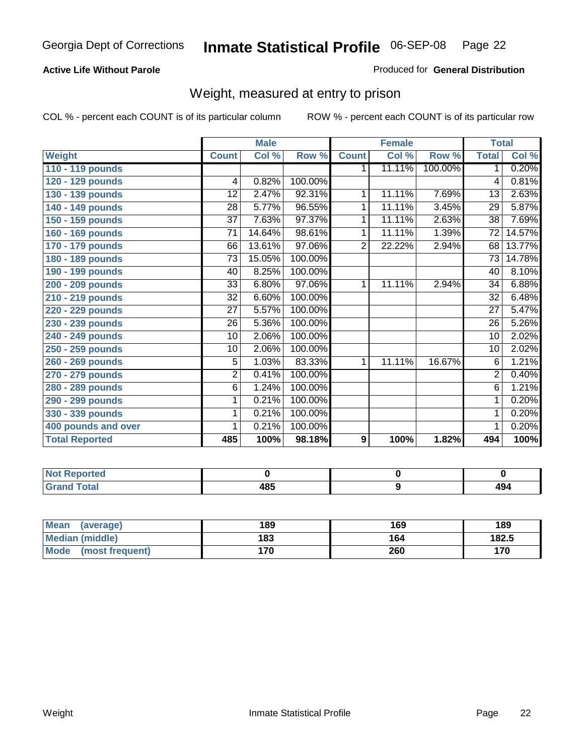Georgia Dept of Corrections **Inmate Statistical Profile** 06-SEP-08

**Active Life Without Parole**

Produced for **General Distribution**

## Weight, measured at entry to prison

COL % - percent each COUNT is of its particular column

ROW % - percent each COUNT is of its particular row

| Weight | Male | | | Female | | | Total | |
|---|---|---|---|---|---|---|---|---|
| | Count | Col % | Row % | Count | Col % | Row % | Total | Col % |
| 110 - 119 pounds | | | | 1 | 11.11% | 100.00% | 1 | 0.20% |
| 120 - 129 pounds | 4 | 0.82% | 100.00% | | | | 4 | 0.81% |
| 130 - 139 pounds | 12 | 2.47% | 92.31% | 1 | 11.11% | 7.69% | 13 | 2.63% |
| 140 - 149 pounds | 28 | 5.77% | 96.55% | 1 | 11.11% | 3.45% | 29 | 5.87% |
| 150 - 159 pounds | 37 | 7.63% | 97.37% | 1 | 11.11% | 2.63% | 38 | 7.69% |
| 160 - 169 pounds | 71 | 14.64% | 98.61% | 1 | 11.11% | 1.39% | 72 | 14.57% |
| 170 - 179 pounds | 66 | 13.61% | 97.06% | 2 | 22.22% | 2.94% | 68 | 13.77% |
| 180 - 189 pounds | 73 | 15.05% | 100.00% | | | | 73 | 14.78% |
| 190 - 199 pounds | 40 | 8.25% | 100.00% | | | | 40 | 8.10% |
| 200 - 209 pounds | 33 | 6.80% | 97.06% | 1 | 11.11% | 2.94% | 34 | 6.88% |
| 210 - 219 pounds | 32 | 6.60% | 100.00% | | | | 32 | 6.48% |
| 220 - 229 pounds | 27 | 5.57% | 100.00% | | | | 27 | 5.47% |
| 230 - 239 pounds | 26 | 5.36% | 100.00% | | | | 26 | 5.26% |
| 240 - 249 pounds | 10 | 2.06% | 100.00% | | | | 10 | 2.02% |
| 250 - 259 pounds | 10 | 2.06% | 100.00% | | | | 10 | 2.02% |
| 260 - 269 pounds | 5 | 1.03% | 83.33% | 1 | 11.11% | 16.67% | 6 | 1.21% |
| 270 - 279 pounds | 2 | 0.41% | 100.00% | | | | 2 | 0.40% |
| 280 - 289 pounds | 6 | 1.24% | 100.00% | | | | 6 | 1.21% |
| 290 - 299 pounds | 1 | 0.21% | 100.00% | | | | 1 | 0.20% |
| 330 - 339 pounds | 1 | 0.21% | 100.00% | | | | 1 | 0.20% |
| 400 pounds and over | 1 | 0.21% | 100.00% | | | | 1 | 0.20% |
| **Total Reported** | **485** | **100%** | **98.18%** | **9** | **100%** | **1.82%** | **494** | **100%** |

| | Male | Female | Total |
|---|---|---|---|
| Not Reported | 0 | 0 | 0 |
| Grand Total | 485 | 9 | 494 |

| | Male | Female | Total |
|---|---|---|---|
| Mean (average) | 189 | 169 | 189 |
| Median (middle) | 183 | 164 | 182.5 |
| Mode (most frequent) | 170 | 260 | 170 |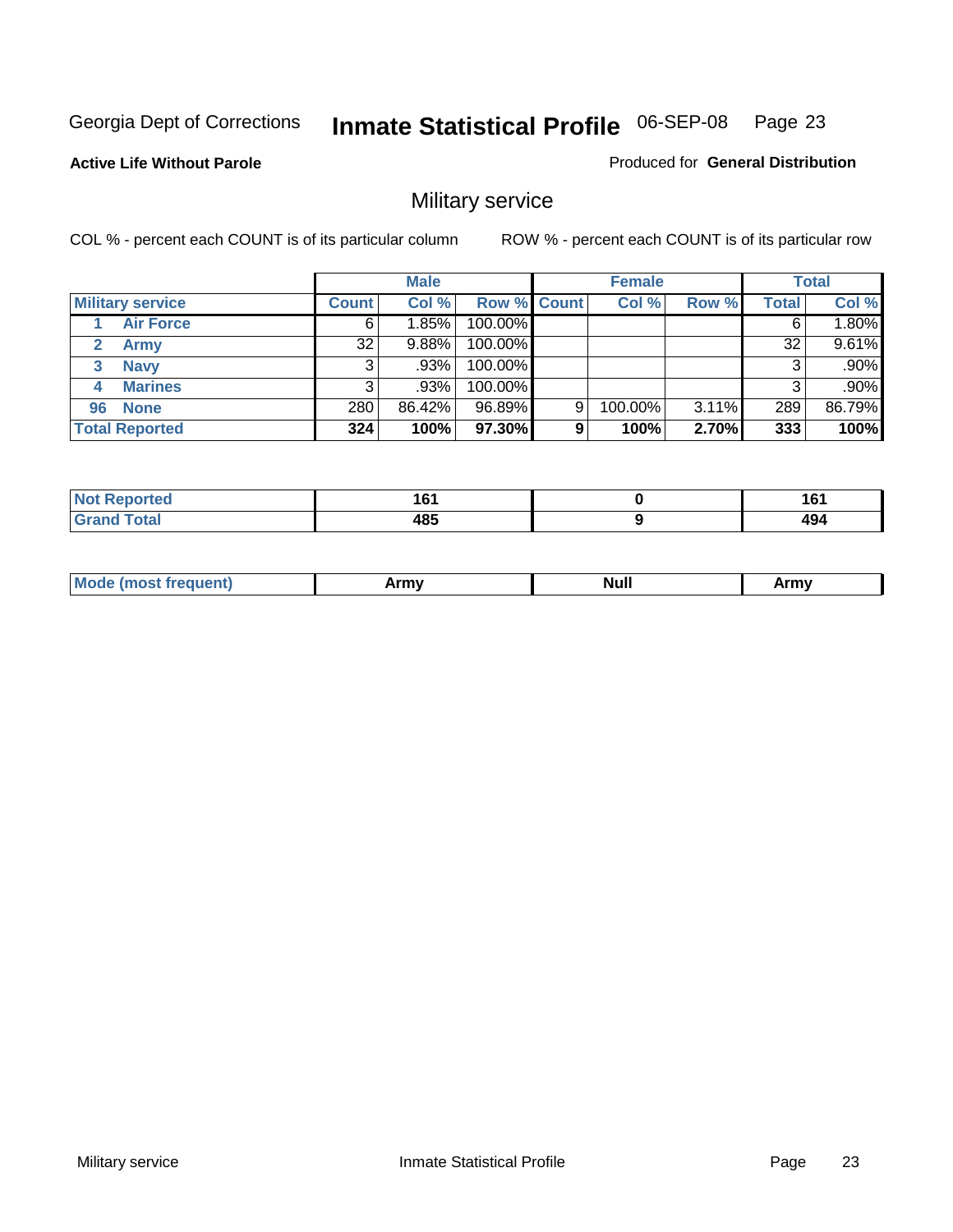Georgia Dept of Corrections **Inmate Statistical Profile** 06-SEP-08

**Active Life Without Parole**

Produced for **General Distribution**

## Military service

COL % - percent each COUNT is of its particular column

ROW % - percent each COUNT is of its particular row

| | Male | | | Female | | | Total | |
|---|---|---|---|---|---|---|---|---|
| **Military service** | **Count** | **Col %** | **Row %** | **Count** | **Col %** | **Row %** | **Total** | **Col %** |
| 1 Air Force | 6 | 1.85% | 100.00% | | | | 6 | 1.80% |
| 2 Army | 32 | 9.88% | 100.00% | | | | 32 | 9.61% |
| 3 Navy | 3 | .93% | 100.00% | | | | 3 | .90% |
| 4 Marines | 3 | .93% | 100.00% | | | | 3 | .90% |
| 96 None | 280 | 86.42% | 96.89% | 9 | 100.00% | 3.11% | 289 | 86.79% |
| **Total Reported** | **324** | **100%** | **97.30%** | **9** | **100%** | **2.70%** | **333** | **100%** |

| | Male | Female | Total |
|---|---|---|---|
| Not Reported | 161 | 0 | 161 |
| Grand Total | 485 | 9 | 494 |

| | Male | Female | Total |
|---|---|---|---|
| Mode (most frequent) | Army | Null | Army |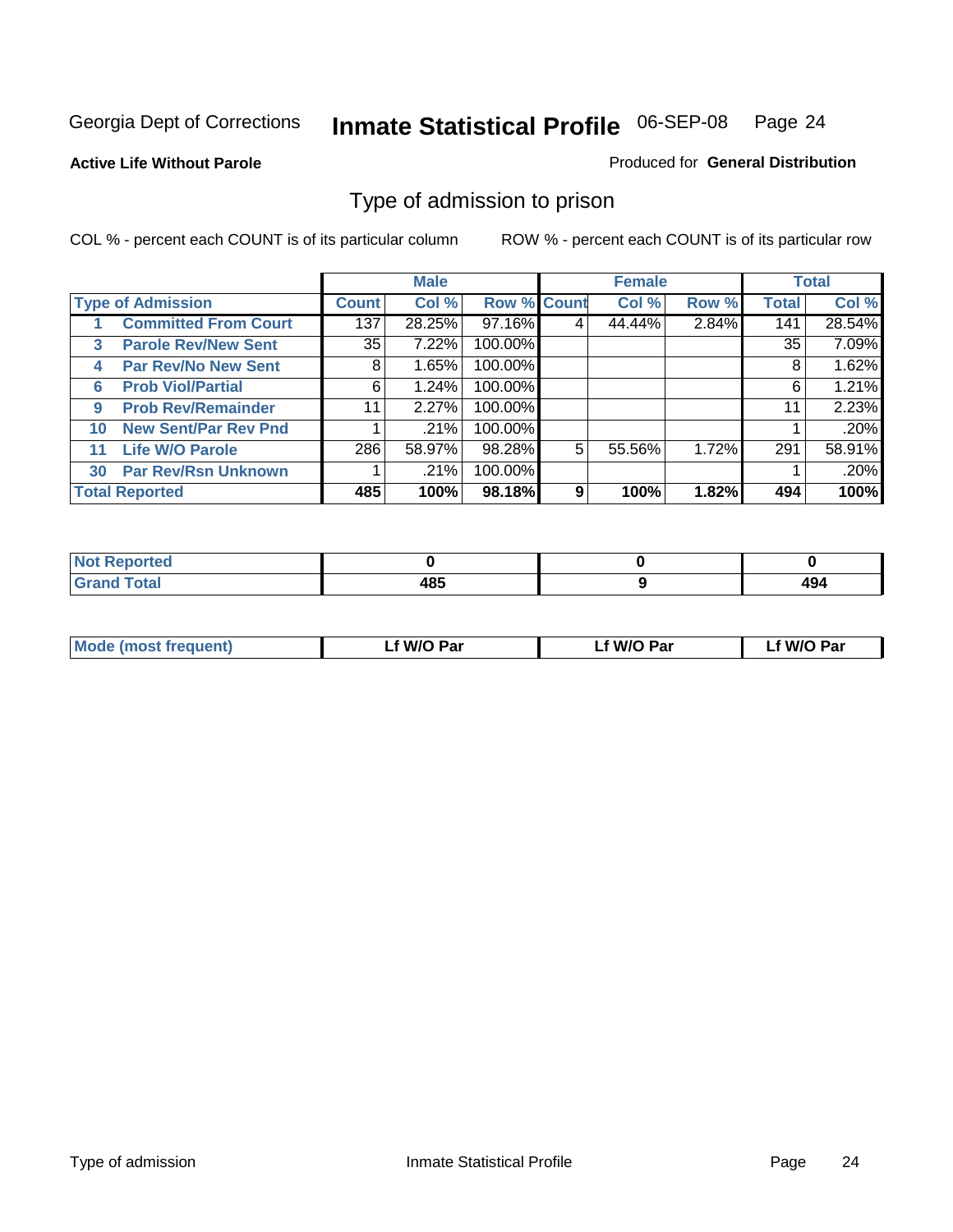Georgia Dept of Corrections **Inmate Statistical Profile** 06-SEP-08

**Active Life Without Parole**

Produced for **General Distribution**

## Type of admission to prison

COL % - percent each COUNT is of its particular column

ROW % - percent each COUNT is of its particular row

| Type of Admission | | Male | | | Female | | | Total | |
|---|---|---|---|---|---|---|---|---|---|
| | | Count | Col % | Row % | Count | Col % | Row % | Total | Col % |
| 1 | Committed From Court | 137 | 28.25% | 97.16% | 4 | 44.44% | 2.84% | 141 | 28.54% |
| 3 | Parole Rev/New Sent | 35 | 7.22% | 100.00% | | | | 35 | 7.09% |
| 4 | Par Rev/No New Sent | 8 | 1.65% | 100.00% | | | | 8 | 1.62% |
| 6 | Prob Viol/Partial | 6 | 1.24% | 100.00% | | | | 6 | 1.21% |
| 9 | Prob Rev/Remainder | 11 | 2.27% | 100.00% | | | | 11 | 2.23% |
| 10 | New Sent/Par Rev Pnd | 1 | .21% | 100.00% | | | | 1 | .20% |
| 11 | Life W/O Parole | 286 | 58.97% | 98.28% | 5 | 55.56% | 1.72% | 291 | 58.91% |
| 30 | Par Rev/Rsn Unknown | 1 | .21% | 100.00% | | | | 1 | .20% |
| **Total Reported** | | **485** | **100%** | **98.18%** | **9** | **100%** | **1.82%** | **494** | **100%** |

| | Male | Female | Total |
|---|---|---|---|
| Not Reported | 0 | 0 | 0 |
| Grand Total | 485 | 9 | 494 |

| | Male | Female | Total |
|---|---|---|---|
| Mode (most frequent) | Lf W/O Par | Lf W/O Par | Lf W/O Par |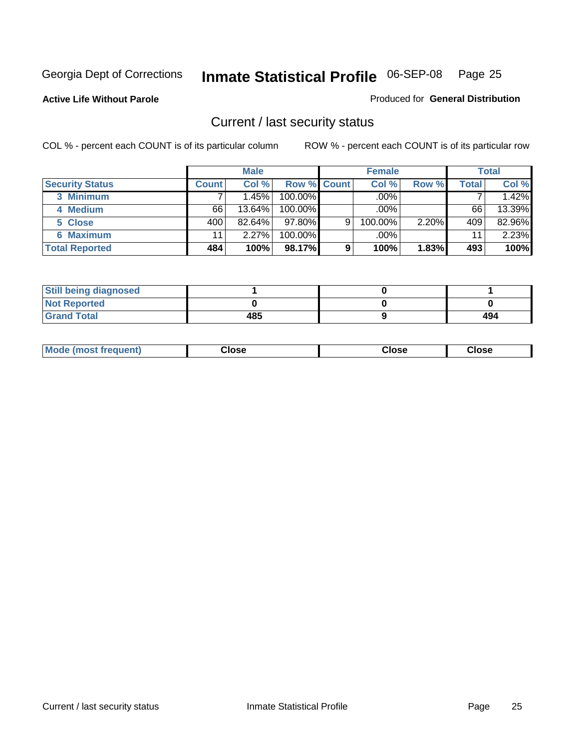Georgia Dept of Corrections **Inmate Statistical Profile** 06-SEP-08

**Active Life Without Parole**

Produced for **General Distribution**

## Current / last security status

COL % - percent each COUNT is of its particular column

ROW % - percent each COUNT is of its particular row

| | Male | | | Female | | | Total | |
|---|---|---|---|---|---|---|---|---|
| **Security Status** | **Count** | **Col %** | **Row %** | **Count** | **Col %** | **Row %** | **Total** | **Col %** |
| 3 Minimum | 7 | 1.45% | 100.00% | | .00% | | 7 | 1.42% |
| 4 Medium | 66 | 13.64% | 100.00% | | .00% | | 66 | 13.39% |
| 5 Close | 400 | 82.64% | 97.80% | 9 | 100.00% | 2.20% | 409 | 82.96% |
| 6 Maximum | 11 | 2.27% | 100.00% | | .00% | | 11 | 2.23% |
| **Total Reported** | **484** | **100%** | **98.17%** | **9** | **100%** | **1.83%** | **493** | **100%** |

| | Male | Female | Total |
|---|---|---|---|
| Still being diagnosed | 1 | 0 | 1 |
| Not Reported | 0 | 0 | 0 |
| Grand Total | 485 | 9 | 494 |

| | Male | Female | Total |
|---|---|---|---|
| Mode (most frequent) | Close | Close | Close |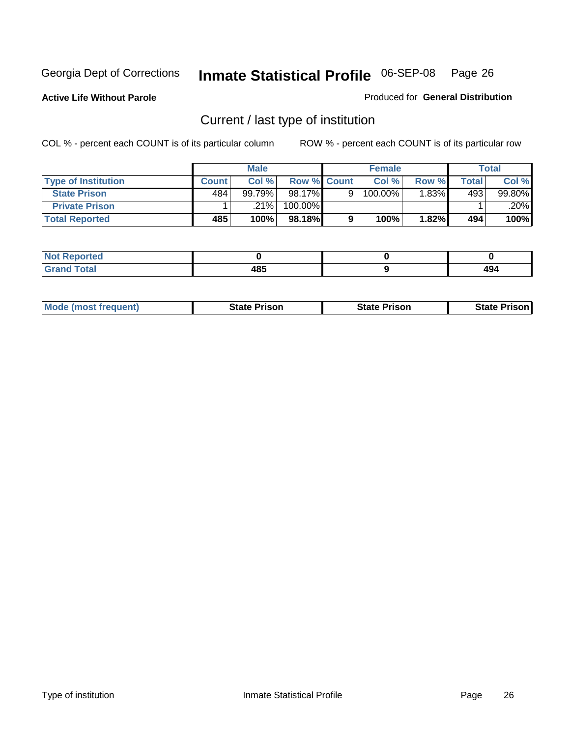Georgia Dept of Corrections **Inmate Statistical Profile** 06-SEP-08

**Active Life Without Parole**

Produced for **General Distribution**

## Current / last type of institution

COL % - percent each COUNT is of its particular column

ROW % - percent each COUNT is of its particular row

| | Male | | | Female | | | Total | |
|---|---|---|---|---|---|---|---|---|
| **Type of Institution** | **Count** | **Col %** | **Row %** | **Count** | **Col %** | **Row %** | **Total** | **Col %** |
| **State Prison** | 484 | 99.79% | 98.17% | 9 | 100.00% | 1.83% | 493 | 99.80% |
| **Private Prison** | 1 | .21% | 100.00% | | | | 1 | .20% |
| **Total Reported** | **485** | **100%** | **98.18%** | **9** | **100%** | **1.82%** | **494** | **100%** |

| | Male | Female | Total |
|---|---|---|---|
| **Not Reported** | **0** | **0** | **0** |
| **Grand Total** | **485** | **9** | **494** |

| | Male | Female | Total |
|---|---|---|---|
| **Mode (most frequent)** | **State Prison** | **State Prison** | **State Prison** |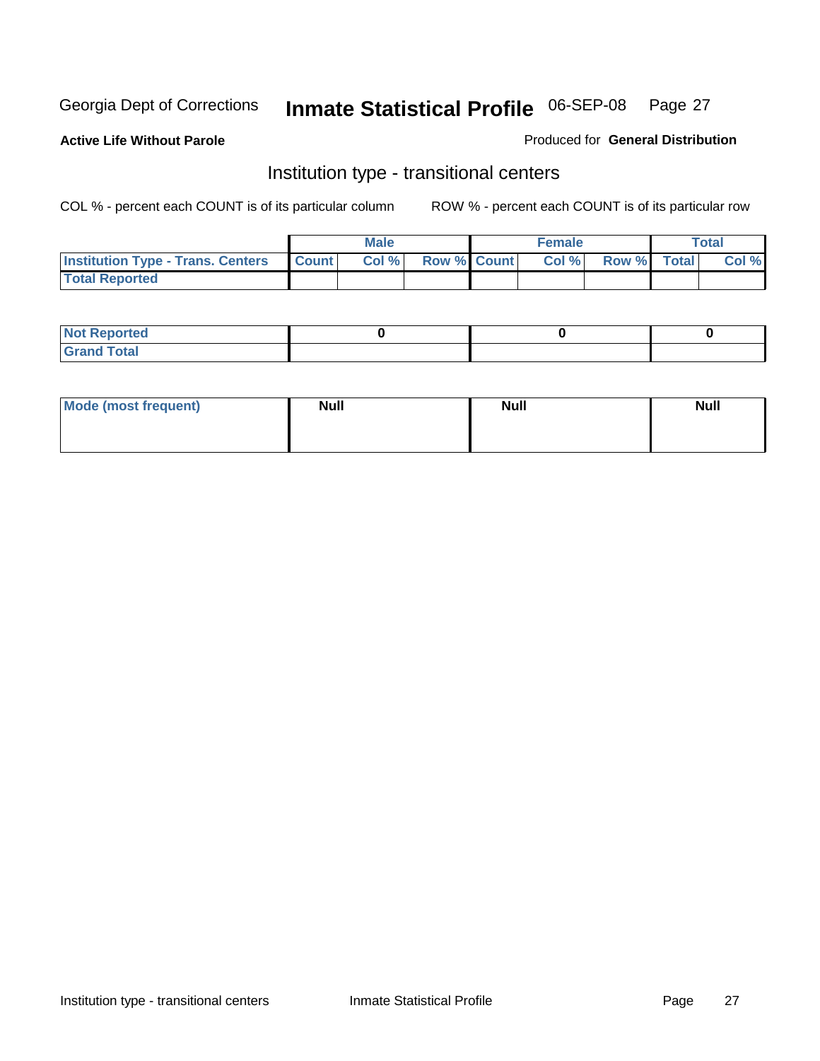Georgia Dept of Corrections **Inmate Statistical Profile** 06-SEP-08

**Active Life Without Parole**

Produced for **General Distribution**

## Institution type - transitional centers

COL % - percent each COUNT is of its particular column

ROW % - percent each COUNT is of its particular row

| | Male | | | Female | | | Total | |
|---|---|---|---|---|---|---|---|---|
| **Institution Type - Trans. Centers** | **Count** | **Col %** | **Row %** | **Count** | **Col %** | **Row %** | **Total** | **Col %** |
| **Total Reported** | | | | | | | | |

| | Male | Female | Total |
|---|---|---|---|
| **Not Reported** | 0 | 0 | 0 |
| **Grand Total** | | | |

| | Male | Female | Total |
|---|---|---|---|
| **Mode (most frequent)** | **Null** | **Null** | **Null** |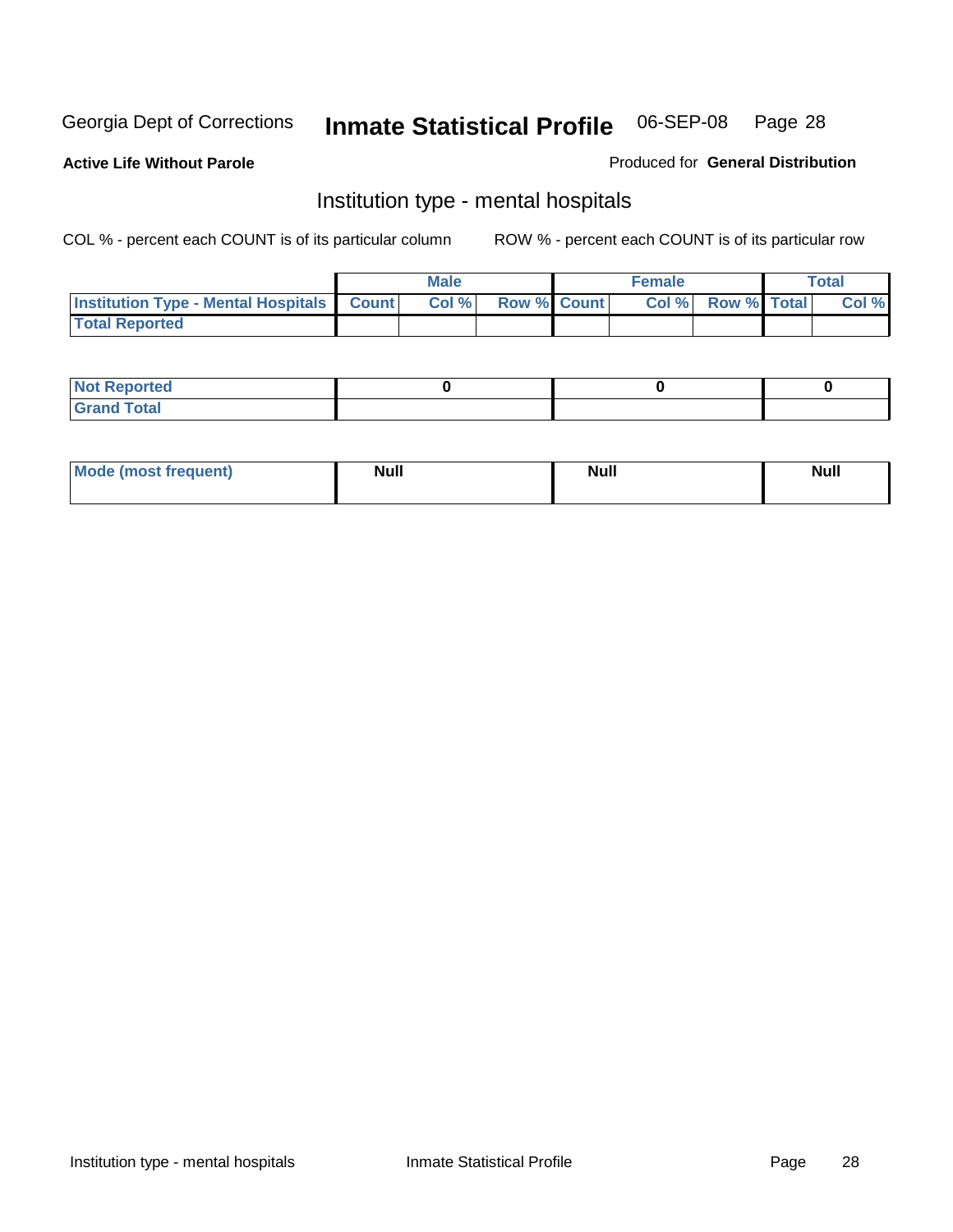Georgia Dept of Corrections **Inmate Statistical Profile** 06-SEP-08

**Active Life Without Parole**

Produced for **General Distribution**

## Institution type - mental hospitals

COL % - percent each COUNT is of its particular column

ROW % - percent each COUNT is of its particular row

| | Male | | | Female | | | Total | |
|---|---|---|---|---|---|---|---|---|
| **Institution Type - Mental Hospitals** | **Count** | **Col %** | **Row %** | **Count** | **Col %** | **Row %** | **Total** | **Col %** |
| **Total Reported** | | | | | | | | |

| | Male | Female | Total |
|---|---|---|---|
| **Not Reported** | **0** | **0** | **0** |
| **Grand Total** | | | |

| | Male | Female | Total |
|---|---|---|---|
| **Mode (most frequent)** | **Null** | **Null** | **Null** |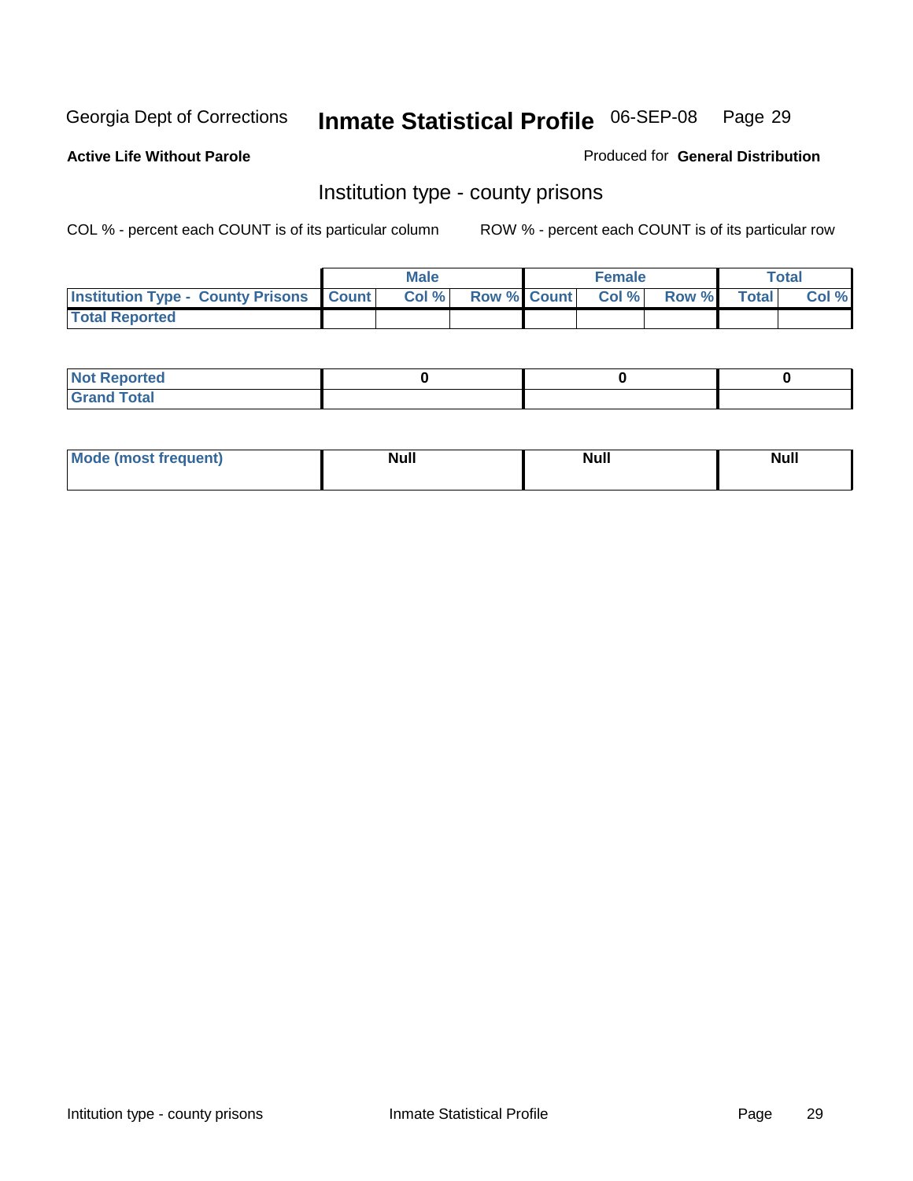Georgia Dept of Corrections **Inmate Statistical Profile** 06-SEP-08

**Active Life Without Parole**

Produced for **General Distribution**

## Institution type - county prisons

COL % - percent each COUNT is of its particular column

ROW % - percent each COUNT is of its particular row

| | Male | | | Female | | | Total | |
|---|---|---|---|---|---|---|---|---|
| **Institution Type - County Prisons** | **Count** | **Col %** | **Row %** | **Count** | **Col %** | **Row %** | **Total** | **Col %** |
| **Total Reported** | | | | | | | | |

| | Male | Female | Total |
|---|---|---|---|
| **Not Reported** | **0** | **0** | **0** |
| **Grand Total** | | | |

| | Male | Female | Total |
|---|---|---|---|
| **Mode (most frequent)** | **Null** | **Null** | **Null** |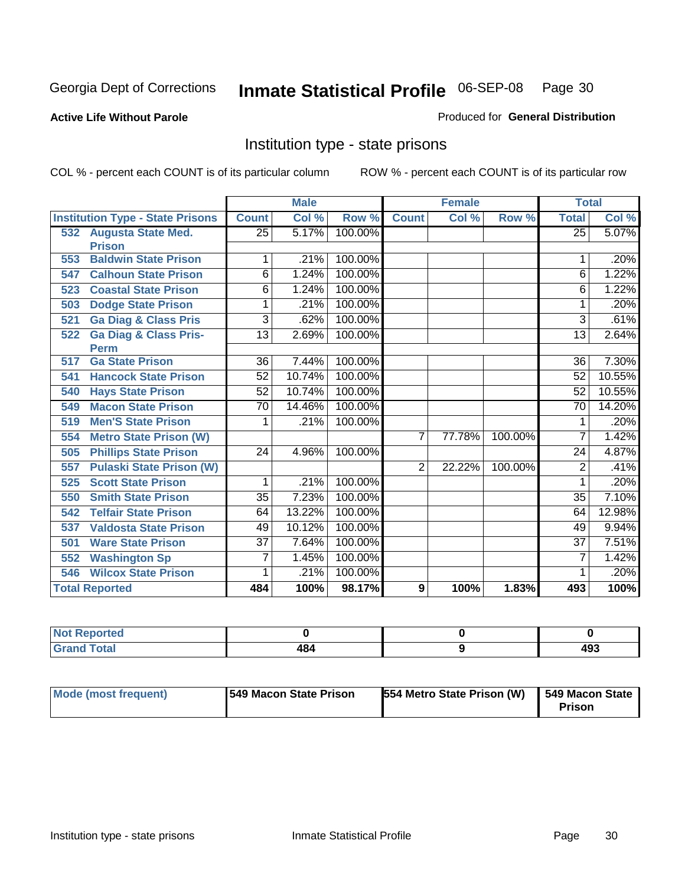Georgia Dept of Corrections **Inmate Statistical Profile** 06-SEP-08

**Active Life Without Parole**

Produced for **General Distribution**

## Institution type - state prisons

COL % - percent each COUNT is of its particular column

ROW % - percent each COUNT is of its particular row

| Institution Type - State Prisons | Male | | | Female | | | Total | |
|---|---|---|---|---|---|---|---|---|
| | Count | Col % | Row % | Count | Col % | Row % | Total | Col % |
| 532 Augusta State Med. Prison | 25 | 5.17% | 100.00% | | | | 25 | 5.07% |
| 553 Baldwin State Prison | 1 | .21% | 100.00% | | | | 1 | .20% |
| 547 Calhoun State Prison | 6 | 1.24% | 100.00% | | | | 6 | 1.22% |
| 523 Coastal State Prison | 6 | 1.24% | 100.00% | | | | 6 | 1.22% |
| 503 Dodge State Prison | 1 | .21% | 100.00% | | | | 1 | .20% |
| 521 Ga Diag & Class Pris | 3 | .62% | 100.00% | | | | 3 | .61% |
| 522 Ga Diag & Class Pris-Perm | 13 | 2.69% | 100.00% | | | | 13 | 2.64% |
| 517 Ga State Prison | 36 | 7.44% | 100.00% | | | | 36 | 7.30% |
| 541 Hancock State Prison | 52 | 10.74% | 100.00% | | | | 52 | 10.55% |
| 540 Hays State Prison | 52 | 10.74% | 100.00% | | | | 52 | 10.55% |
| 549 Macon State Prison | 70 | 14.46% | 100.00% | | | | 70 | 14.20% |
| 519 Men'S State Prison | 1 | .21% | 100.00% | | | | 1 | .20% |
| 554 Metro State Prison (W) | | | | 7 | 77.78% | 100.00% | 7 | 1.42% |
| 505 Phillips State Prison | 24 | 4.96% | 100.00% | | | | 24 | 4.87% |
| 557 Pulaski State Prison (W) | | | | 2 | 22.22% | 100.00% | 2 | .41% |
| 525 Scott State Prison | 1 | .21% | 100.00% | | | | 1 | .20% |
| 550 Smith State Prison | 35 | 7.23% | 100.00% | | | | 35 | 7.10% |
| 542 Telfair State Prison | 64 | 13.22% | 100.00% | | | | 64 | 12.98% |
| 537 Valdosta State Prison | 49 | 10.12% | 100.00% | | | | 49 | 9.94% |
| 501 Ware State Prison | 37 | 7.64% | 100.00% | | | | 37 | 7.51% |
| 552 Washington Sp | 7 | 1.45% | 100.00% | | | | 7 | 1.42% |
| 546 Wilcox State Prison | 1 | .21% | 100.00% | | | | 1 | .20% |
| **Total Reported** | **484** | **100%** | **98.17%** | **9** | **100%** | **1.83%** | **493** | **100%** |

| | Male | Female | Total |
|---|---|---|---|
| Not Reported | 0 | 0 | 0 |
| Grand Total | 484 | 9 | 493 |

| | Male | Female | Total |
|---|---|---|---|
| Mode (most frequent) | 549 Macon State Prison | 554 Metro State Prison (W) | 549 Macon State Prison |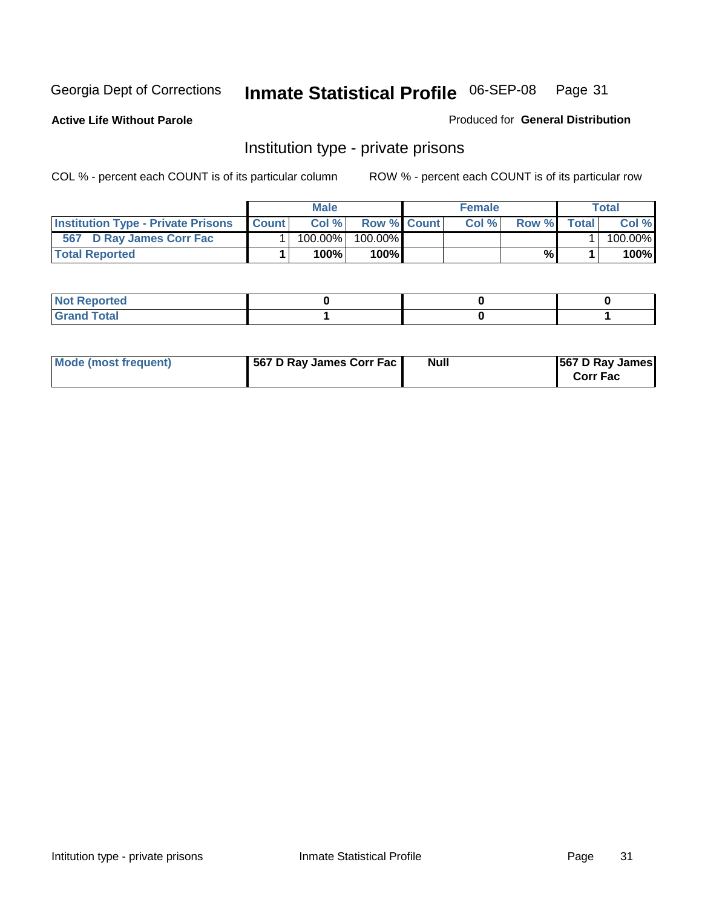Georgia Dept of Corrections **Inmate Statistical Profile** 06-SEP-08

**Active Life Without Parole**

Produced for **General Distribution**

## Institution type - private prisons

COL % - percent each COUNT is of its particular column

ROW % - percent each COUNT is of its particular row

| | Male | | | Female | | | Total | |
|---|---|---|---|---|---|---|---|---|
| **Institution Type - Private Prisons** | **Count** | **Col %** | **Row %** | **Count** | **Col %** | **Row %** | **Total** | **Col %** |
| 567 D Ray James Corr Fac | 1 | 100.00% | 100.00% | | | | 1 | 100.00% |
| **Total Reported** | **1** | **100%** | **100%** | | | **%** | **1** | **100%** |

| | Male | Female | Total |
|---|---|---|---|
| **Not Reported** | **0** | **0** | **0** |
| **Grand Total** | **1** | **0** | **1** |

| | Male | Female | Total |
|---|---|---|---|
| **Mode (most frequent)** | **567 D Ray James Corr Fac** | **Null** | **567 D Ray James Corr Fac** |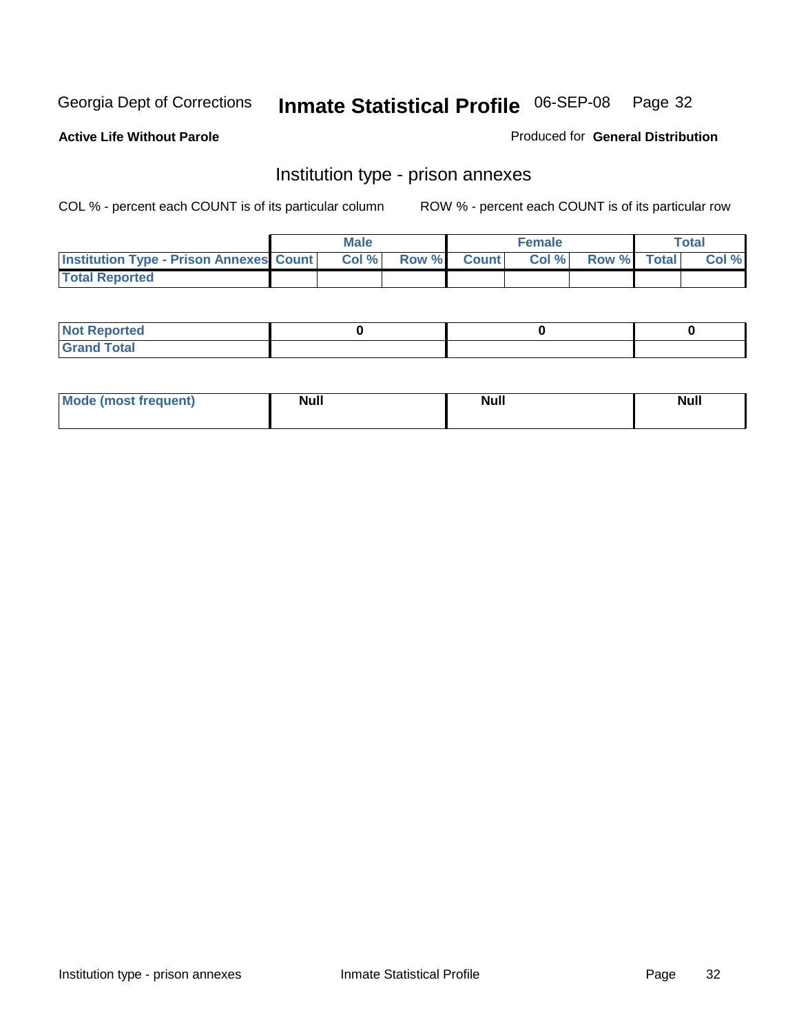Georgia Dept of Corrections **Inmate Statistical Profile** 06-SEP-08

**Active Life Without Parole**

Produced for **General Distribution**

## Institution type - prison annexes

COL % - percent each COUNT is of its particular column ROW % - percent each COUNT is of its particular row

| | Male | | | Female | | | Total | |
|---|---|---|---|---|---|---|---|---|
| **Institution Type - Prison Annexes** | **Count** | **Col %** | **Row %** | **Count** | **Col %** | **Row %** | **Total** | **Col %** |
| **Total Reported** | | | | | | | | |

| | Male | Female | Total |
|---|---|---|---|
| **Not Reported** | 0 | 0 | 0 |
| **Grand Total** | | | |

| | Male | Female | Total |
|---|---|---|---|
| **Mode (most frequent)** | Null | Null | Null |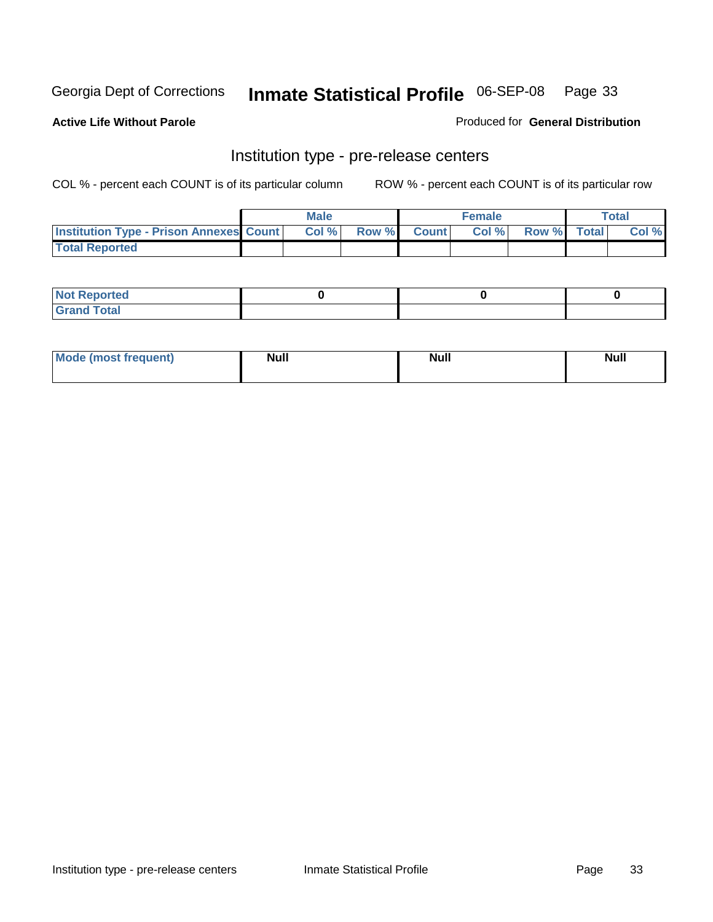Georgia Dept of Corrections **Inmate Statistical Profile** 06-SEP-08

**Active Life Without Parole** Produced for **General Distribution**

## Institution type - pre-release centers

COL % - percent each COUNT is of its particular column ROW % - percent each COUNT is of its particular row

| | Male | | | Female | | | Total | |
|---|---|---|---|---|---|---|---|---|
| **Institution Type - Prison Annexes** | **Count** | **Col %** | **Row %** | **Count** | **Col %** | **Row %** | **Total** | **Col %** |
| **Total Reported** | | | | | | | | |

| | Male | Female | Total |
|---|---|---|---|
| **Not Reported** | 0 | 0 | 0 |
| **Grand Total** | | | |

| | Male | Female | Total |
|---|---|---|---|
| **Mode (most frequent)** | Null | Null | Null |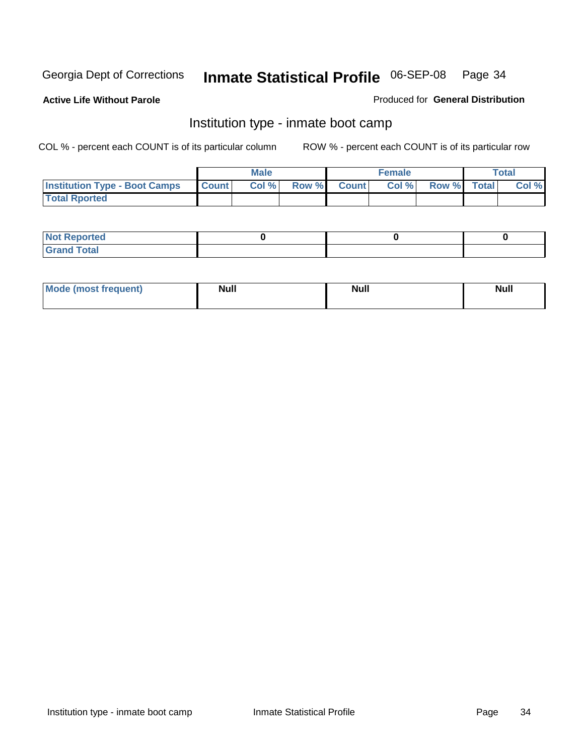Georgia Dept of Corrections **Inmate Statistical Profile** 06-SEP-08 Page 34

**Active Life Without Parole**

Produced for **General Distribution**

## Institution type - inmate boot camp

COL % - percent each COUNT is of its particular column    ROW % - percent each COUNT is of its particular row

| | Male | | | Female | | | Total | |
|---|---|---|---|---|---|---|---|---|
| **Institution Type - Boot Camps** | **Count** | **Col %** | **Row %** | **Count** | **Col %** | **Row %** | **Total** | **Col %** |
| **Total Rported** | | | | | | | | |

| | Male | Female | Total |
|---|---|---|---|
| **Not Reported** | 0 | 0 | 0 |
| **Grand Total** | | | |

| | Male | Female | Total |
|---|---|---|---|
| **Mode (most frequent)** | Null | Null | Null |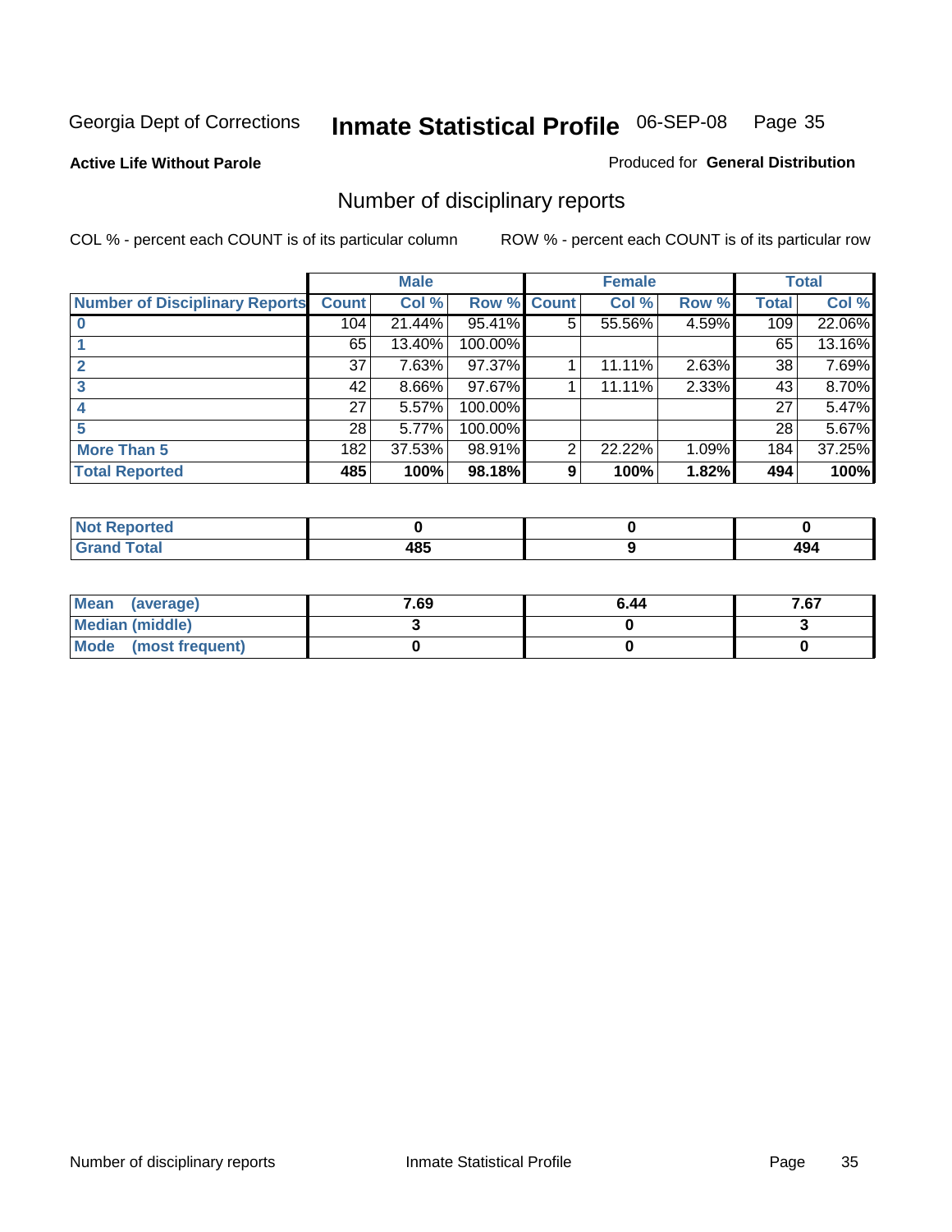Georgia Dept of Corrections **Inmate Statistical Profile** 06-SEP-08

**Active Life Without Parole**

Produced for **General Distribution**

## Number of disciplinary reports

COL % - percent each COUNT is of its particular column

ROW % - percent each COUNT is of its particular row

| | Male | | | Female | | | Total | |
|---|---|---|---|---|---|---|---|---|
| Number of Disciplinary Reports | Count | Col % | Row % | Count | Col % | Row % | Total | Col % |
| 0 | 104 | 21.44% | 95.41% | 5 | 55.56% | 4.59% | 109 | 22.06% |
| 1 | 65 | 13.40% | 100.00% | | | | 65 | 13.16% |
| 2 | 37 | 7.63% | 97.37% | 1 | 11.11% | 2.63% | 38 | 7.69% |
| 3 | 42 | 8.66% | 97.67% | 1 | 11.11% | 2.33% | 43 | 8.70% |
| 4 | 27 | 5.57% | 100.00% | | | | 27 | 5.47% |
| 5 | 28 | 5.77% | 100.00% | | | | 28 | 5.67% |
| More Than 5 | 182 | 37.53% | 98.91% | 2 | 22.22% | 1.09% | 184 | 37.25% |
| **Total Reported** | **485** | **100%** | **98.18%** | **9** | **100%** | **1.82%** | **494** | **100%** |

| | Male | Female | Total |
|---|---|---|---|
| Not Reported | 0 | 0 | 0 |
| Grand Total | 485 | 9 | 494 |

| | Male | Female | Total |
|---|---|---|---|
| Mean (average) | 7.69 | 6.44 | 7.67 |
| Median (middle) | 3 | 0 | 3 |
| Mode (most frequent) | 0 | 0 | 0 |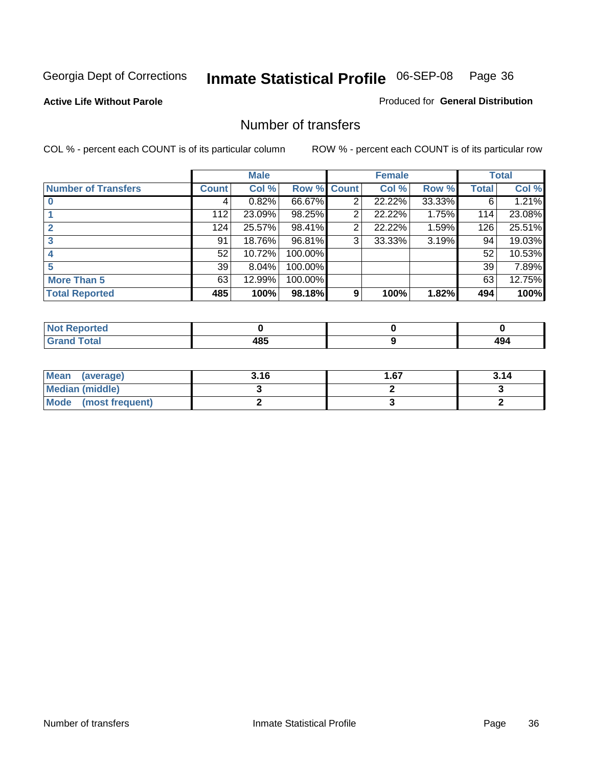Georgia Dept of Corrections

# Inmate Statistical Profile 06-SEP-08

**Active Life Without Parole**

Produced for **General Distribution**

## Number of transfers

COL % - percent each COUNT is of its particular column

ROW % - percent each COUNT is of its particular row

| | Male | | | Female | | | Total | |
|---|---|---|---|---|---|---|---|---|
| **Number of Transfers** | **Count** | **Col %** | **Row %** | **Count** | **Col %** | **Row %** | **Total** | **Col %** |
| **0** | 4 | 0.82% | 66.67% | 2 | 22.22% | 33.33% | 6 | 1.21% |
| **1** | 112 | 23.09% | 98.25% | 2 | 22.22% | 1.75% | 114 | 23.08% |
| **2** | 124 | 25.57% | 98.41% | 2 | 22.22% | 1.59% | 126 | 25.51% |
| **3** | 91 | 18.76% | 96.81% | 3 | 33.33% | 3.19% | 94 | 19.03% |
| **4** | 52 | 10.72% | 100.00% | | | | 52 | 10.53% |
| **5** | 39 | 8.04% | 100.00% | | | | 39 | 7.89% |
| **More Than 5** | 63 | 12.99% | 100.00% | | | | 63 | 12.75% |
| **Total Reported** | **485** | **100%** | **98.18%** | **9** | **100%** | **1.82%** | **494** | **100%** |

| | Male | Female | Total |
|---|---|---|---|
| **Not Reported** | **0** | **0** | **0** |
| **Grand Total** | **485** | **9** | **494** |

| | Male | Female | Total |
|---|---|---|---|
| **Mean (average)** | **3.16** | **1.67** | **3.14** |
| **Median (middle)** | **3** | **2** | **3** |
| **Mode (most frequent)** | **2** | **3** | **2** |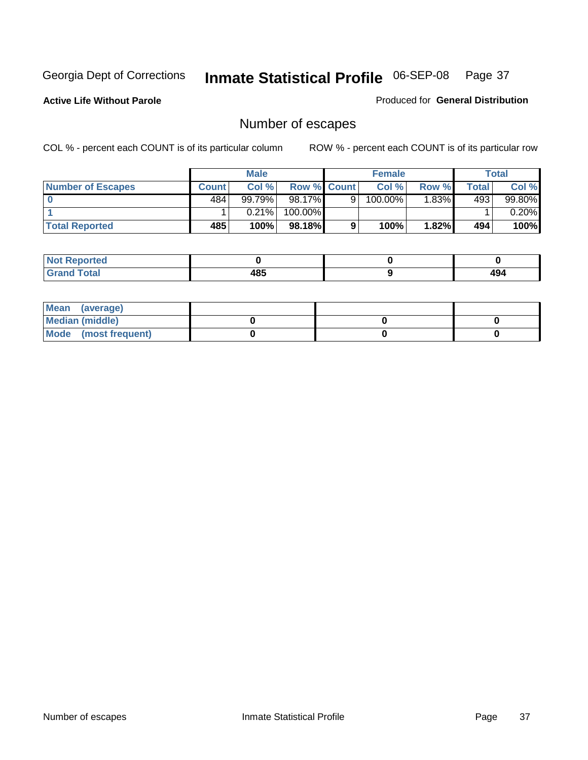Georgia Dept of Corrections **Inmate Statistical Profile** 06-SEP-08

**Active Life Without Parole**

Produced for **General Distribution**

## Number of escapes

COL % - percent each COUNT is of its particular column

ROW % - percent each COUNT is of its particular row

| | Male | | | Female | | | Total | |
|---|---|---|---|---|---|---|---|---|
| **Number of Escapes** | **Count** | **Col %** | **Row %** | **Count** | **Col %** | **Row %** | **Total** | **Col %** |
| **0** | 484 | 99.79% | 98.17% | 9 | 100.00% | 1.83% | 493 | 99.80% |
| **1** | 1 | 0.21% | 100.00% | | | | 1 | 0.20% |
| **Total Reported** | **485** | **100%** | **98.18%** | **9** | **100%** | **1.82%** | **494** | **100%** |

| | Male | Female | Total |
|---|---|---|---|
| **Not Reported** | **0** | **0** | **0** |
| **Grand Total** | **485** | **9** | **494** |

| | Male | Female | Total |
|---|---|---|---|
| **Mean (average)** | | | |
| **Median (middle)** | **0** | **0** | **0** |
| **Mode (most frequent)** | **0** | **0** | **0** |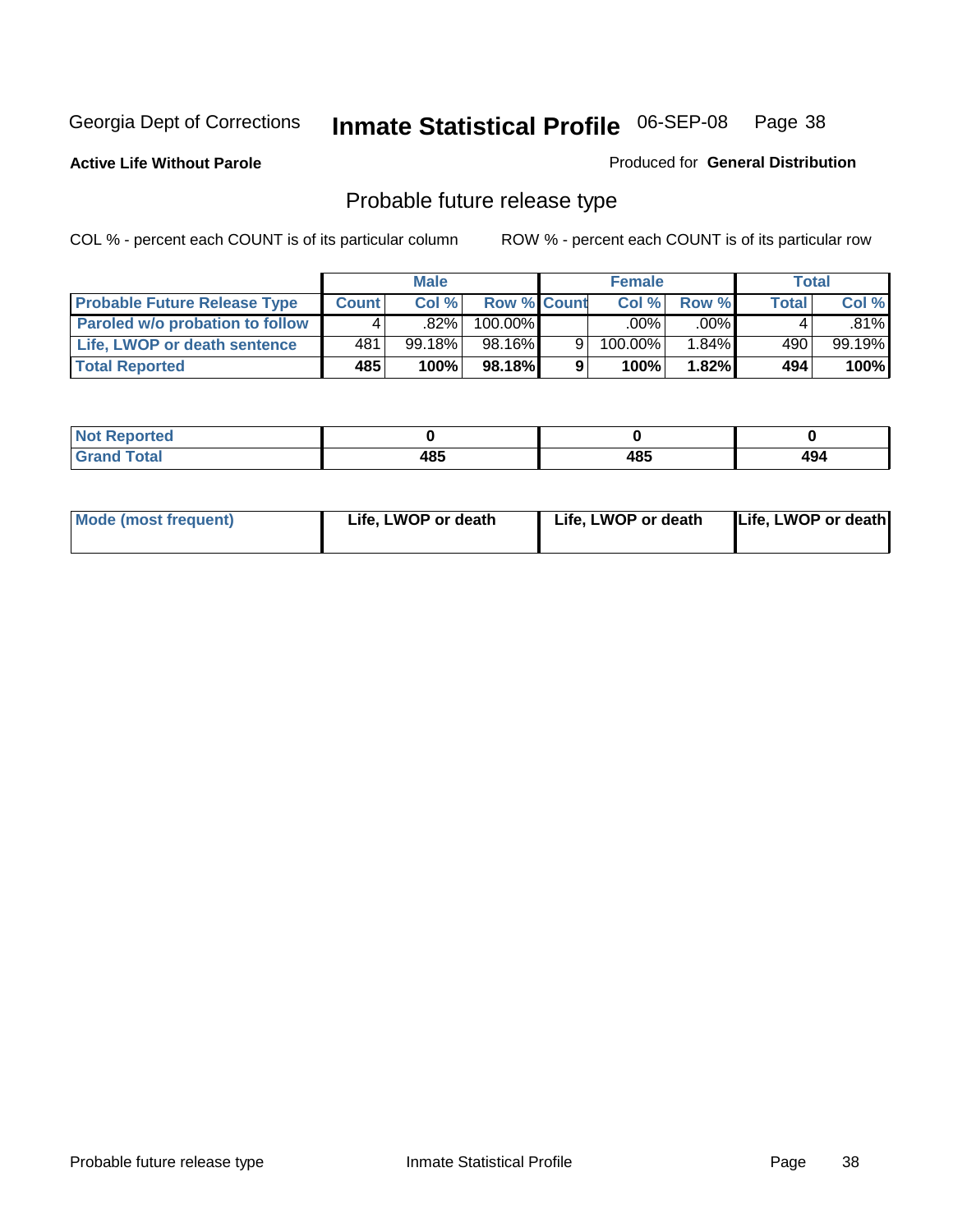Georgia Dept of Corrections **Inmate Statistical Profile** 06-SEP-08

**Active Life Without Parole**

Produced for **General Distribution**

## Probable future release type

COL % - percent each COUNT is of its particular column

ROW % - percent each COUNT is of its particular row

| | Male | | | Female | | | Total | |
|---|---|---|---|---|---|---|---|---|
| **Probable Future Release Type** | **Count** | **Col %** | **Row %** | **Count** | **Col %** | **Row %** | **Total** | **Col %** |
| **Paroled w/o probation to follow** | 4 | .82% | 100.00% | | .00% | .00% | 4 | .81% |
| **Life, LWOP or death sentence** | 481 | 99.18% | 98.16% | 9 | 100.00% | 1.84% | 490 | 99.19% |
| **Total Reported** | **485** | **100%** | **98.18%** | **9** | **100%** | **1.82%** | **494** | **100%** |

| | Male | Female | Total |
|---|---|---|---|
| **Not Reported** | **0** | **0** | **0** |
| **Grand Total** | **485** | **485** | **494** |

| | Male | Female | Total |
|---|---|---|---|
| **Mode (most frequent)** | **Life, LWOP or death** | **Life, LWOP or death** | **Life, LWOP or death** |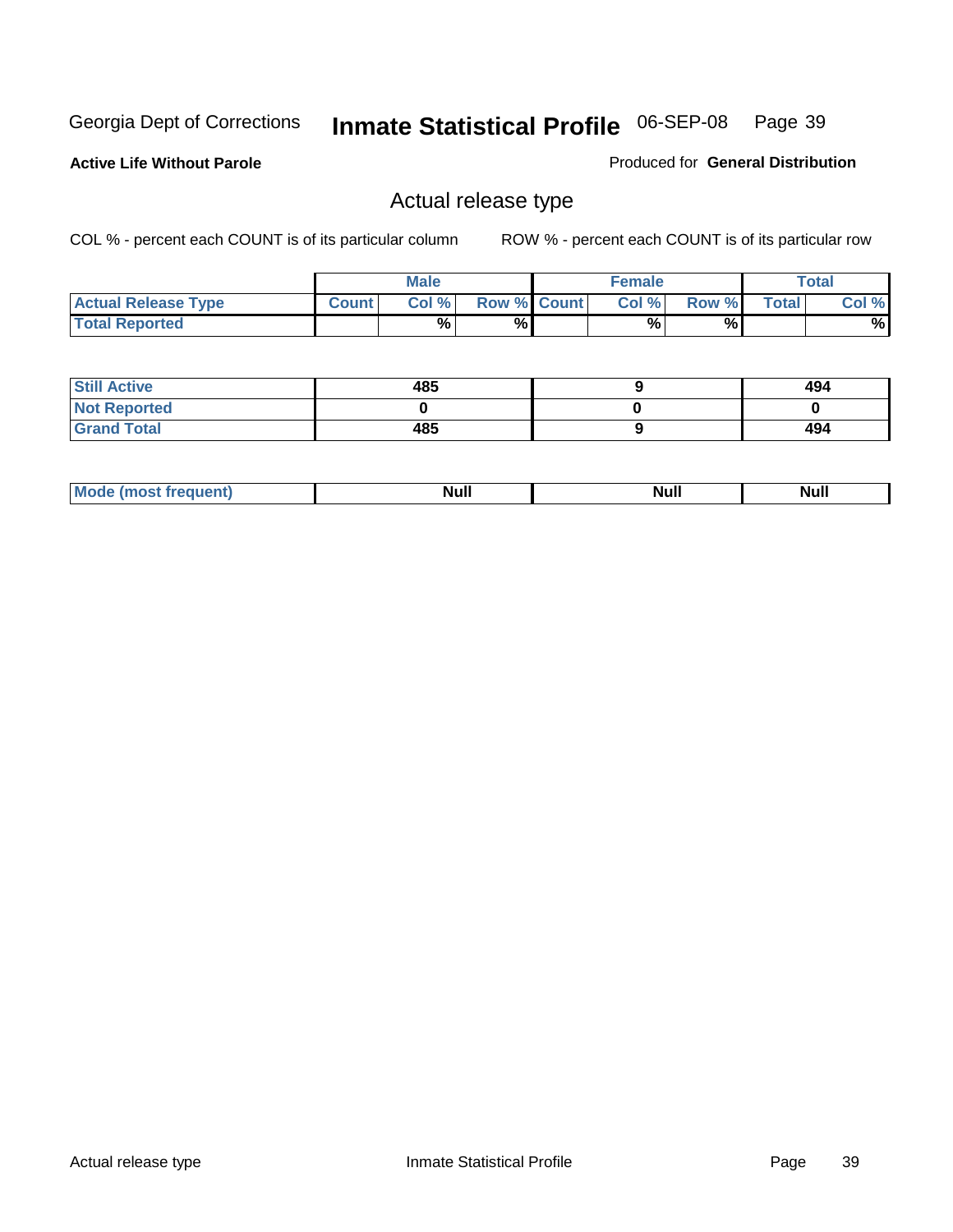Georgia Dept of Corrections **Inmate Statistical Profile** 06-SEP-08

**Active Life Without Parole**

Produced for **General Distribution**

## Actual release type

COL % - percent each COUNT is of its particular column ROW % - percent each COUNT is of its particular row

| | Male | | | Female | | | Total | |
|---|---|---|---|---|---|---|---|---|
| **Actual Release Type** | **Count** | **Col %** | **Row %** | **Count** | **Col %** | **Row %** | **Total** | **Col %** |
| **Total Reported** | | % | % | | % | % | | % |
| **Still Active** | 485 | | | 9 | | | 494 | |
| **Not Reported** | 0 | | | 0 | | | 0 | |
| **Grand Total** | 485 | | | 9 | | | 494 | |
| **Mode (most frequent)** | Null | | | Null | | | Null | |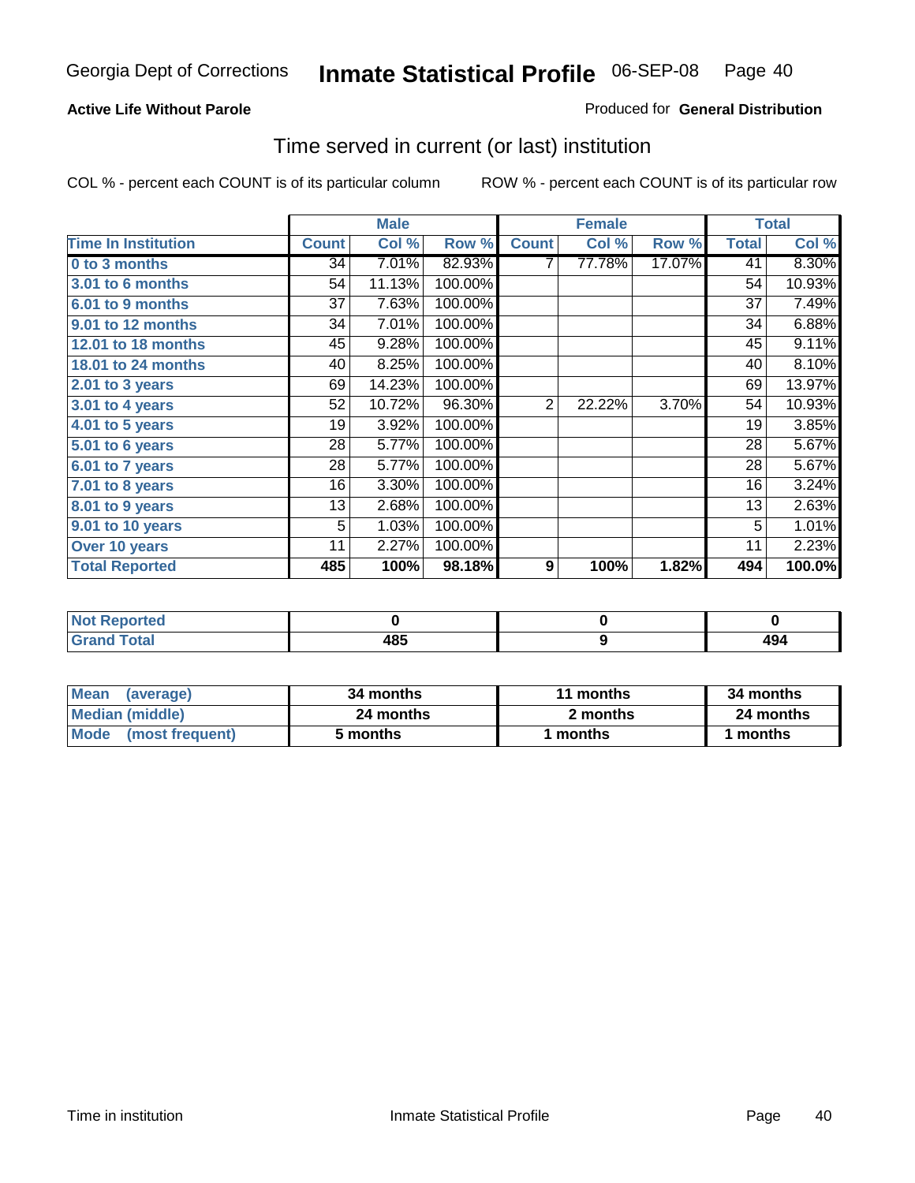Georgia Dept of Corrections **Inmate Statistical Profile** 06-SEP-08 Page 40

**Active Life Without Parole**

Produced for **General Distribution**

## Time served in current (or last) institution

COL % - percent each COUNT is of its particular column ROW % - percent each COUNT is of its particular row

| | Male | | | Female | | | Total | |
|---|---|---|---|---|---|---|---|---|
| **Time In Institution** | **Count** | **Col %** | **Row %** | **Count** | **Col %** | **Row %** | **Total** | **Col %** |
| **0 to 3 months** | 34 | 7.01% | 82.93% | 7 | 77.78% | 17.07% | 41 | 8.30% |
| **3.01 to 6 months** | 54 | 11.13% | 100.00% | | | | 54 | 10.93% |
| **6.01 to 9 months** | 37 | 7.63% | 100.00% | | | | 37 | 7.49% |
| **9.01 to 12 months** | 34 | 7.01% | 100.00% | | | | 34 | 6.88% |
| **12.01 to 18 months** | 45 | 9.28% | 100.00% | | | | 45 | 9.11% |
| **18.01 to 24 months** | 40 | 8.25% | 100.00% | | | | 40 | 8.10% |
| **2.01 to 3 years** | 69 | 14.23% | 100.00% | | | | 69 | 13.97% |
| **3.01 to 4 years** | 52 | 10.72% | 96.30% | 2 | 22.22% | 3.70% | 54 | 10.93% |
| **4.01 to 5 years** | 19 | 3.92% | 100.00% | | | | 19 | 3.85% |
| **5.01 to 6 years** | 28 | 5.77% | 100.00% | | | | 28 | 5.67% |
| **6.01 to 7 years** | 28 | 5.77% | 100.00% | | | | 28 | 5.67% |
| **7.01 to 8 years** | 16 | 3.30% | 100.00% | | | | 16 | 3.24% |
| **8.01 to 9 years** | 13 | 2.68% | 100.00% | | | | 13 | 2.63% |
| **9.01 to 10 years** | 5 | 1.03% | 100.00% | | | | 5 | 1.01% |
| **Over 10 years** | 11 | 2.27% | 100.00% | | | | 11 | 2.23% |
| **Total Reported** | **485** | **100%** | **98.18%** | **9** | **100%** | **1.82%** | **494** | **100.0%** |

| | Male | Female | Total |
|---|---|---|---|
| **Not Reported** | **0** | **0** | **0** |
| **Grand Total** | **485** | **9** | **494** |

| | Male | Female | Total |
|---|---|---|---|
| **Mean (average)** | **34 months** | **11 months** | **34 months** |
| **Median (middle)** | **24 months** | **2 months** | **24 months** |
| **Mode (most frequent)** | **5 months** | **1 months** | **1 months** |

Time in institution Inmate Statistical Profile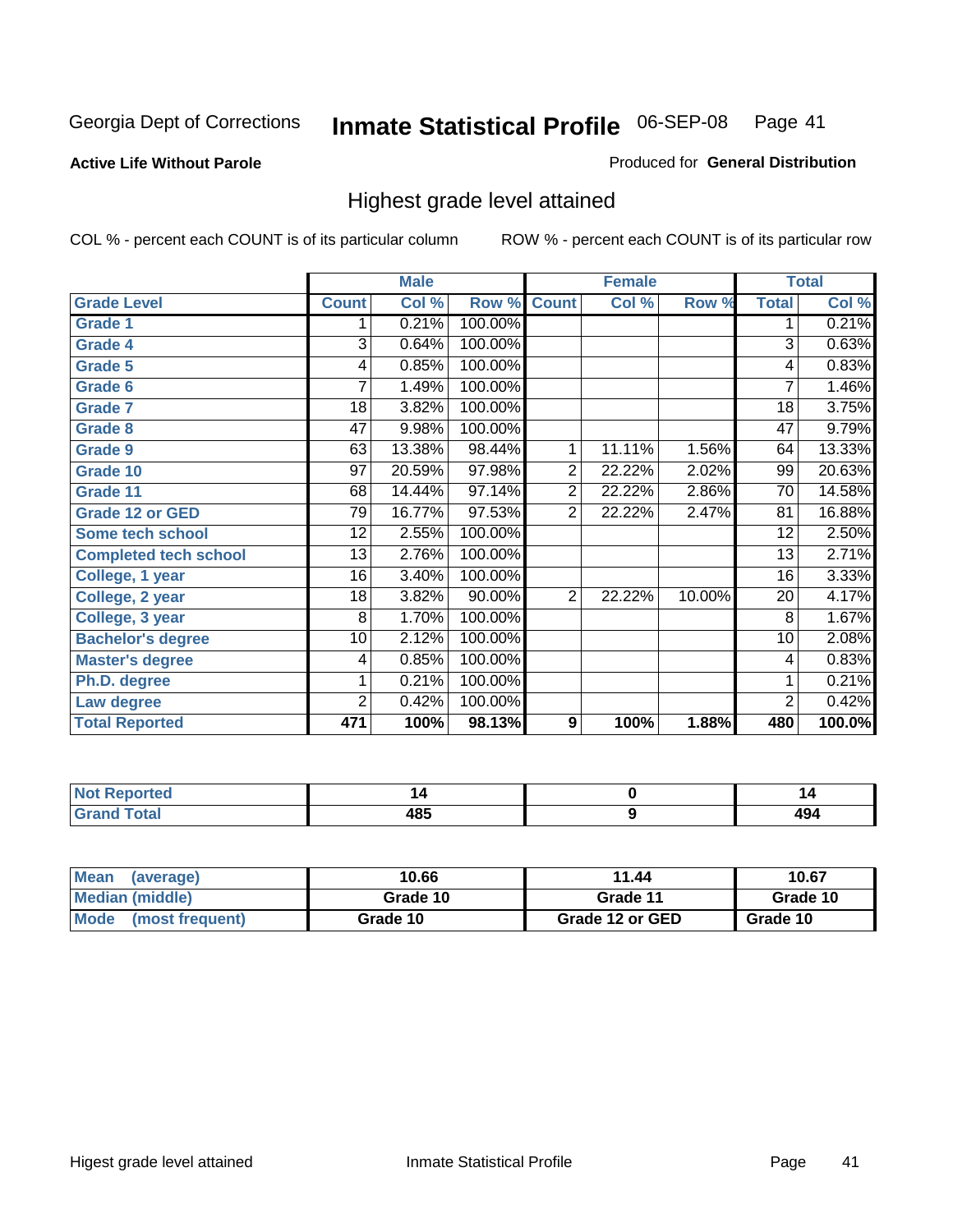Georgia Dept of Corrections **Inmate Statistical Profile** 06-SEP-08

**Active Life Without Parole**

Produced for **General Distribution**

## Highest grade level attained

COL % - percent each COUNT is of its particular column

ROW % - percent each COUNT is of its particular row

| | Male | | | Female | | | Total | |
|---|---|---|---|---|---|---|---|---|
| **Grade Level** | **Count** | **Col %** | **Row %** | **Count** | **Col %** | **Row %** | **Total** | **Col %** |
| Grade 1 | 1 | 0.21% | 100.00% | | | | 1 | 0.21% |
| Grade 4 | 3 | 0.64% | 100.00% | | | | 3 | 0.63% |
| Grade 5 | 4 | 0.85% | 100.00% | | | | 4 | 0.83% |
| Grade 6 | 7 | 1.49% | 100.00% | | | | 7 | 1.46% |
| Grade 7 | 18 | 3.82% | 100.00% | | | | 18 | 3.75% |
| Grade 8 | 47 | 9.98% | 100.00% | | | | 47 | 9.79% |
| Grade 9 | 63 | 13.38% | 98.44% | 1 | 11.11% | 1.56% | 64 | 13.33% |
| Grade 10 | 97 | 20.59% | 97.98% | 2 | 22.22% | 2.02% | 99 | 20.63% |
| Grade 11 | 68 | 14.44% | 97.14% | 2 | 22.22% | 2.86% | 70 | 14.58% |
| Grade 12 or GED | 79 | 16.77% | 97.53% | 2 | 22.22% | 2.47% | 81 | 16.88% |
| Some tech school | 12 | 2.55% | 100.00% | | | | 12 | 2.50% |
| Completed tech school | 13 | 2.76% | 100.00% | | | | 13 | 2.71% |
| College, 1 year | 16 | 3.40% | 100.00% | | | | 16 | 3.33% |
| College, 2 year | 18 | 3.82% | 90.00% | 2 | 22.22% | 10.00% | 20 | 4.17% |
| College, 3 year | 8 | 1.70% | 100.00% | | | | 8 | 1.67% |
| Bachelor's degree | 10 | 2.12% | 100.00% | | | | 10 | 2.08% |
| Master's degree | 4 | 0.85% | 100.00% | | | | 4 | 0.83% |
| Ph.D. degree | 1 | 0.21% | 100.00% | | | | 1 | 0.21% |
| Law degree | 2 | 0.42% | 100.00% | | | | 2 | 0.42% |
| **Total Reported** | **471** | **100%** | **98.13%** | **9** | **100%** | **1.88%** | **480** | **100.0%** |

| | Male | Female | Total |
|---|---|---|---|
| Not Reported | 14 | 0 | 14 |
| Grand Total | 485 | 9 | 494 |

| | Male | Female | Total |
|---|---|---|---|
| Mean (average) | 10.66 | 11.44 | 10.67 |
| Median (middle) | Grade 10 | Grade 11 | Grade 10 |
| Mode (most frequent) | Grade 10 | Grade 12 or GED | Grade 10 |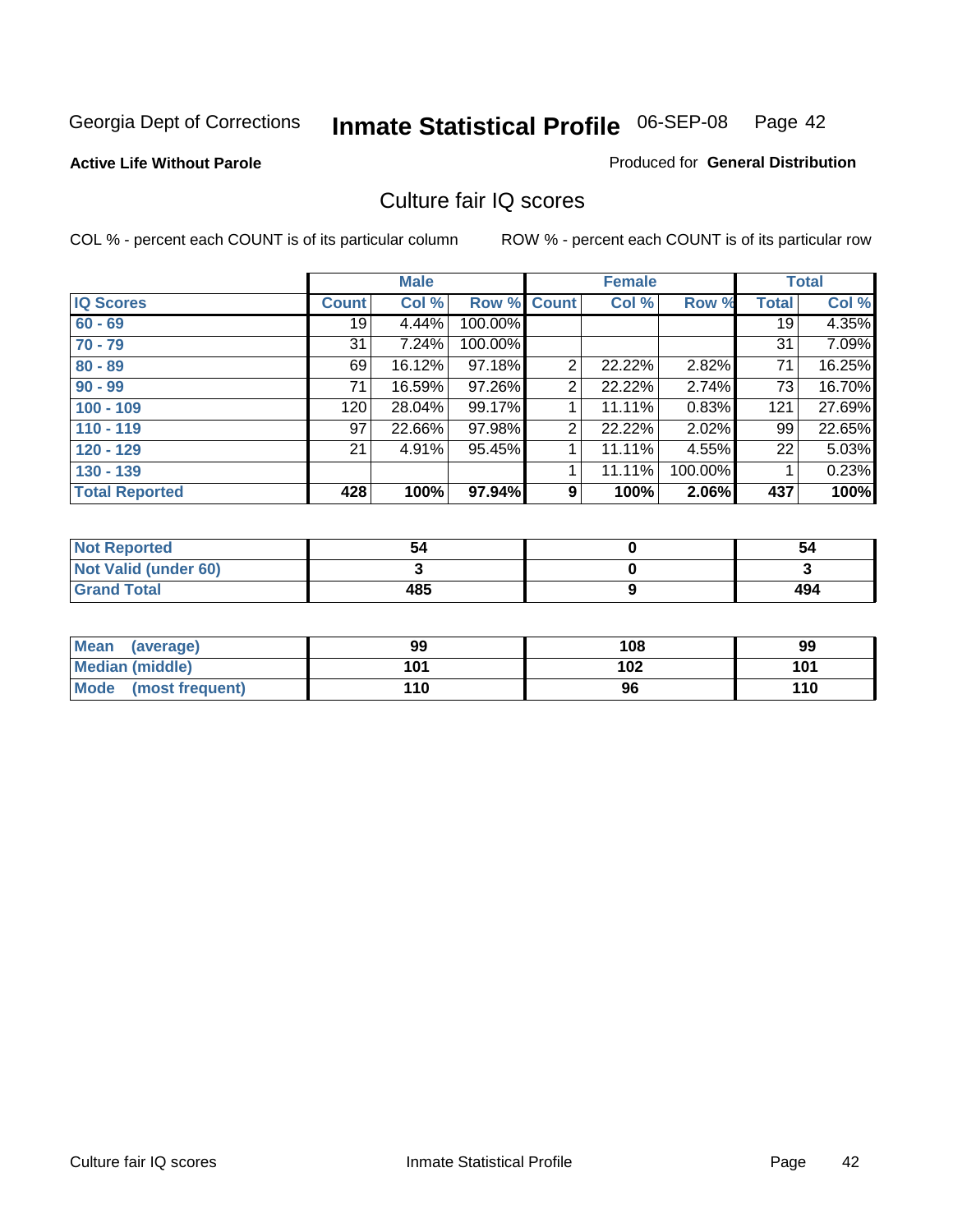Georgia Dept of Corrections **Inmate Statistical Profile** 06-SEP-08 Page 42

**Active Life Without Parole**

Produced for **General Distribution**

## Culture fair IQ scores

COL % - percent each COUNT is of its particular column

ROW % - percent each COUNT is of its particular row

| | Male | | | Female | | | Total | |
|---|---|---|---|---|---|---|---|---|
| **IQ Scores** | **Count** | **Col %** | **Row %** | **Count** | **Col %** | **Row %** | **Total** | **Col %** |
| **60 - 69** | 19 | 4.44% | 100.00% | | | | 19 | 4.35% |
| **70 - 79** | 31 | 7.24% | 100.00% | | | | 31 | 7.09% |
| **80 - 89** | 69 | 16.12% | 97.18% | 2 | 22.22% | 2.82% | 71 | 16.25% |
| **90 - 99** | 71 | 16.59% | 97.26% | 2 | 22.22% | 2.74% | 73 | 16.70% |
| **100 - 109** | 120 | 28.04% | 99.17% | 1 | 11.11% | 0.83% | 121 | 27.69% |
| **110 - 119** | 97 | 22.66% | 97.98% | 2 | 22.22% | 2.02% | 99 | 22.65% |
| **120 - 129** | 21 | 4.91% | 95.45% | 1 | 11.11% | 4.55% | 22 | 5.03% |
| **130 - 139** | | | | 1 | 11.11% | 100.00% | 1 | 0.23% |
| **Total Reported** | **428** | **100%** | **97.94%** | **9** | **100%** | **2.06%** | **437** | **100%** |

| | Male | Female | Total |
|---|---|---|---|
| **Not Reported** | **54** | **0** | **54** |
| **Not Valid (under 60)** | **3** | **0** | **3** |
| **Grand Total** | **485** | **9** | **494** |

| | Male | Female | Total |
|---|---|---|---|
| **Mean (average)** | **99** | **108** | **99** |
| **Median (middle)** | **101** | **102** | **101** |
| **Mode (most frequent)** | **110** | **96** | **110** |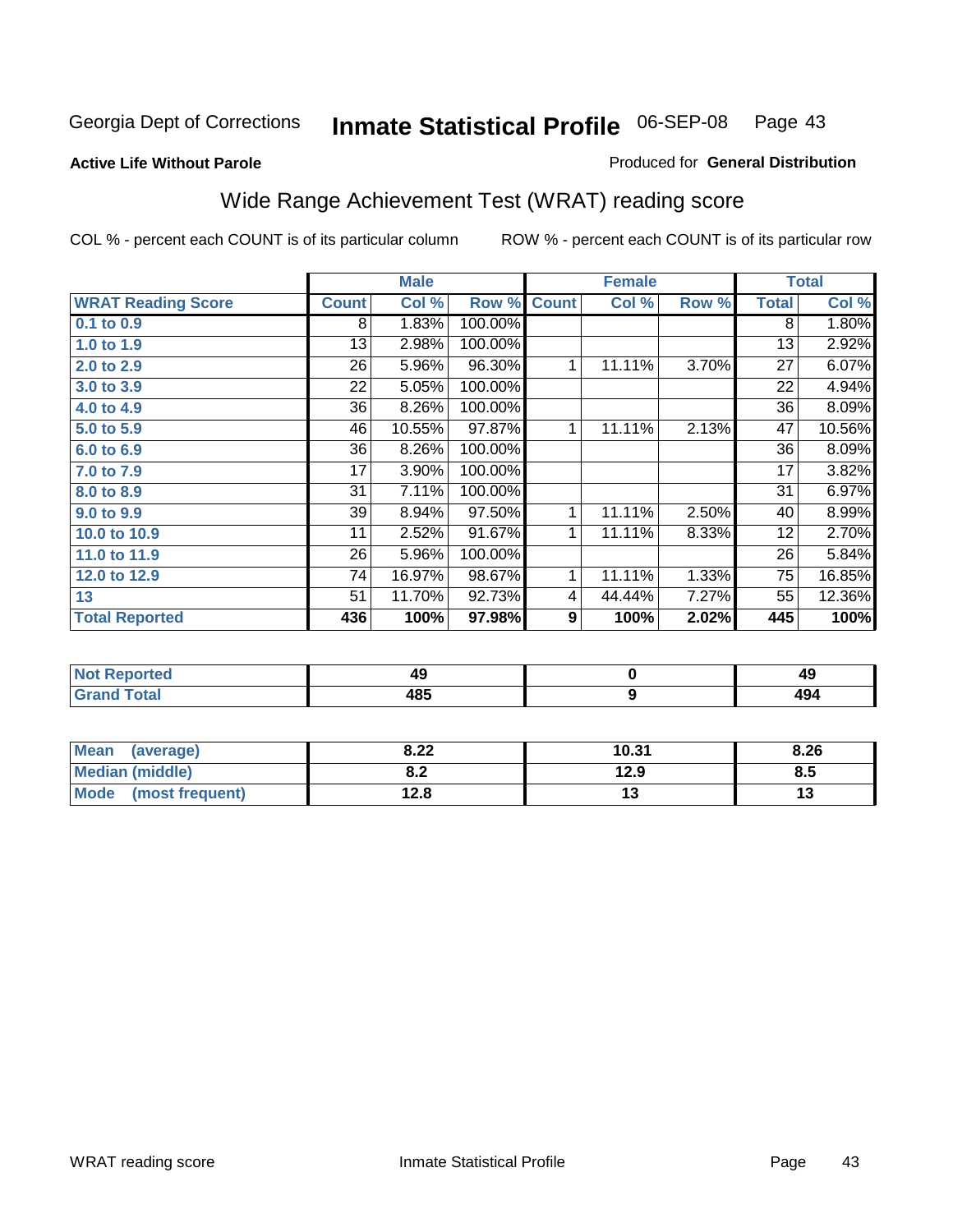Georgia Dept of Corrections **Inmate Statistical Profile** 06-SEP-08

**Active Life Without Parole**

Produced for **General Distribution**

## Wide Range Achievement Test (WRAT) reading score

COL % - percent each COUNT is of its particular column ROW % - percent each COUNT is of its particular row

| | Male | | | Female | | | Total | |
|---|---|---|---|---|---|---|---|---|
| **WRAT Reading Score** | **Count** | **Col %** | **Row %** | **Count** | **Col %** | **Row %** | **Total** | **Col %** |
| 0.1 to 0.9 | 8 | 1.83% | 100.00% | | | | 8 | 1.80% |
| 1.0 to 1.9 | 13 | 2.98% | 100.00% | | | | 13 | 2.92% |
| 2.0 to 2.9 | 26 | 5.96% | 96.30% | 1 | 11.11% | 3.70% | 27 | 6.07% |
| 3.0 to 3.9 | 22 | 5.05% | 100.00% | | | | 22 | 4.94% |
| 4.0 to 4.9 | 36 | 8.26% | 100.00% | | | | 36 | 8.09% |
| 5.0 to 5.9 | 46 | 10.55% | 97.87% | 1 | 11.11% | 2.13% | 47 | 10.56% |
| 6.0 to 6.9 | 36 | 8.26% | 100.00% | | | | 36 | 8.09% |
| 7.0 to 7.9 | 17 | 3.90% | 100.00% | | | | 17 | 3.82% |
| 8.0 to 8.9 | 31 | 7.11% | 100.00% | | | | 31 | 6.97% |
| 9.0 to 9.9 | 39 | 8.94% | 97.50% | 1 | 11.11% | 2.50% | 40 | 8.99% |
| 10.0 to 10.9 | 11 | 2.52% | 91.67% | 1 | 11.11% | 8.33% | 12 | 2.70% |
| 11.0 to 11.9 | 26 | 5.96% | 100.00% | | | | 26 | 5.84% |
| 12.0 to 12.9 | 74 | 16.97% | 98.67% | 1 | 11.11% | 1.33% | 75 | 16.85% |
| 13 | 51 | 11.70% | 92.73% | 4 | 44.44% | 7.27% | 55 | 12.36% |
| **Total Reported** | **436** | **100%** | **97.98%** | **9** | **100%** | **2.02%** | **445** | **100%** |

| | Male | Female | Total |
|---|---|---|---|
| Not Reported | 49 | 0 | 49 |
| Grand Total | 485 | 9 | 494 |

| | Male | Female | Total |
|---|---|---|---|
| Mean (average) | 8.22 | 10.31 | 8.26 |
| Median (middle) | 8.2 | 12.9 | 8.5 |
| Mode (most frequent) | 12.8 | 13 | 13 |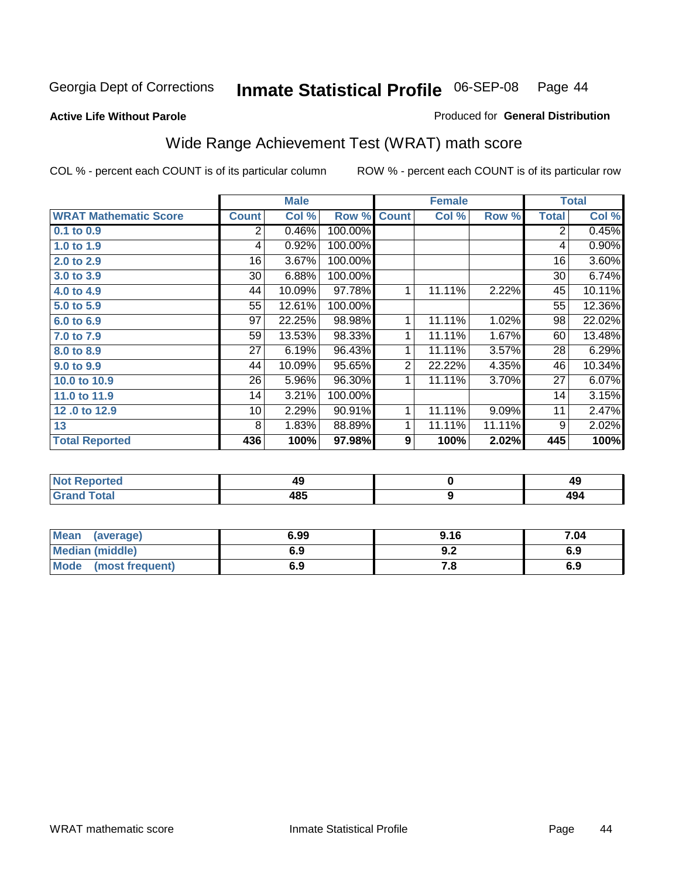Georgia Dept of Corrections **Inmate Statistical Profile** 06-SEP-08

**Active Life Without Parole**

Produced for **General Distribution**

## Wide Range Achievement Test (WRAT) math score

COL % - percent each COUNT is of its particular column    ROW % - percent each COUNT is of its particular row

| | Male | | | Female | | | Total | |
|---|---|---|---|---|---|---|---|---|
| **WRAT Mathematic Score** | **Count** | **Col %** | **Row %** | **Count** | **Col %** | **Row %** | **Total** | **Col %** |
| **0.1 to 0.9** | 2 | 0.46% | 100.00% | | | | 2 | 0.45% |
| **1.0 to 1.9** | 4 | 0.92% | 100.00% | | | | 4 | 0.90% |
| **2.0 to 2.9** | 16 | 3.67% | 100.00% | | | | 16 | 3.60% |
| **3.0 to 3.9** | 30 | 6.88% | 100.00% | | | | 30 | 6.74% |
| **4.0 to 4.9** | 44 | 10.09% | 97.78% | 1 | 11.11% | 2.22% | 45 | 10.11% |
| **5.0 to 5.9** | 55 | 12.61% | 100.00% | | | | 55 | 12.36% |
| **6.0 to 6.9** | 97 | 22.25% | 98.98% | 1 | 11.11% | 1.02% | 98 | 22.02% |
| **7.0 to 7.9** | 59 | 13.53% | 98.33% | 1 | 11.11% | 1.67% | 60 | 13.48% |
| **8.0 to 8.9** | 27 | 6.19% | 96.43% | 1 | 11.11% | 3.57% | 28 | 6.29% |
| **9.0 to 9.9** | 44 | 10.09% | 95.65% | 2 | 22.22% | 4.35% | 46 | 10.34% |
| **10.0 to 10.9** | 26 | 5.96% | 96.30% | 1 | 11.11% | 3.70% | 27 | 6.07% |
| **11.0 to 11.9** | 14 | 3.21% | 100.00% | | | | 14 | 3.15% |
| **12 .0 to 12.9** | 10 | 2.29% | 90.91% | 1 | 11.11% | 9.09% | 11 | 2.47% |
| **13** | 8 | 1.83% | 88.89% | 1 | 11.11% | 11.11% | 9 | 2.02% |
| **Total Reported** | **436** | **100%** | **97.98%** | **9** | **100%** | **2.02%** | **445** | **100%** |

| | Male | Female | Total |
|---|---|---|---|
| **Not Reported** | **49** | **0** | **49** |
| **Grand Total** | **485** | **9** | **494** |

| | Male | Female | Total |
|---|---|---|---|
| **Mean (average)** | **6.99** | **9.16** | **7.04** |
| **Median (middle)** | **6.9** | **9.2** | **6.9** |
| **Mode (most frequent)** | **6.9** | **7.8** | **6.9** |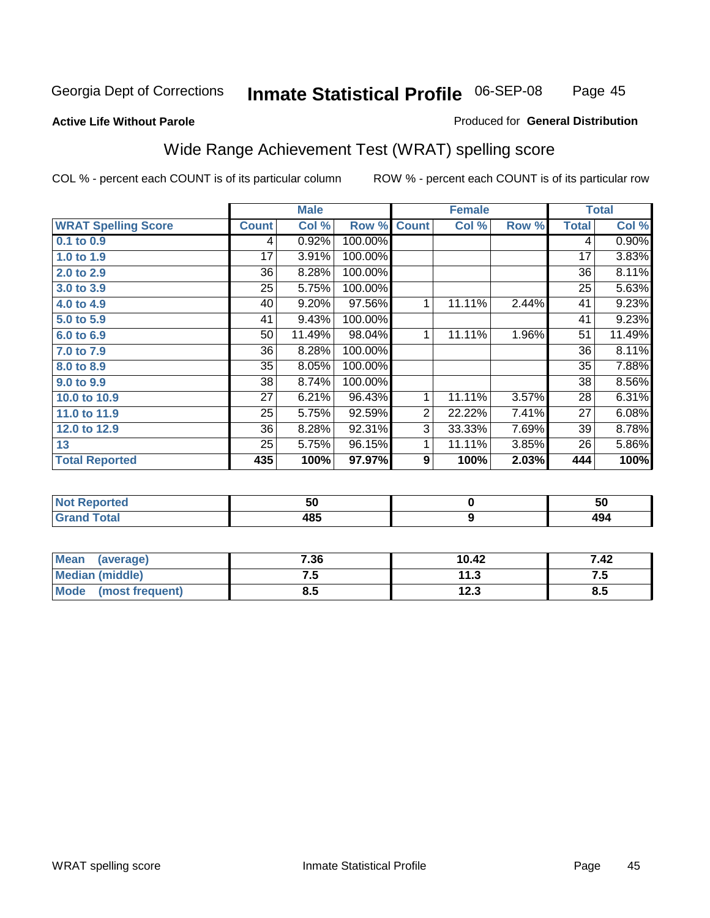Georgia Dept of Corrections **Inmate Statistical Profile** 06-SEP-08

**Active Life Without Parole**

Produced for **General Distribution**

## Wide Range Achievement Test (WRAT) spelling score

COL % - percent each COUNT is of its particular column

ROW % - percent each COUNT is of its particular row

| | Male | | | Female | | | Total | |
|---|---|---|---|---|---|---|---|---|
| **WRAT Spelling Score** | **Count** | **Col %** | **Row %** | **Count** | **Col %** | **Row %** | **Total** | **Col %** |
| **0.1 to 0.9** | 4 | 0.92% | 100.00% | | | | 4 | 0.90% |
| **1.0 to 1.9** | 17 | 3.91% | 100.00% | | | | 17 | 3.83% |
| **2.0 to 2.9** | 36 | 8.28% | 100.00% | | | | 36 | 8.11% |
| **3.0 to 3.9** | 25 | 5.75% | 100.00% | | | | 25 | 5.63% |
| **4.0 to 4.9** | 40 | 9.20% | 97.56% | 1 | 11.11% | 2.44% | 41 | 9.23% |
| **5.0 to 5.9** | 41 | 9.43% | 100.00% | | | | 41 | 9.23% |
| **6.0 to 6.9** | 50 | 11.49% | 98.04% | 1 | 11.11% | 1.96% | 51 | 11.49% |
| **7.0 to 7.9** | 36 | 8.28% | 100.00% | | | | 36 | 8.11% |
| **8.0 to 8.9** | 35 | 8.05% | 100.00% | | | | 35 | 7.88% |
| **9.0 to 9.9** | 38 | 8.74% | 100.00% | | | | 38 | 8.56% |
| **10.0 to 10.9** | 27 | 6.21% | 96.43% | 1 | 11.11% | 3.57% | 28 | 6.31% |
| **11.0 to 11.9** | 25 | 5.75% | 92.59% | 2 | 22.22% | 7.41% | 27 | 6.08% |
| **12.0 to 12.9** | 36 | 8.28% | 92.31% | 3 | 33.33% | 7.69% | 39 | 8.78% |
| **13** | 25 | 5.75% | 96.15% | 1 | 11.11% | 3.85% | 26 | 5.86% |
| **Total Reported** | **435** | **100%** | **97.97%** | **9** | **100%** | **2.03%** | **444** | **100%** |

| | Male | Female | Total |
|---|---|---|---|
| **Not Reported** | **50** | **0** | **50** |
| **Grand Total** | **485** | **9** | **494** |

| | Male | Female | Total |
|---|---|---|---|
| **Mean (average)** | **7.36** | **10.42** | **7.42** |
| **Median (middle)** | **7.5** | **11.3** | **7.5** |
| **Mode (most frequent)** | **8.5** | **12.3** | **8.5** |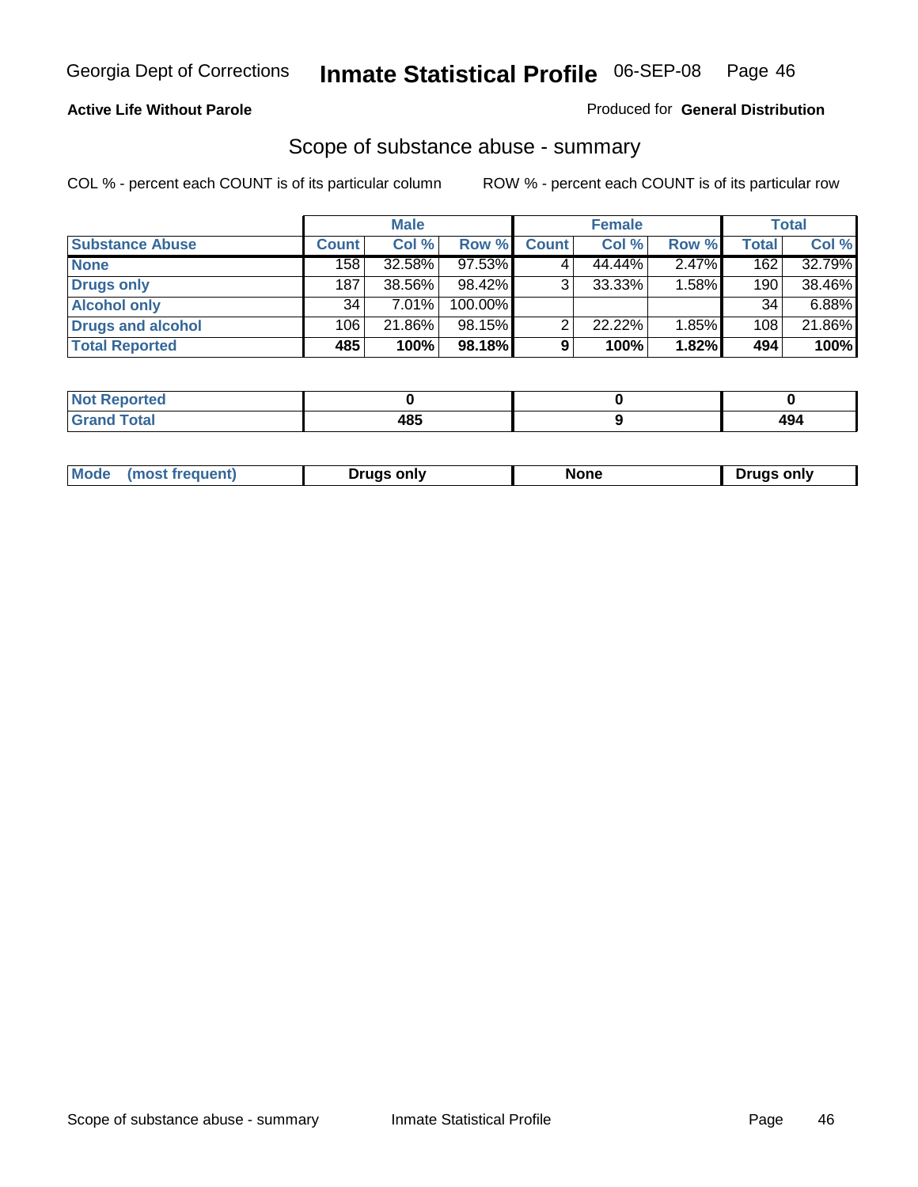**Active Life Without Parole**

Produced for **General Distribution**

## Scope of substance abuse - summary

COL % - percent each COUNT is of its particular column ROW % - percent each COUNT is of its particular row

| | Male | | | Female | | | Total | |
|---|---|---|---|---|---|---|---|---|
| **Substance Abuse** | **Count** | **Col %** | **Row %** | **Count** | **Col %** | **Row %** | **Total** | **Col %** |
| **None** | 158 | 32.58% | 97.53% | 4 | 44.44% | 2.47% | 162 | 32.79% |
| **Drugs only** | 187 | 38.56% | 98.42% | 3 | 33.33% | 1.58% | 190 | 38.46% |
| **Alcohol only** | 34 | 7.01% | 100.00% | | | | 34 | 6.88% |
| **Drugs and alcohol** | 106 | 21.86% | 98.15% | 2 | 22.22% | 1.85% | 108 | 21.86% |
| **Total Reported** | **485** | **100%** | **98.18%** | **9** | **100%** | **1.82%** | **494** | **100%** |

| | Male | Female | Total |
|---|---|---|---|
| **Not Reported** | **0** | **0** | **0** |
| **Grand Total** | **485** | **9** | **494** |

| | Male | Female | Total |
|---|---|---|---|
| **Mode (most frequent)** | **Drugs only** | **None** | **Drugs only** |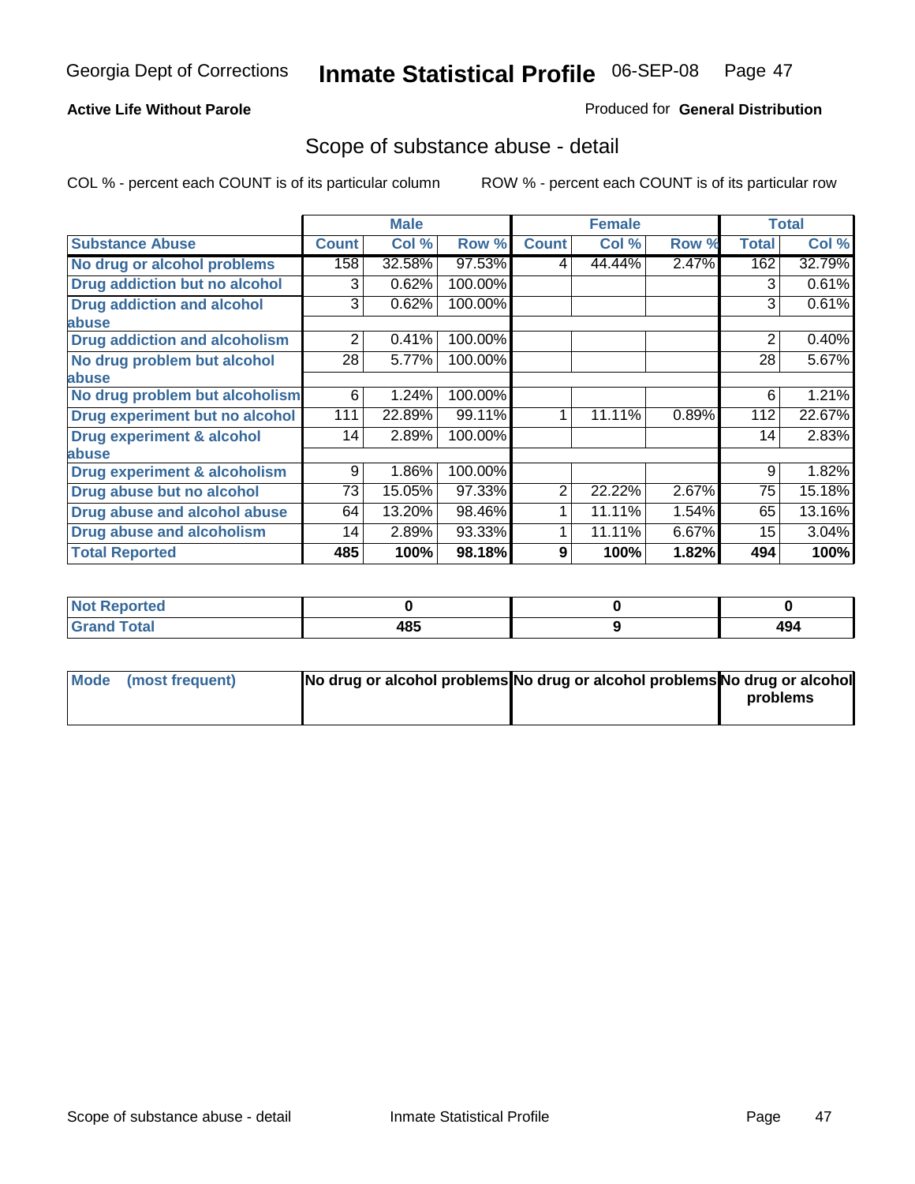Georgia Dept of Corrections **Inmate Statistical Profile** 06-SEP-08

**Active Life Without Parole**

Produced for **General Distribution**

## Scope of substance abuse - detail

COL % - percent each COUNT is of its particular column    ROW % - percent each COUNT is of its particular row

| | Male | | | Female | | | Total | |
|---|---|---|---|---|---|---|---|---|
| **Substance Abuse** | **Count** | **Col %** | **Row %** | **Count** | **Col %** | **Row %** | **Total** | **Col %** |
| No drug or alcohol problems | 158 | 32.58% | 97.53% | 4 | 44.44% | 2.47% | 162 | 32.79% |
| Drug addiction but no alcohol | 3 | 0.62% | 100.00% | | | | 3 | 0.61% |
| Drug addiction and alcohol abuse | 3 | 0.62% | 100.00% | | | | 3 | 0.61% |
| Drug addiction and alcoholism | 2 | 0.41% | 100.00% | | | | 2 | 0.40% |
| No drug problem but alcohol abuse | 28 | 5.77% | 100.00% | | | | 28 | 5.67% |
| No drug problem but alcoholism | 6 | 1.24% | 100.00% | | | | 6 | 1.21% |
| Drug experiment but no alcohol | 111 | 22.89% | 99.11% | 1 | 11.11% | 0.89% | 112 | 22.67% |
| Drug experiment & alcohol abuse | 14 | 2.89% | 100.00% | | | | 14 | 2.83% |
| Drug experiment & alcoholism | 9 | 1.86% | 100.00% | | | | 9 | 1.82% |
| Drug abuse but no alcohol | 73 | 15.05% | 97.33% | 2 | 22.22% | 2.67% | 75 | 15.18% |
| Drug abuse and alcohol abuse | 64 | 13.20% | 98.46% | 1 | 11.11% | 1.54% | 65 | 13.16% |
| Drug abuse and alcoholism | 14 | 2.89% | 93.33% | 1 | 11.11% | 6.67% | 15 | 3.04% |
| **Total Reported** | **485** | **100%** | **98.18%** | **9** | **100%** | **1.82%** | **494** | **100%** |

| | Male | Female | Total |
|---|---|---|---|
| Not Reported | 0 | 0 | 0 |
| Grand Total | 485 | 9 | 494 |

| | Male | Female | Total |
|---|---|---|---|
| Mode (most frequent) | No drug or alcohol problems | No drug or alcohol problems | No drug or alcohol problems |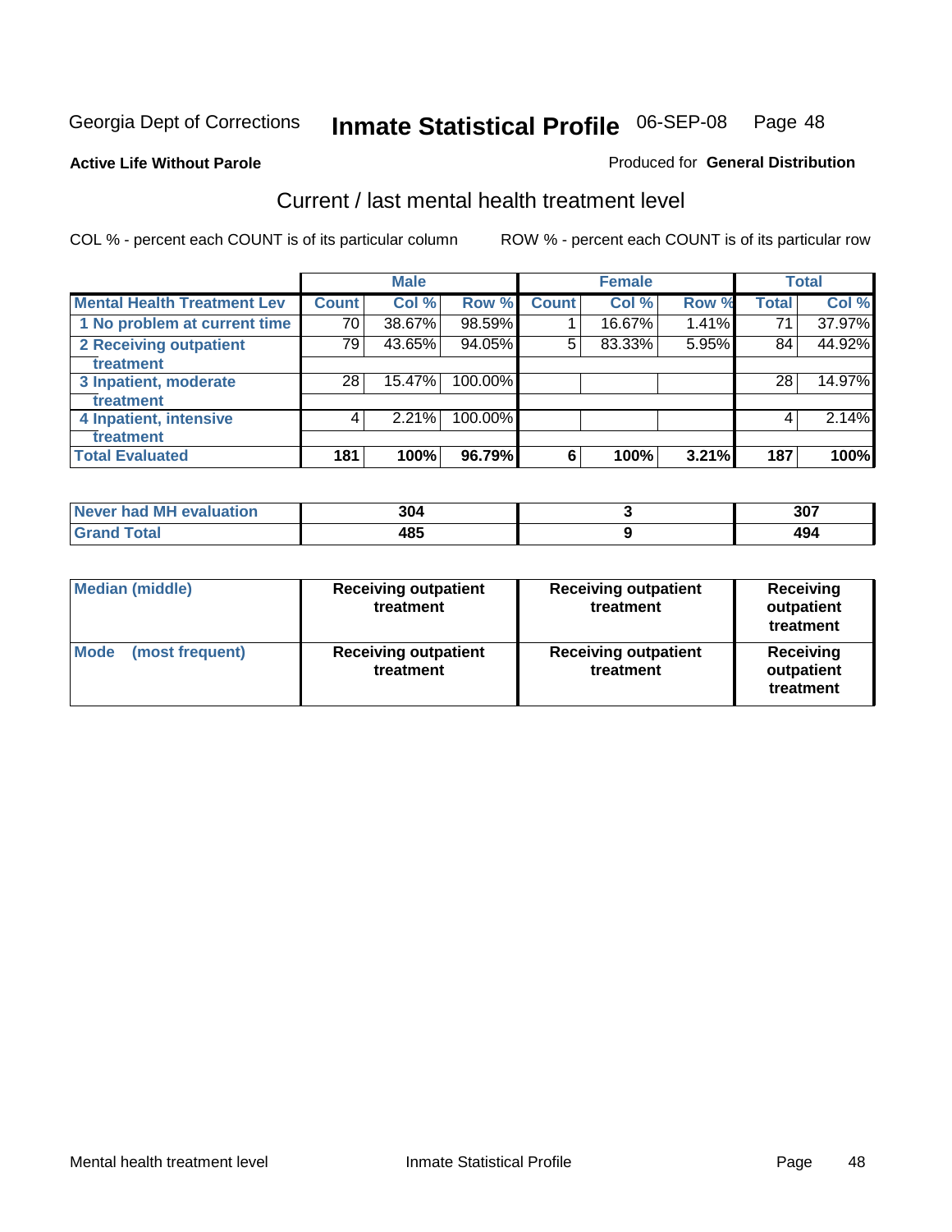Georgia Dept of Corrections **Inmate Statistical Profile** 06-SEP-08

**Active Life Without Parole**

Produced for **General Distribution**

## Current / last mental health treatment level

COL % - percent each COUNT is of its particular column

ROW % - percent each COUNT is of its particular row

| | Male | | | Female | | | Total | |
|---|---|---|---|---|---|---|---|---|
| **Mental Health Treatment Lev** | **Count** | **Col %** | **Row %** | **Count** | **Col %** | **Row %** | **Total** | **Col %** |
| 1 No problem at current time | 70 | 38.67% | 98.59% | 1 | 16.67% | 1.41% | 71 | 37.97% |
| 2 Receiving outpatient treatment | 79 | 43.65% | 94.05% | 5 | 83.33% | 5.95% | 84 | 44.92% |
| 3 Inpatient, moderate treatment | 28 | 15.47% | 100.00% | | | | 28 | 14.97% |
| 4 Inpatient, intensive treatment | 4 | 2.21% | 100.00% | | | | 4 | 2.14% |
| **Total Evaluated** | **181** | **100%** | **96.79%** | **6** | **100%** | **3.21%** | **187** | **100%** |

| | Male | Female | Total |
|---|---|---|---|
| **Never had MH evaluation** | **304** | **3** | **307** |
| **Grand Total** | **485** | **9** | **494** |

| | Male | Female | Total |
|---|---|---|---|
| **Median (middle)** | **Receiving outpatient treatment** | **Receiving outpatient treatment** | **Receiving outpatient treatment** |
| **Mode (most frequent)** | **Receiving outpatient treatment** | **Receiving outpatient treatment** | **Receiving outpatient treatment** |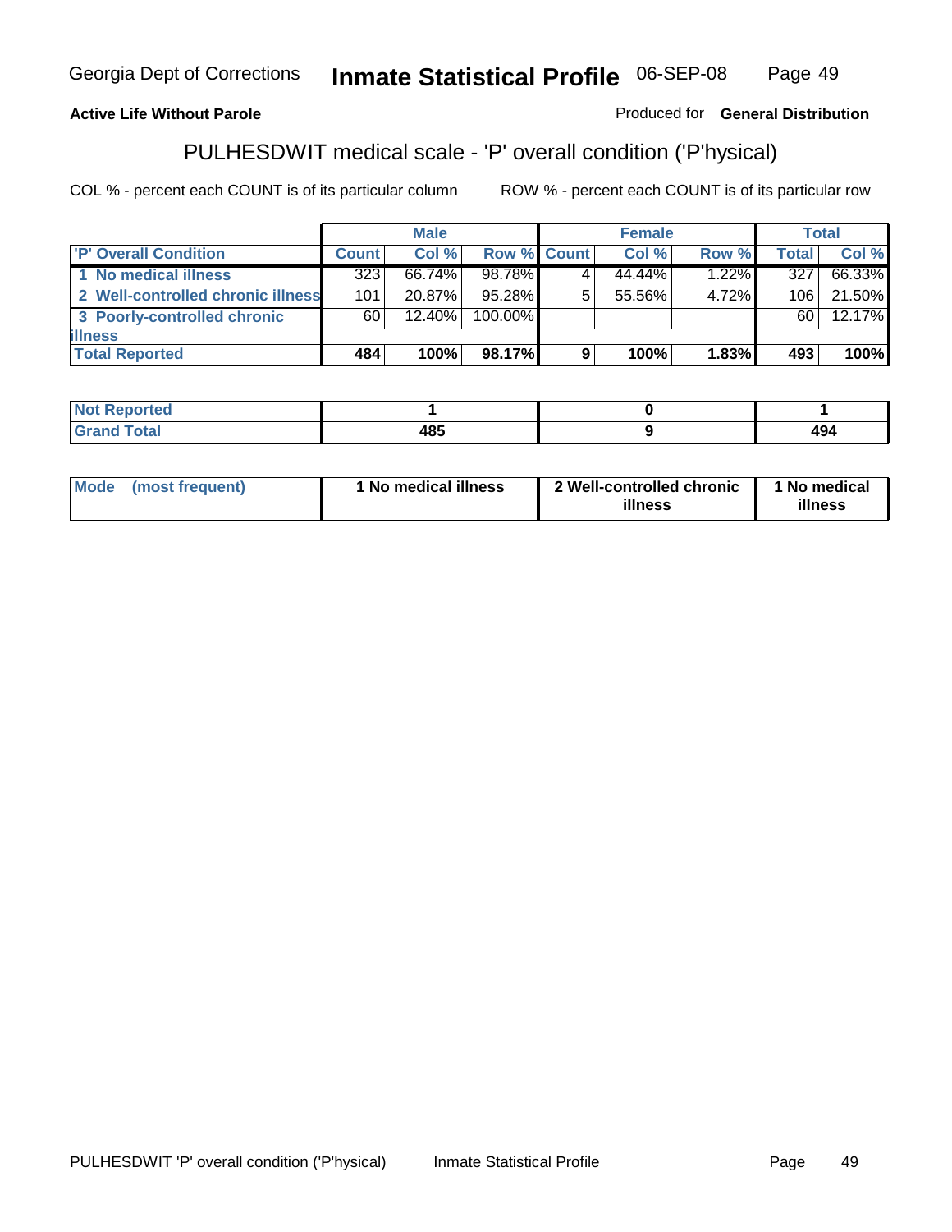**Active Life Without Parole**

Produced for **General Distribution**

## PULHESDWIT medical scale - 'P' overall condition ('P'hysical)

COL % - percent each COUNT is of its particular column

ROW % - percent each COUNT is of its particular row

| | Male | | | Female | | | Total | |
|---|---|---|---|---|---|---|---|---|
| **'P' Overall Condition** | **Count** | **Col %** | **Row %** | **Count** | **Col %** | **Row %** | **Total** | **Col %** |
| **1 No medical illness** | 323 | 66.74% | 98.78% | 4 | 44.44% | 1.22% | 327 | 66.33% |
| **2 Well-controlled chronic illness** | 101 | 20.87% | 95.28% | 5 | 55.56% | 4.72% | 106 | 21.50% |
| **3 Poorly-controlled chronic illness** | 60 | 12.40% | 100.00% | | | | 60 | 12.17% |
| **Total Reported** | **484** | **100%** | **98.17%** | **9** | **100%** | **1.83%** | **493** | **100%** |

| | Male | Female | Total |
|---|---|---|---|
| **Not Reported** | **1** | **0** | **1** |
| **Grand Total** | **485** | **9** | **494** |

| | Male | Female | Total |
|---|---|---|---|
| **Mode (most frequent)** | **1 No medical illness** | **2 Well-controlled chronic illness** | **1 No medical illness** |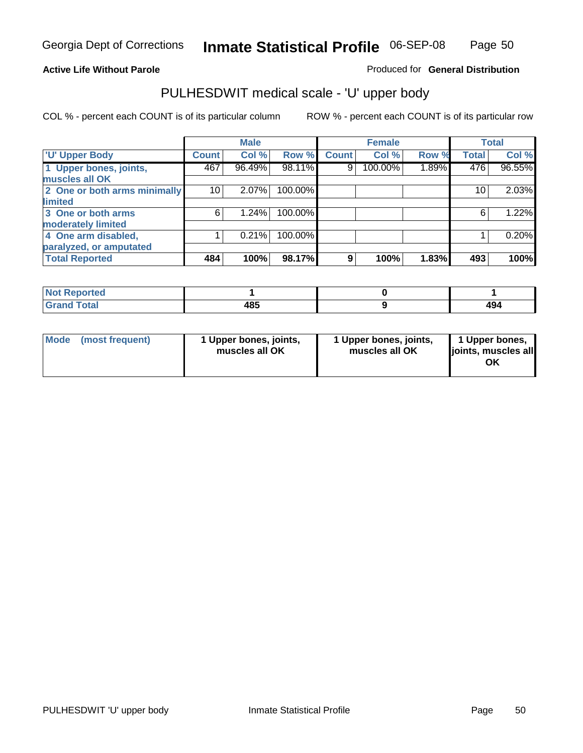Georgia Dept of Corrections **Inmate Statistical Profile** 06-SEP-08

**Active Life Without Parole**

Produced for **General Distribution**

## PULHESDWIT medical scale - 'U' upper body

COL % - percent each COUNT is of its particular column    ROW % - percent each COUNT is of its particular row

| | Male | | | Female | | | Total | |
|---|---|---|---|---|---|---|---|---|
| 'U' Upper Body | Count | Col % | Row % | Count | Col % | Row % | Total | Col % |
| 1 Upper bones, joints, muscles all OK | 467 | 96.49% | 98.11% | 9 | 100.00% | 1.89% | 476 | 96.55% |
| 2 One or both arms minimally limited | 10 | 2.07% | 100.00% | | | | 10 | 2.03% |
| 3 One or both arms moderately limited | 6 | 1.24% | 100.00% | | | | 6 | 1.22% |
| 4 One arm disabled, paralyzed, or amputated | 1 | 0.21% | 100.00% | | | | 1 | 0.20% |
| **Total Reported** | **484** | **100%** | **98.17%** | **9** | **100%** | **1.83%** | **493** | **100%** |

| | Male | Female | Total |
|---|---|---|---|
| Not Reported | 1 | 0 | 1 |
| Grand Total | 485 | 9 | 494 |

| | Male | Female | Total |
|---|---|---|---|
| Mode (most frequent) | 1 Upper bones, joints, muscles all OK | 1 Upper bones, joints, muscles all OK | 1 Upper bones, joints, muscles all OK |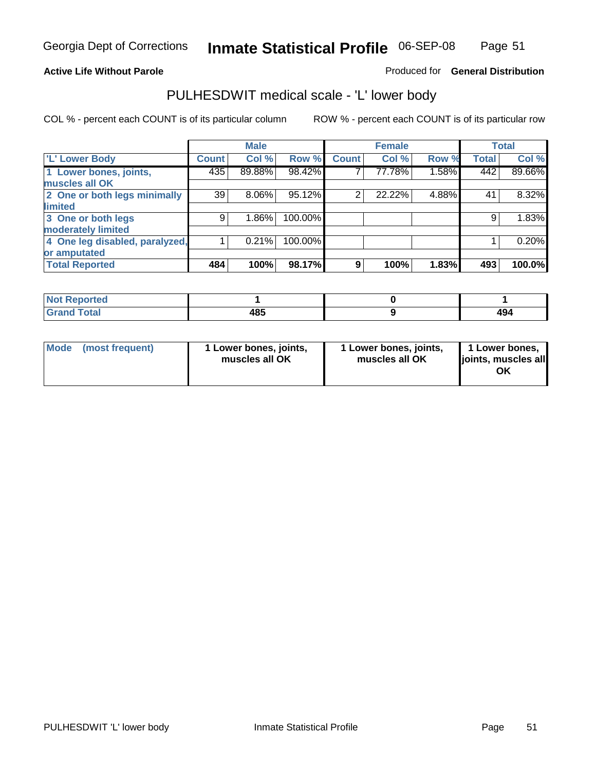**Active Life Without Parole**

Produced for **General Distribution**

## PULHESDWIT medical scale - 'L' lower body

COL % - percent each COUNT is of its particular column

ROW % - percent each COUNT is of its particular row

| | Male | | | Female | | | Total | |
|---|---|---|---|---|---|---|---|---|
| 'L' Lower Body | Count | Col % | Row % | Count | Col % | Row % | Total | Col % |
| 1 Lower bones, joints, muscles all OK | 435 | 89.88% | 98.42% | 7 | 77.78% | 1.58% | 442 | 89.66% |
| 2 One or both legs minimally limited | 39 | 8.06% | 95.12% | 2 | 22.22% | 4.88% | 41 | 8.32% |
| 3 One or both legs moderately limited | 9 | 1.86% | 100.00% | | | | 9 | 1.83% |
| 4 One leg disabled, paralyzed, or amputated | 1 | 0.21% | 100.00% | | | | 1 | 0.20% |
| **Total Reported** | **484** | **100%** | **98.17%** | **9** | **100%** | **1.83%** | **493** | **100.0%** |

| | Male | Female | Total |
|---|---|---|---|
| Not Reported | 1 | 0 | 1 |
| Grand Total | 485 | 9 | 494 |

| | Male | Female | Total |
|---|---|---|---|
| Mode (most frequent) | 1 Lower bones, joints, muscles all OK | 1 Lower bones, joints, muscles all OK | 1 Lower bones, joints, muscles all OK |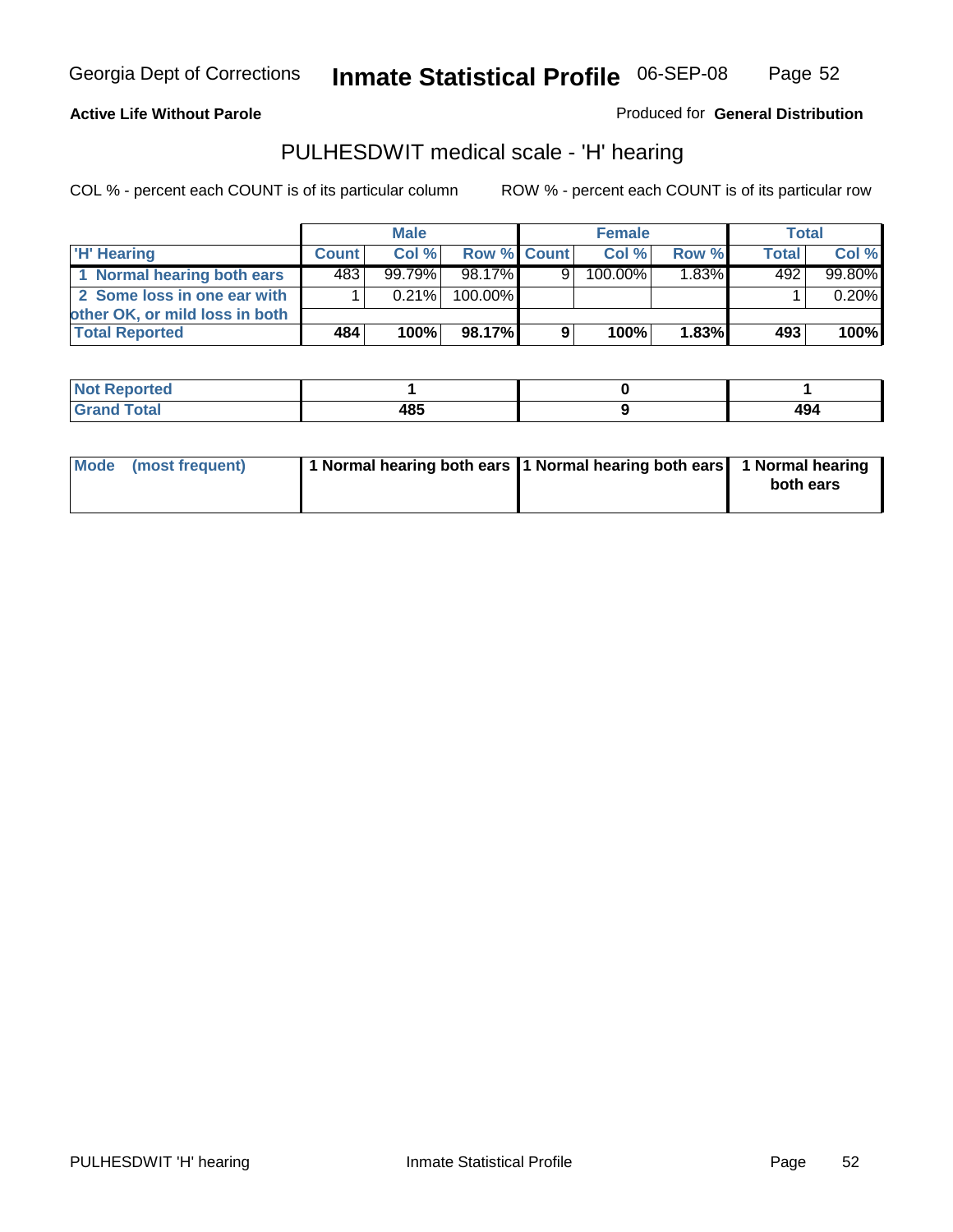Georgia Dept of Corrections **Inmate Statistical Profile** 06-SEP-08

**Active Life Without Parole**

Produced for **General Distribution**

## PULHESDWIT medical scale - 'H' hearing

COL % - percent each COUNT is of its particular column ROW % - percent each COUNT is of its particular row

| | Male | | | Female | | | Total | |
|---|---|---|---|---|---|---|---|---|
| 'H' Hearing | Count | Col % | Row % | Count | Col % | Row % | Total | Col % |
| 1 Normal hearing both ears | 483 | 99.79% | 98.17% | 9 | 100.00% | 1.83% | 492 | 99.80% |
| 2 Some loss in one ear with other OK, or mild loss in both | 1 | 0.21% | 100.00% | | | | 1 | 0.20% |
| **Total Reported** | **484** | **100%** | **98.17%** | **9** | **100%** | **1.83%** | **493** | **100%** |

| | Male | Female | Total |
|---|---|---|---|
| Not Reported | **1** | **0** | **1** |
| Grand Total | **485** | **9** | **494** |

| | Male | Female | Total |
|---|---|---|---|
| Mode (most frequent) | **1 Normal hearing both ears** | **1 Normal hearing both ears** | **1 Normal hearing both ears** |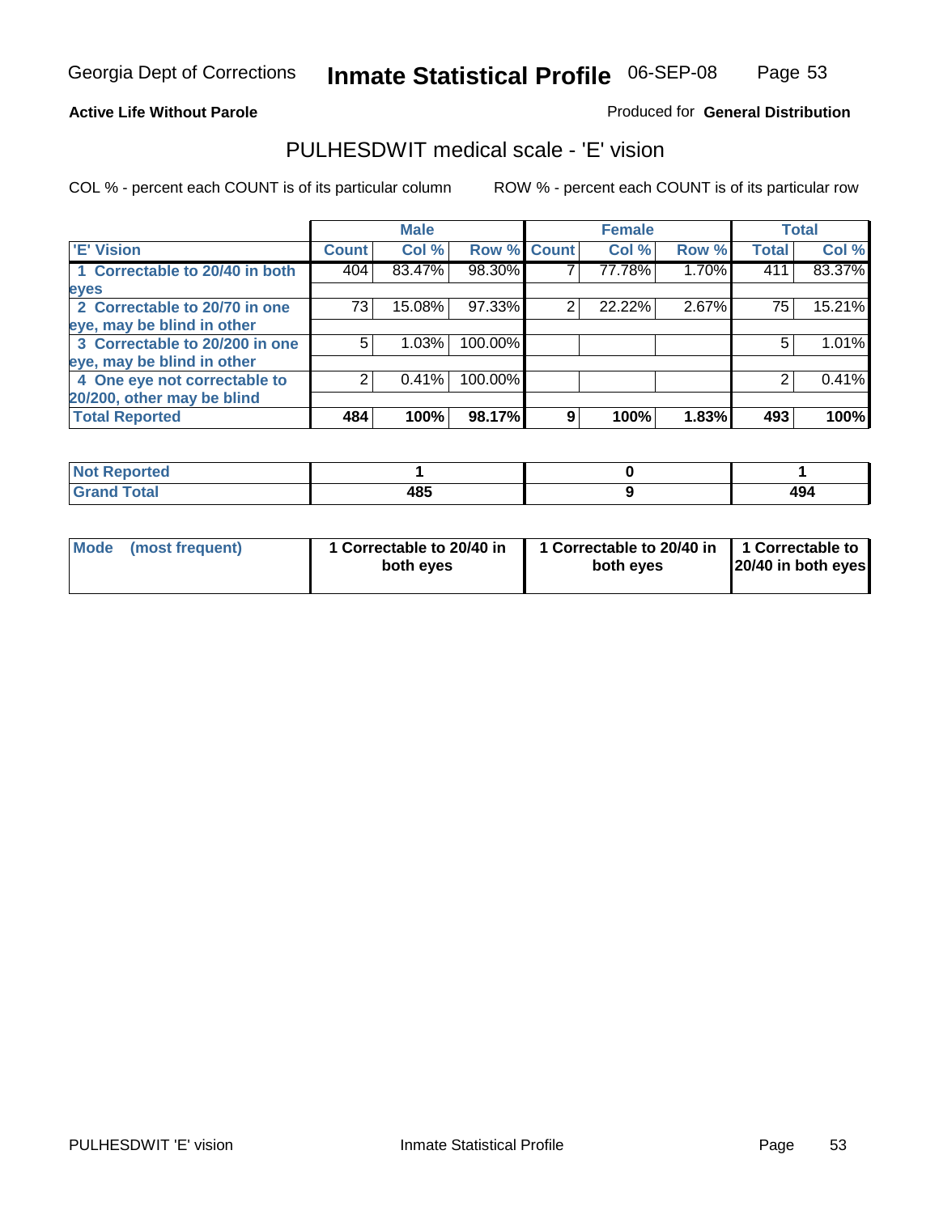Georgia Dept of Corrections **Inmate Statistical Profile** 06-SEP-08

**Active Life Without Parole**

Produced for **General Distribution**

## PULHESDWIT medical scale - 'E' vision

COL % - percent each COUNT is of its particular column

ROW % - percent each COUNT is of its particular row

| | Male | | | Female | | | Total | |
|---|---|---|---|---|---|---|---|---|
| 'E' Vision | Count | Col % | Row % | Count | Col % | Row % | Total | Col % |
| 1 Correctable to 20/40 in both eyes | 404 | 83.47% | 98.30% | 7 | 77.78% | 1.70% | 411 | 83.37% |
| 2 Correctable to 20/70 in one eye, may be blind in other | 73 | 15.08% | 97.33% | 2 | 22.22% | 2.67% | 75 | 15.21% |
| 3 Correctable to 20/200 in one eye, may be blind in other | 5 | 1.03% | 100.00% | | | | 5 | 1.01% |
| 4 One eye not correctable to 20/200, other may be blind | 2 | 0.41% | 100.00% | | | | 2 | 0.41% |
| **Total Reported** | **484** | **100%** | **98.17%** | **9** | **100%** | **1.83%** | **493** | **100%** |

| | Male | Female | Total |
|---|---|---|---|
| Not Reported | 1 | 0 | 1 |
| Grand Total | 485 | 9 | 494 |

| | Male | Female | Total |
|---|---|---|---|
| Mode (most frequent) | 1 Correctable to 20/40 in both eyes | 1 Correctable to 20/40 in both eyes | 1 Correctable to 20/40 in both eyes |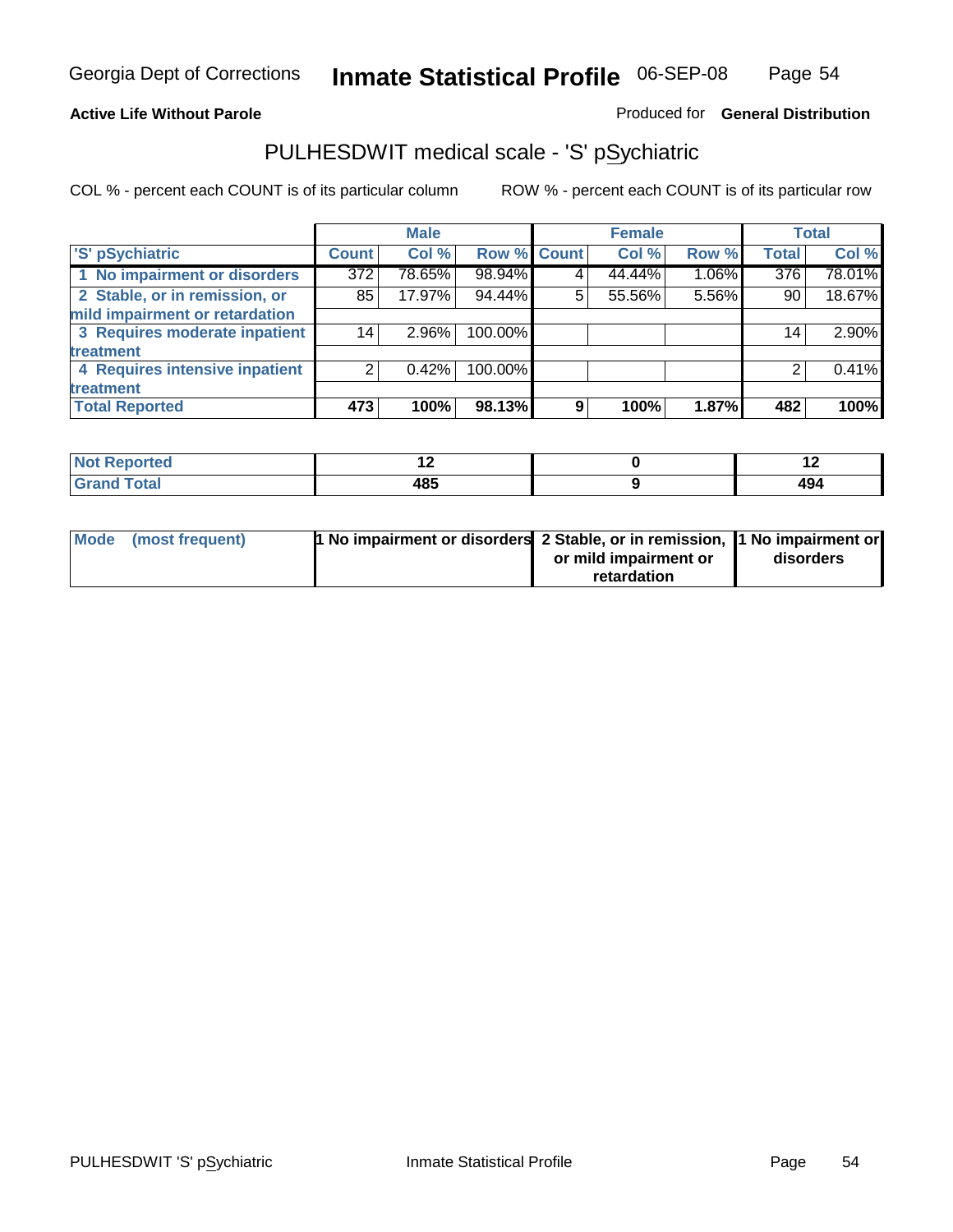**Active Life Without Parole**

Produced for **General Distribution**

## PULHESDWIT medical scale - 'S' pSychiatric

COL % - percent each COUNT is of its particular column

ROW % - percent each COUNT is of its particular row

| | Male | | | Female | | | Total | |
|---|---|---|---|---|---|---|---|---|
| 'S' pSychiatric | Count | Col % | Row % | Count | Col % | Row % | Total | Col % |
| 1 No impairment or disorders | 372 | 78.65% | 98.94% | 4 | 44.44% | 1.06% | 376 | 78.01% |
| 2 Stable, or in remission, or mild impairment or retardation | 85 | 17.97% | 94.44% | 5 | 55.56% | 5.56% | 90 | 18.67% |
| 3 Requires moderate inpatient treatment | 14 | 2.96% | 100.00% | | | | 14 | 2.90% |
| 4 Requires intensive inpatient treatment | 2 | 0.42% | 100.00% | | | | 2 | 0.41% |
| **Total Reported** | **473** | **100%** | **98.13%** | **9** | **100%** | **1.87%** | **482** | **100%** |

| | Male | Female | Total |
|---|---|---|---|
| Not Reported | 12 | 0 | 12 |
| Grand Total | 485 | 9 | 494 |

| | Male | Female | Total |
|---|---|---|---|
| Mode (most frequent) | 1 No impairment or disorders | 2 Stable, or in remission, or mild impairment or retardation | 1 No impairment or disorders |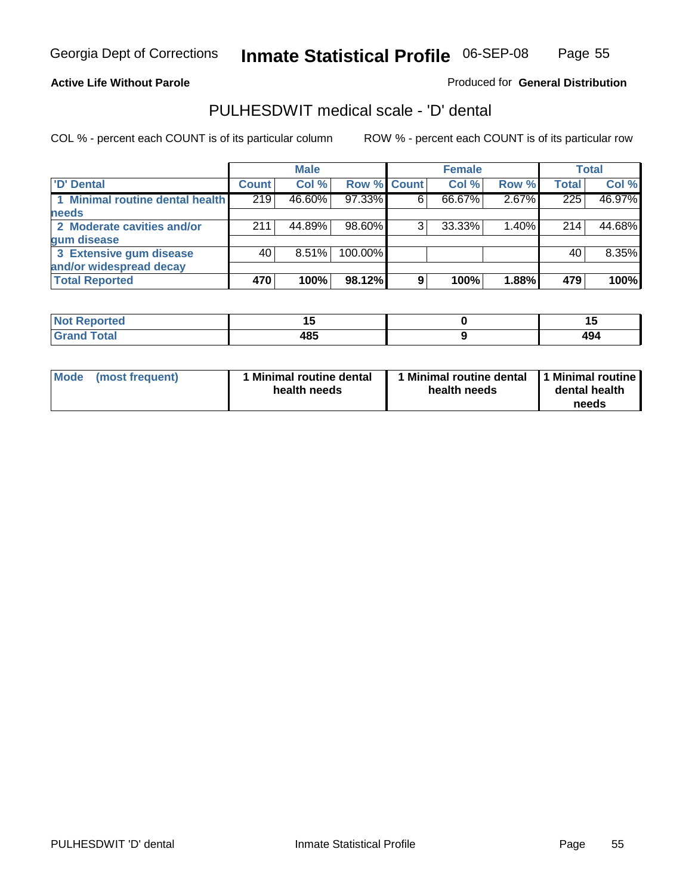Georgia Dept of Corrections **Inmate Statistical Profile** 06-SEP-08

**Active Life Without Parole**

Produced for **General Distribution**

## PULHESDWIT medical scale - 'D' dental

COL % - percent each COUNT is of its particular column

ROW % - percent each COUNT is of its particular row

| | Male | | | Female | | | Total | |
|---|---|---|---|---|---|---|---|---|
| 'D' Dental | Count | Col % | Row % | Count | Col % | Row % | Total | Col % |
| 1 Minimal routine dental health needs | 219 | 46.60% | 97.33% | 6 | 66.67% | 2.67% | 225 | 46.97% |
| 2 Moderate cavities and/or gum disease | 211 | 44.89% | 98.60% | 3 | 33.33% | 1.40% | 214 | 44.68% |
| 3 Extensive gum disease and/or widespread decay | 40 | 8.51% | 100.00% | | | | 40 | 8.35% |
| **Total Reported** | **470** | **100%** | **98.12%** | **9** | **100%** | **1.88%** | **479** | **100%** |

| | Male | Female | Total |
|---|---|---|---|
| Not Reported | 15 | 0 | 15 |
| Grand Total | 485 | 9 | 494 |

| | Male | Female | Total |
|---|---|---|---|
| Mode (most frequent) | 1 Minimal routine dental health needs | 1 Minimal routine dental health needs | 1 Minimal routine dental health needs |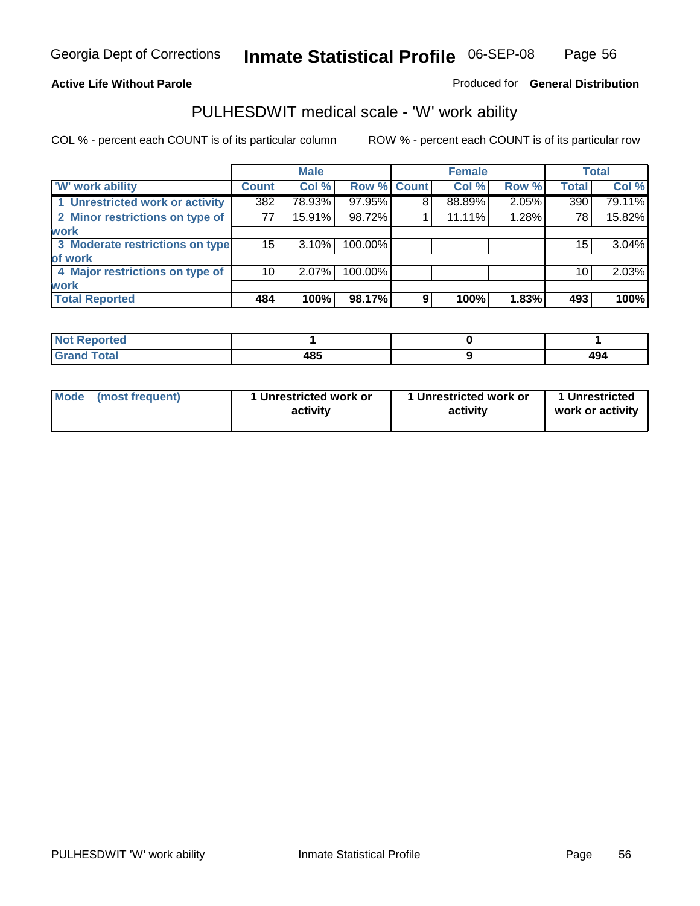Georgia Dept of Corrections **Inmate Statistical Profile** 06-SEP-08

**Active Life Without Parole**

Produced for **General Distribution**

## PULHESDWIT medical scale - 'W' work ability

COL % - percent each COUNT is of its particular column    ROW % - percent each COUNT is of its particular row

| | Male | | | Female | | | Total | |
|---|---|---|---|---|---|---|---|---|
| 'W' work ability | Count | Col % | Row % | Count | Col % | Row % | Total | Col % |
| 1 Unrestricted work or activity | 382 | 78.93% | 97.95% | 8 | 88.89% | 2.05% | 390 | 79.11% |
| 2 Minor restrictions on type of work | 77 | 15.91% | 98.72% | 1 | 11.11% | 1.28% | 78 | 15.82% |
| 3 Moderate restrictions on type of work | 15 | 3.10% | 100.00% | | | | 15 | 3.04% |
| 4 Major restrictions on type of work | 10 | 2.07% | 100.00% | | | | 10 | 2.03% |
| **Total Reported** | **484** | **100%** | **98.17%** | **9** | **100%** | **1.83%** | **493** | **100%** |

| | Male | Female | Total |
|---|---|---|---|
| Not Reported | 1 | 0 | 1 |
| Grand Total | 485 | 9 | 494 |

| | Male | Female | Total |
|---|---|---|---|
| Mode (most frequent) | 1 Unrestricted work or activity | 1 Unrestricted work or activity | 1 Unrestricted work or activity |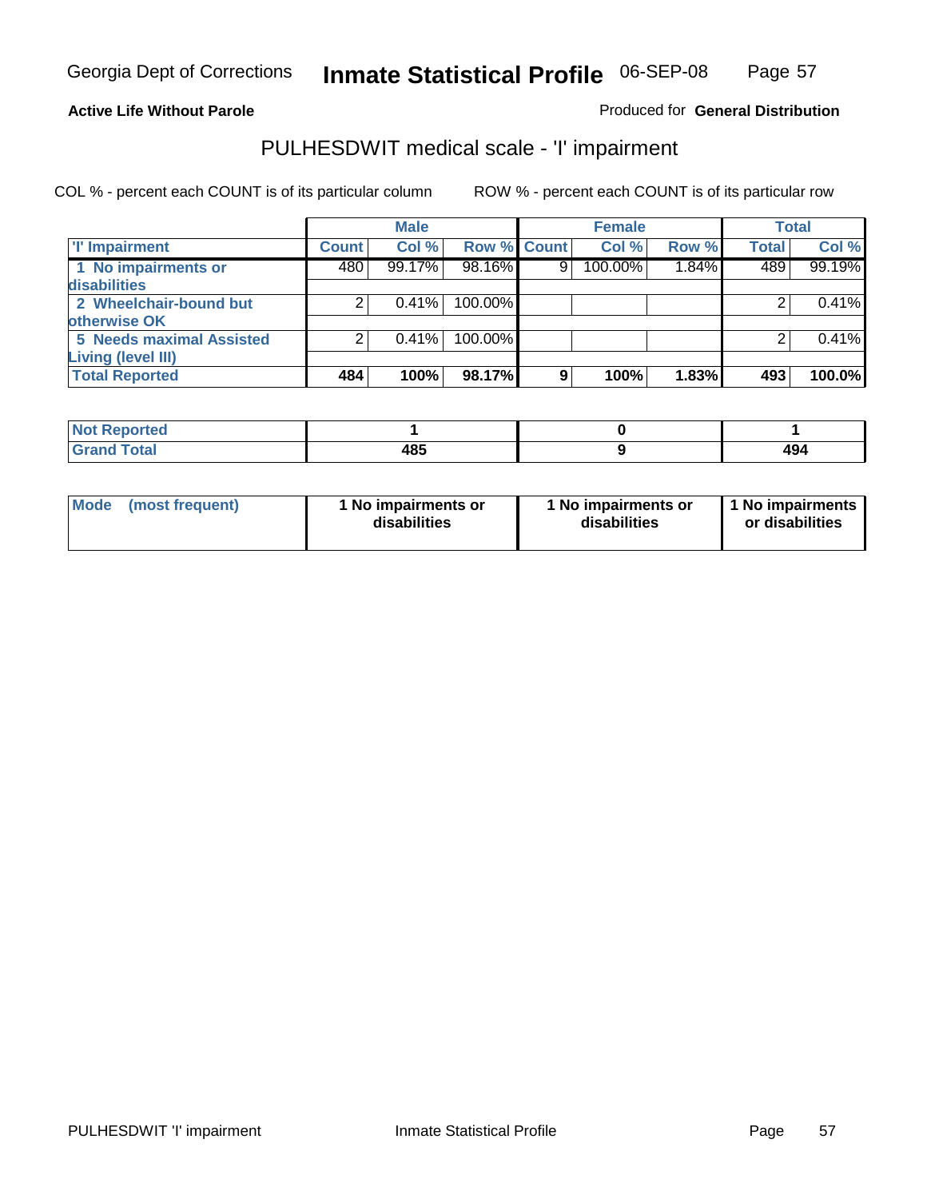Georgia Dept of Corrections **Inmate Statistical Profile** 06-SEP-08

**Active Life Without Parole**

Produced for **General Distribution**

## PULHESDWIT medical scale - 'I' impairment

COL % - percent each COUNT is of its particular column ROW % - percent each COUNT is of its particular row

| | Male | | | Female | | | Total | |
|---|---|---|---|---|---|---|---|---|
| 'I' Impairment | Count | Col % | Row % | Count | Col % | Row % | Total | Col % |
| 1 No impairments or disabilities | 480 | 99.17% | 98.16% | 9 | 100.00% | 1.84% | 489 | 99.19% |
| 2 Wheelchair-bound but otherwise OK | 2 | 0.41% | 100.00% | | | | 2 | 0.41% |
| 5 Needs maximal Assisted Living (level III) | 2 | 0.41% | 100.00% | | | | 2 | 0.41% |
| **Total Reported** | **484** | **100%** | **98.17%** | **9** | **100%** | **1.83%** | **493** | **100.0%** |

| | Male | Female | Total |
|---|---|---|---|
| Not Reported | 1 | 0 | 1 |
| Grand Total | 485 | 9 | 494 |

| | Male | Female | Total |
|---|---|---|---|
| Mode (most frequent) | 1 No impairments or disabilities | 1 No impairments or disabilities | 1 No impairments or disabilities |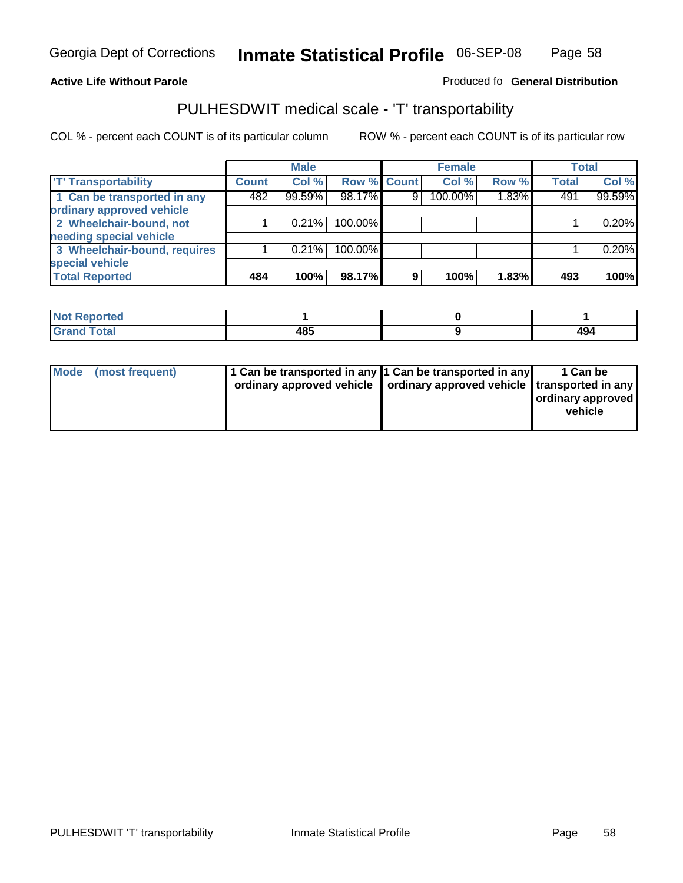Georgia Dept of Corrections **Inmate Statistical Profile** 06-SEP-08

**Active Life Without Parole**

Produced fo **General Distribution**

## PULHESDWIT medical scale - 'T' transportability

COL % - percent each COUNT is of its particular column

ROW % - percent each COUNT is of its particular row

| | Male | | | Female | | | Total | |
|---|---|---|---|---|---|---|---|---|
| 'T' Transportability | Count | Col % | Row % | Count | Col % | Row % | Total | Col % |
| 1 Can be transported in any ordinary approved vehicle | 482 | 99.59% | 98.17% | 9 | 100.00% | 1.83% | 491 | 99.59% |
| 2 Wheelchair-bound, not needing special vehicle | 1 | 0.21% | 100.00% | | | | 1 | 0.20% |
| 3 Wheelchair-bound, requires special vehicle | 1 | 0.21% | 100.00% | | | | 1 | 0.20% |
| **Total Reported** | **484** | **100%** | **98.17%** | **9** | **100%** | **1.83%** | **493** | **100%** |

| | Male | Female | Total |
|---|---|---|---|
| Not Reported | 1 | 0 | 1 |
| Grand Total | 485 | 9 | 494 |

| | Male | Female | Total |
|---|---|---|---|
| Mode (most frequent) | 1 Can be transported in any ordinary approved vehicle | 1 Can be transported in any ordinary approved vehicle | 1 Can be transported in any ordinary approved vehicle |

PULHESDWIT 'T' transportability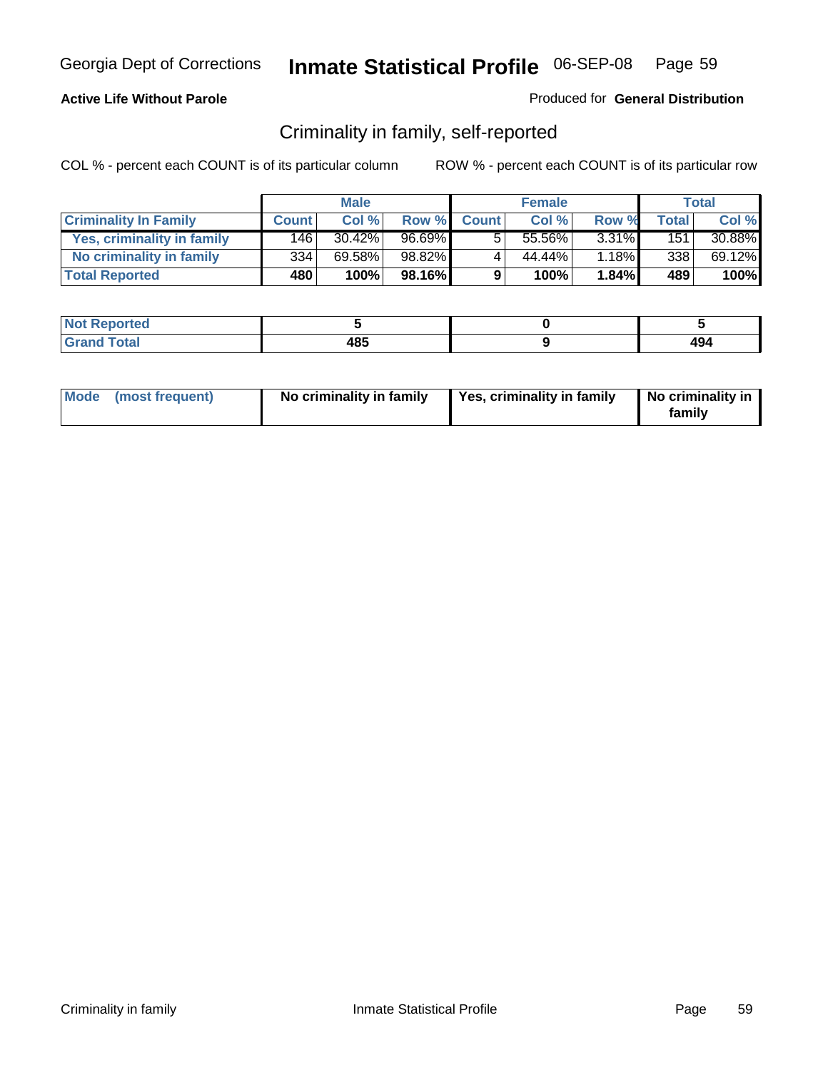Georgia Dept of Corrections **Inmate Statistical Profile** 06-SEP-08

**Active Life Without Parole**

Produced for **General Distribution**

## Criminality in family, self-reported

COL % - percent each COUNT is of its particular column    ROW % - percent each COUNT is of its particular row

| | Male | | | Female | | | Total | |
|---|---|---|---|---|---|---|---|---|
| **Criminality In Family** | **Count** | **Col %** | **Row %** | **Count** | **Col %** | **Row %** | **Total** | **Col %** |
| **Yes, criminality in family** | 146 | 30.42% | 96.69% | 5 | 55.56% | 3.31% | 151 | 30.88% |
| **No criminality in family** | 334 | 69.58% | 98.82% | 4 | 44.44% | 1.18% | 338 | 69.12% |
| **Total Reported** | **480** | **100%** | **98.16%** | **9** | **100%** | **1.84%** | **489** | **100%** |

| | Male | Female | Total |
|---|---|---|---|
| **Not Reported** | **5** | **0** | **5** |
| **Grand Total** | **485** | **9** | **494** |

| | Male | Female | Total |
|---|---|---|---|
| **Mode (most frequent)** | **No criminality in family** | **Yes, criminality in family** | **No criminality in family** |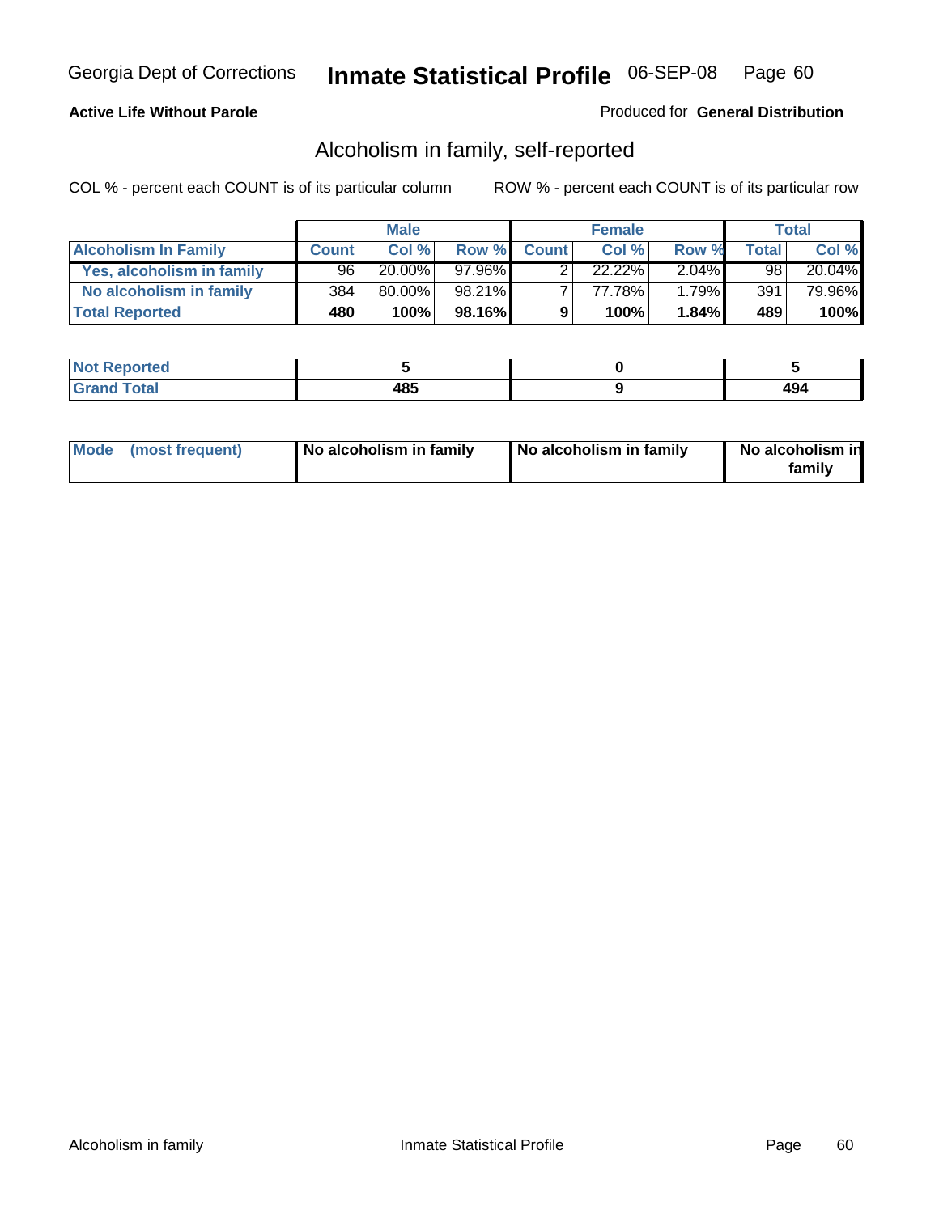Georgia Dept of Corrections **Inmate Statistical Profile** 06-SEP-08

**Active Life Without Parole**

Produced for **General Distribution**

## Alcoholism in family, self-reported

COL % - percent each COUNT is of its particular column

ROW % - percent each COUNT is of its particular row

| | Male | | | Female | | | Total | |
|---|---|---|---|---|---|---|---|---|
| **Alcoholism In Family** | **Count** | **Col %** | **Row %** | **Count** | **Col %** | **Row %** | **Total** | **Col %** |
| **Yes, alcoholism in family** | 96 | 20.00% | 97.96% | 2 | 22.22% | 2.04% | 98 | 20.04% |
| **No alcoholism in family** | 384 | 80.00% | 98.21% | 7 | 77.78% | 1.79% | 391 | 79.96% |
| **Total Reported** | **480** | **100%** | **98.16%** | **9** | **100%** | **1.84%** | **489** | **100%** |

| | Male | Female | Total |
|---|---|---|---|
| **Not Reported** | **5** | **0** | **5** |
| **Grand Total** | **485** | **9** | **494** |

| | Male | Female | Total |
|---|---|---|---|
| **Mode (most frequent)** | **No alcoholism in family** | **No alcoholism in family** | **No alcoholism in family** |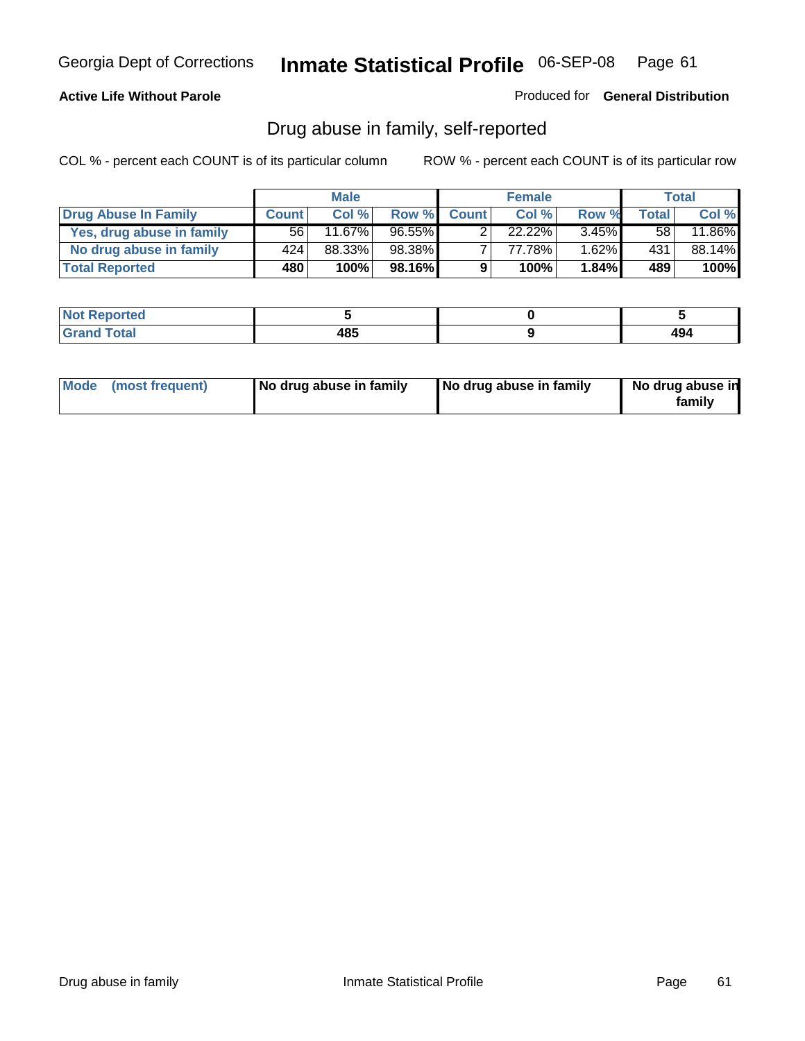Georgia Dept of Corrections **Inmate Statistical Profile** 06-SEP-08

**Active Life Without Parole**

Produced for **General Distribution**

## Drug abuse in family, self-reported

COL % - percent each COUNT is of its particular column

ROW % - percent each COUNT is of its particular row

| | Male | | | Female | | | Total | |
|---|---|---|---|---|---|---|---|---|
| **Drug Abuse In Family** | **Count** | **Col %** | **Row %** | **Count** | **Col %** | **Row %** | **Total** | **Col %** |
| **Yes, drug abuse in family** | 56 | 11.67% | 96.55% | 2 | 22.22% | 3.45% | 58 | 11.86% |
| **No drug abuse in family** | 424 | 88.33% | 98.38% | 7 | 77.78% | 1.62% | 431 | 88.14% |
| **Total Reported** | **480** | **100%** | **98.16%** | **9** | **100%** | **1.84%** | **489** | **100%** |

| | Male | Female | Total |
|---|---|---|---|
| **Not Reported** | **5** | **0** | **5** |
| **Grand Total** | **485** | **9** | **494** |

| | Male | Female | Total |
|---|---|---|---|
| **Mode (most frequent)** | **No drug abuse in family** | **No drug abuse in family** | **No drug abuse in family** |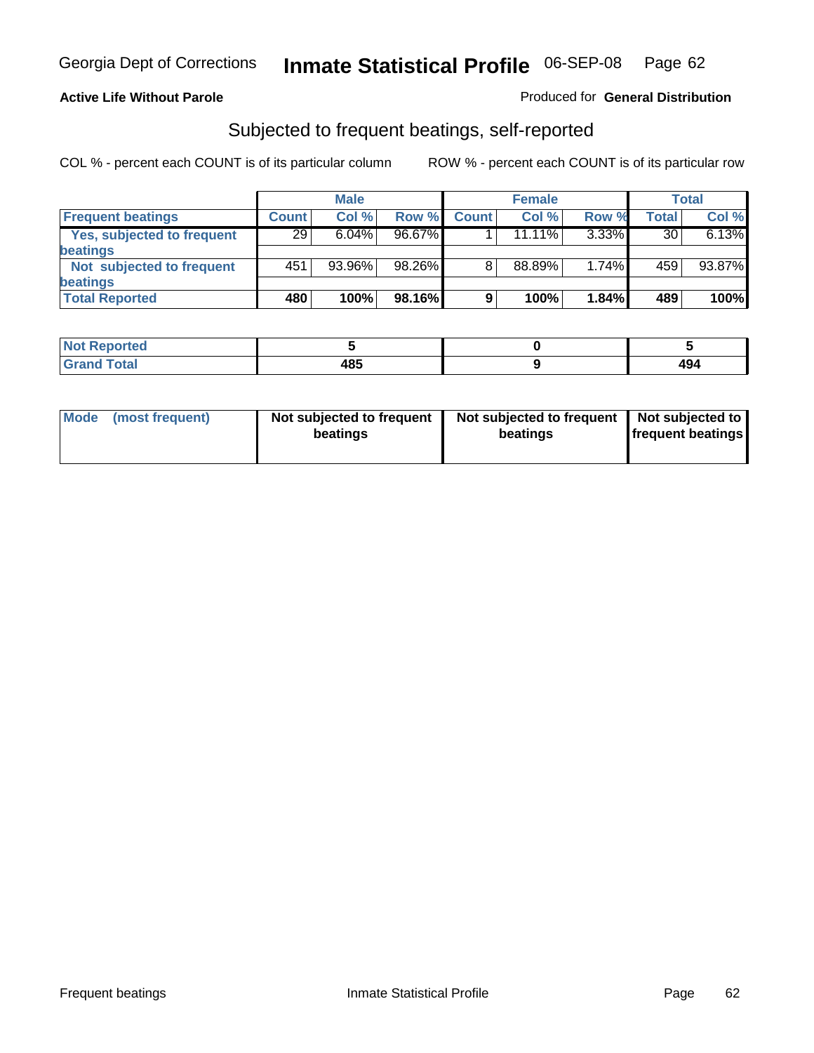Georgia Dept of Corrections **Inmate Statistical Profile** 06-SEP-08

**Active Life Without Parole**

Produced for **General Distribution**

## Subjected to frequent beatings, self-reported

COL % - percent each COUNT is of its particular column

ROW % - percent each COUNT is of its particular row

| | Male | | | Female | | | Total | |
|---|---|---|---|---|---|---|---|---|
| **Frequent beatings** | **Count** | **Col %** | **Row %** | **Count** | **Col %** | **Row %** | **Total** | **Col %** |
| **Yes, subjected to frequent beatings** | 29 | 6.04% | 96.67% | 1 | 11.11% | 3.33% | 30 | 6.13% |
| **Not subjected to frequent beatings** | 451 | 93.96% | 98.26% | 8 | 88.89% | 1.74% | 459 | 93.87% |
| **Total Reported** | **480** | **100%** | **98.16%** | **9** | **100%** | **1.84%** | **489** | **100%** |

| | Male | Female | Total |
|---|---|---|---|
| **Not Reported** | **5** | **0** | **5** |
| **Grand Total** | **485** | **9** | **494** |

| | Male | Female | Total |
|---|---|---|---|
| **Mode (most frequent)** | **Not subjected to frequent beatings** | **Not subjected to frequent beatings** | **Not subjected to frequent beatings** |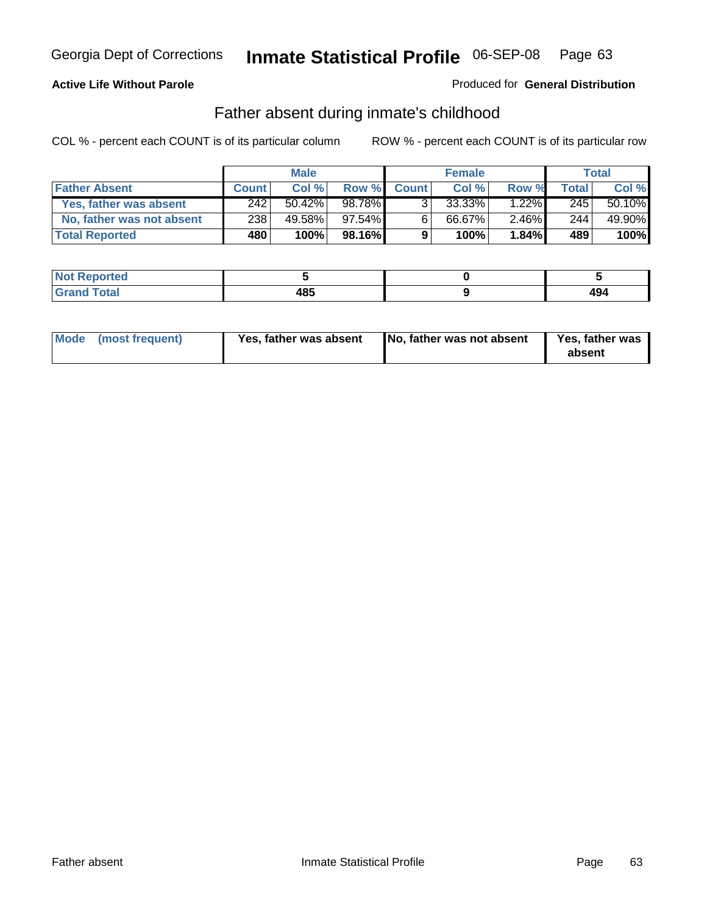Georgia Dept of Corrections **Inmate Statistical Profile** 06-SEP-08 Page 63

**Active Life Without Parole**

Produced for **General Distribution**

## Father absent during inmate's childhood

COL % - percent each COUNT is of its particular column     ROW % - percent each COUNT is of its particular row

| | Male | | | Female | | | Total | |
|---|---|---|---|---|---|---|---|---|
| **Father Absent** | **Count** | **Col %** | **Row %** | **Count** | **Col %** | **Row %** | **Total** | **Col %** |
| **Yes, father was absent** | 242 | 50.42% | 98.78% | 3 | 33.33% | 1.22% | 245 | 50.10% |
| **No, father was not absent** | 238 | 49.58% | 97.54% | 6 | 66.67% | 2.46% | 244 | 49.90% |
| **Total Reported** | **480** | **100%** | **98.16%** | **9** | **100%** | **1.84%** | **489** | **100%** |

| | Male | Female | Total |
|---|---|---|---|
| **Not Reported** | **5** | **0** | **5** |
| **Grand Total** | **485** | **9** | **494** |

| | Male | Female | Total |
|---|---|---|---|
| **Mode (most frequent)** | **Yes, father was absent** | **No, father was not absent** | **Yes, father was absent** |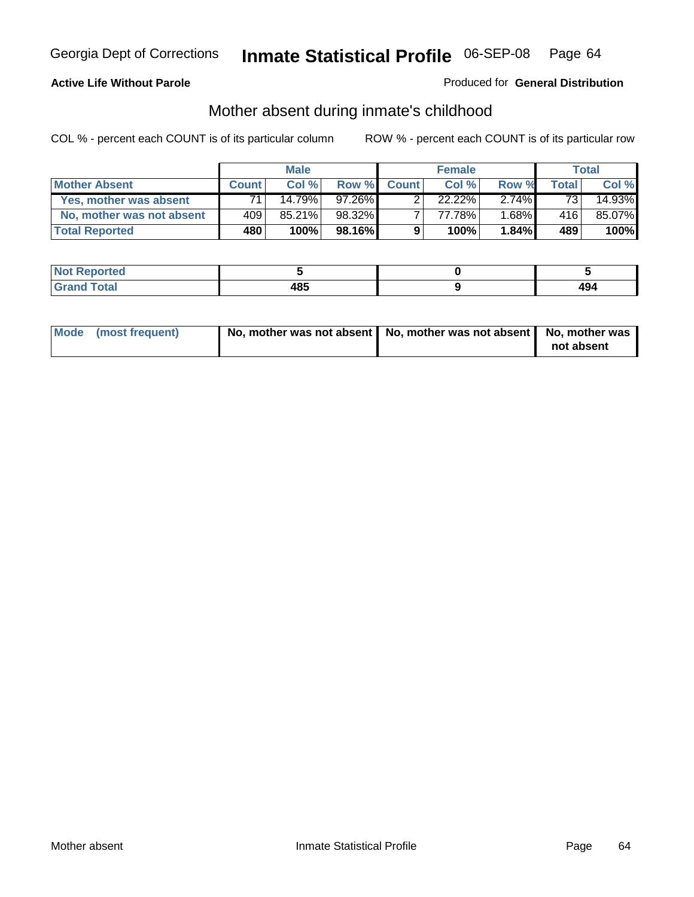Georgia Dept of Corrections **Inmate Statistical Profile** 06-SEP-08

**Active Life Without Parole**

Produced for **General Distribution**

## Mother absent during inmate's childhood

COL % - percent each COUNT is of its particular column

ROW % - percent each COUNT is of its particular row

| | Male | | | Female | | | Total | |
|---|---|---|---|---|---|---|---|---|
| **Mother Absent** | **Count** | **Col %** | **Row %** | **Count** | **Col %** | **Row %** | **Total** | **Col %** |
| **Yes, mother was absent** | 71 | 14.79% | 97.26% | 2 | 22.22% | 2.74% | 73 | 14.93% |
| **No, mother was not absent** | 409 | 85.21% | 98.32% | 7 | 77.78% | 1.68% | 416 | 85.07% |
| **Total Reported** | **480** | **100%** | **98.16%** | **9** | **100%** | **1.84%** | **489** | **100%** |

| | Male | Female | Total |
|---|---|---|---|
| **Not Reported** | **5** | **0** | **5** |
| **Grand Total** | **485** | **9** | **494** |

| | Male | Female | Total |
|---|---|---|---|
| **Mode (most frequent)** | **No, mother was not absent** | **No, mother was not absent** | **No, mother was not absent** |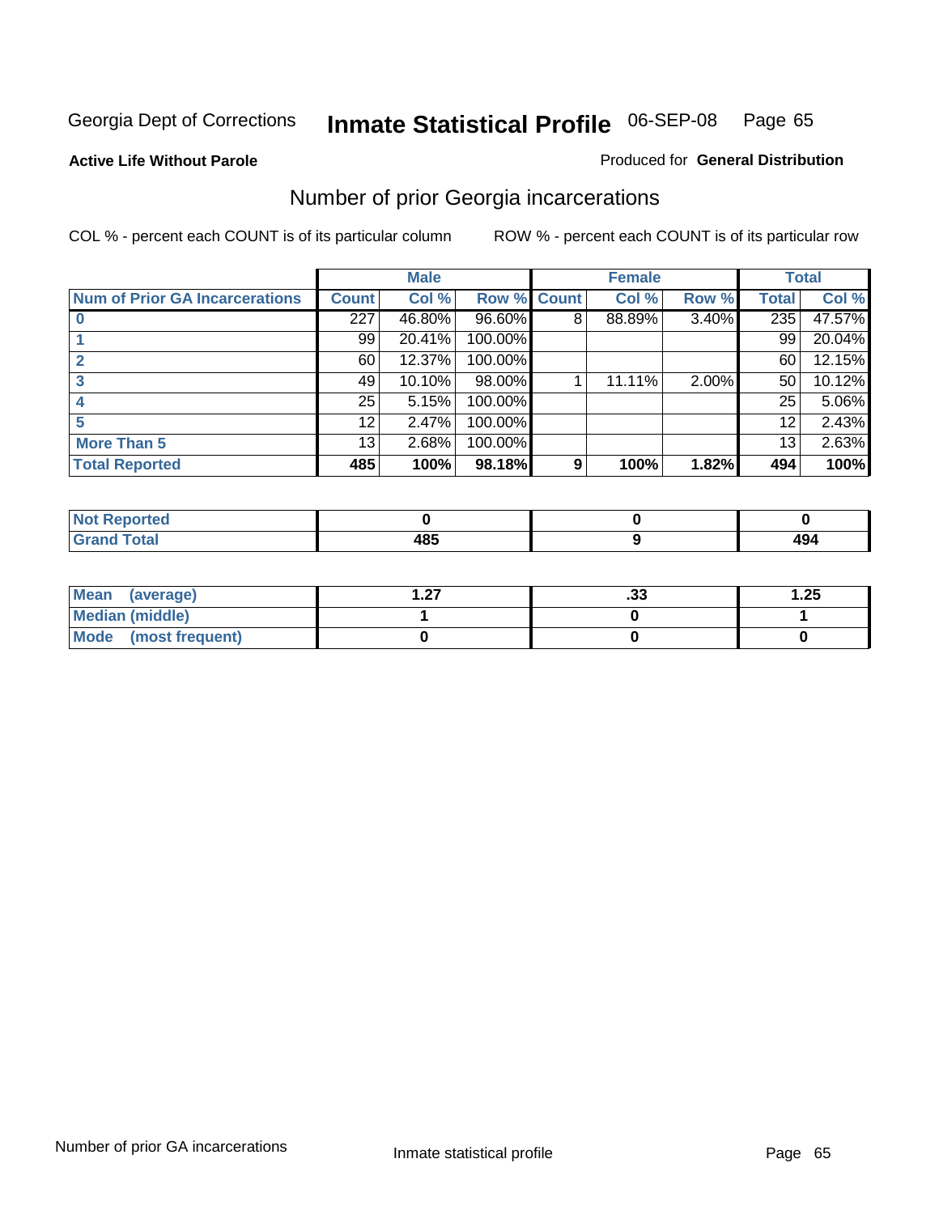Georgia Dept of Corrections **Inmate Statistical Profile** 06-SEP-08

**Active Life Without Parole**

Produced for **General Distribution**

## Number of prior Georgia incarcerations

COL % - percent each COUNT is of its particular column

ROW % - percent each COUNT is of its particular row

| | Male | | | Female | | | Total | |
|---|---|---|---|---|---|---|---|---|
| **Num of Prior GA Incarcerations** | **Count** | **Col %** | **Row %** | **Count** | **Col %** | **Row %** | **Total** | **Col %** |
| **0** | 227 | 46.80% | 96.60% | 8 | 88.89% | 3.40% | 235 | 47.57% |
| **1** | 99 | 20.41% | 100.00% | | | | 99 | 20.04% |
| **2** | 60 | 12.37% | 100.00% | | | | 60 | 12.15% |
| **3** | 49 | 10.10% | 98.00% | 1 | 11.11% | 2.00% | 50 | 10.12% |
| **4** | 25 | 5.15% | 100.00% | | | | 25 | 5.06% |
| **5** | 12 | 2.47% | 100.00% | | | | 12 | 2.43% |
| **More Than 5** | 13 | 2.68% | 100.00% | | | | 13 | 2.63% |
| **Total Reported** | **485** | **100%** | **98.18%** | **9** | **100%** | **1.82%** | **494** | **100%** |

| | Male | Female | Total |
|---|---|---|---|
| **Not Reported** | **0** | **0** | **0** |
| **Grand Total** | **485** | **9** | **494** |

| | Male | Female | Total |
|---|---|---|---|
| **Mean (average)** | **1.27** | **.33** | **1.25** |
| **Median (middle)** | **1** | **0** | **1** |
| **Mode (most frequent)** | **0** | **0** | **0** |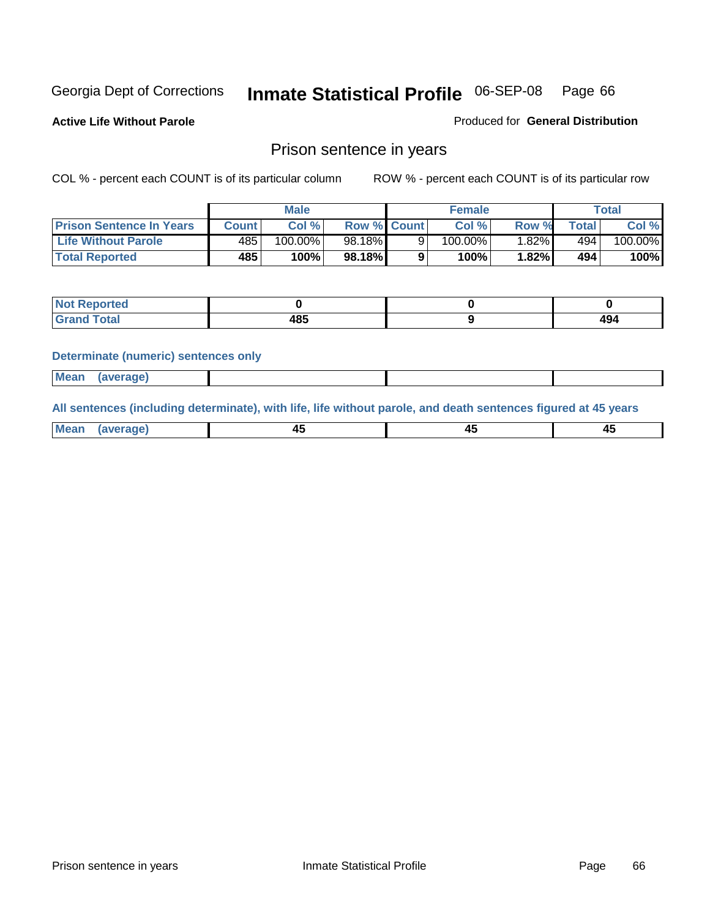Georgia Dept of Corrections **Inmate Statistical Profile** 06-SEP-08

**Active Life Without Parole**

Produced for **General Distribution**

## Prison sentence in years

COL % - percent each COUNT is of its particular column

ROW % - percent each COUNT is of its particular row

| | Male | | | Female | | | Total | |
|---|---|---|---|---|---|---|---|---|
| **Prison Sentence In Years** | **Count** | **Col %** | **Row %** | **Count** | **Col %** | **Row %** | **Total** | **Col %** |
| **Life Without Parole** | 485 | 100.00% | 98.18% | 9 | 100.00% | 1.82% | 494 | 100.00% |
| **Total Reported** | **485** | **100%** | **98.18%** | **9** | **100%** | **1.82%** | **494** | **100%** |

| | Male | Female | Total |
|---|---|---|---|
| **Not Reported** | **0** | **0** | **0** |
| **Grand Total** | **485** | **9** | **494** |

**Determinate (numeric) sentences only**

| | Male | Female | Total |
|---|---|---|---|
| **Mean (average)** | | | |

**All sentences (including determinate), with life, life without parole, and death sentences figured at 45 years**

| | Male | Female | Total |
|---|---|---|---|
| **Mean (average)** | **45** | **45** | **45** |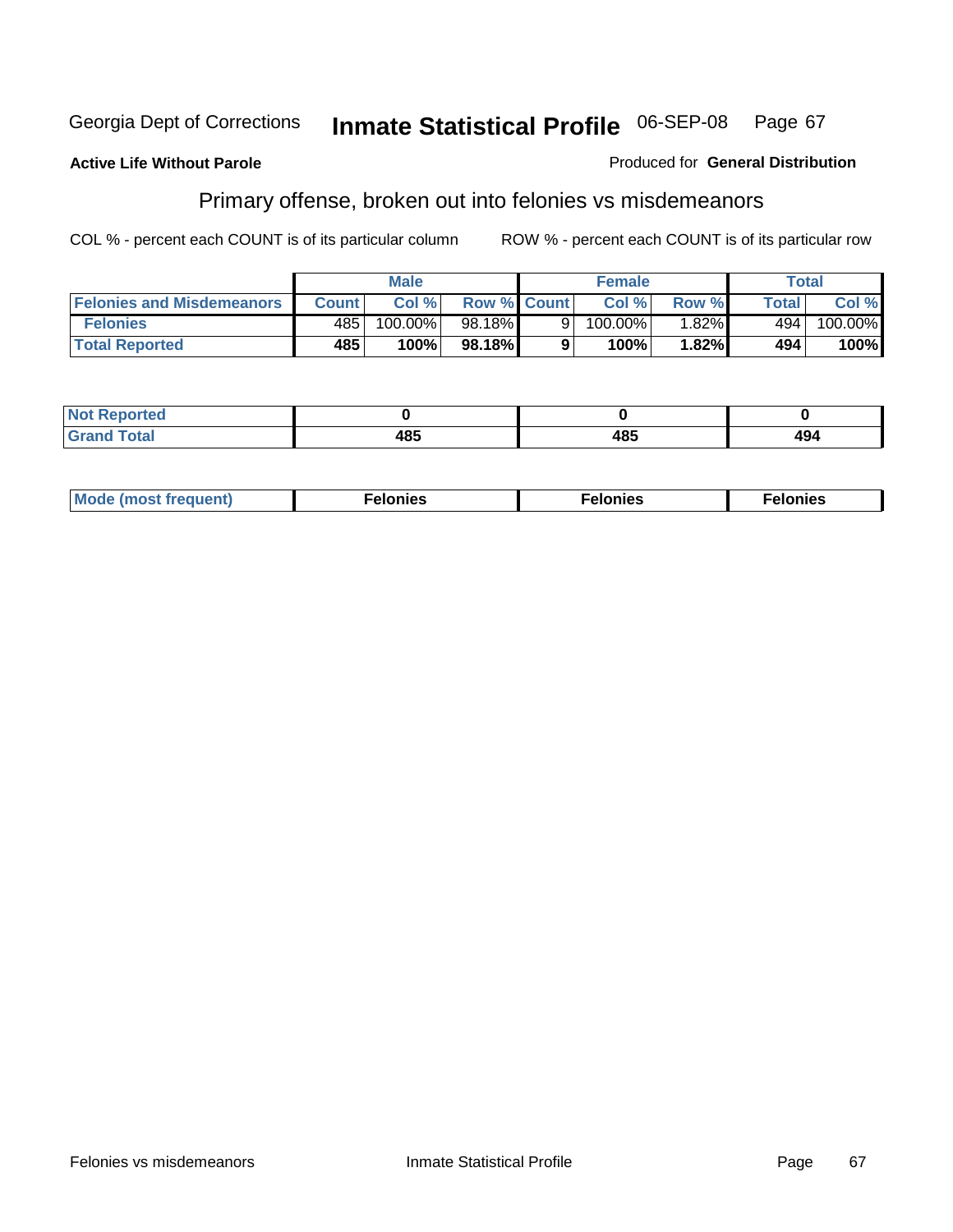Georgia Dept of Corrections **Inmate Statistical Profile** 06-SEP-08

**Active Life Without Parole**

Produced for **General Distribution**

## Primary offense, broken out into felonies vs misdemeanors

COL % - percent each COUNT is of its particular column

ROW % - percent each COUNT is of its particular row

| | Male | | | Female | | | Total | |
|---|---|---|---|---|---|---|---|---|
| **Felonies and Misdemeanors** | **Count** | **Col %** | **Row %** | **Count** | **Col %** | **Row %** | **Total** | **Col %** |
| **Felonies** | 485 | 100.00% | 98.18% | 9 | 100.00% | 1.82% | 494 | 100.00% |
| **Total Reported** | **485** | **100%** | **98.18%** | **9** | **100%** | **1.82%** | **494** | **100%** |

| | Male | Female | Total |
|---|---|---|---|
| **Not Reported** | **0** | **0** | **0** |
| **Grand Total** | **485** | **485** | **494** |

| | Male | Female | Total |
|---|---|---|---|
| **Mode (most frequent)** | **Felonies** | **Felonies** | **Felonies** |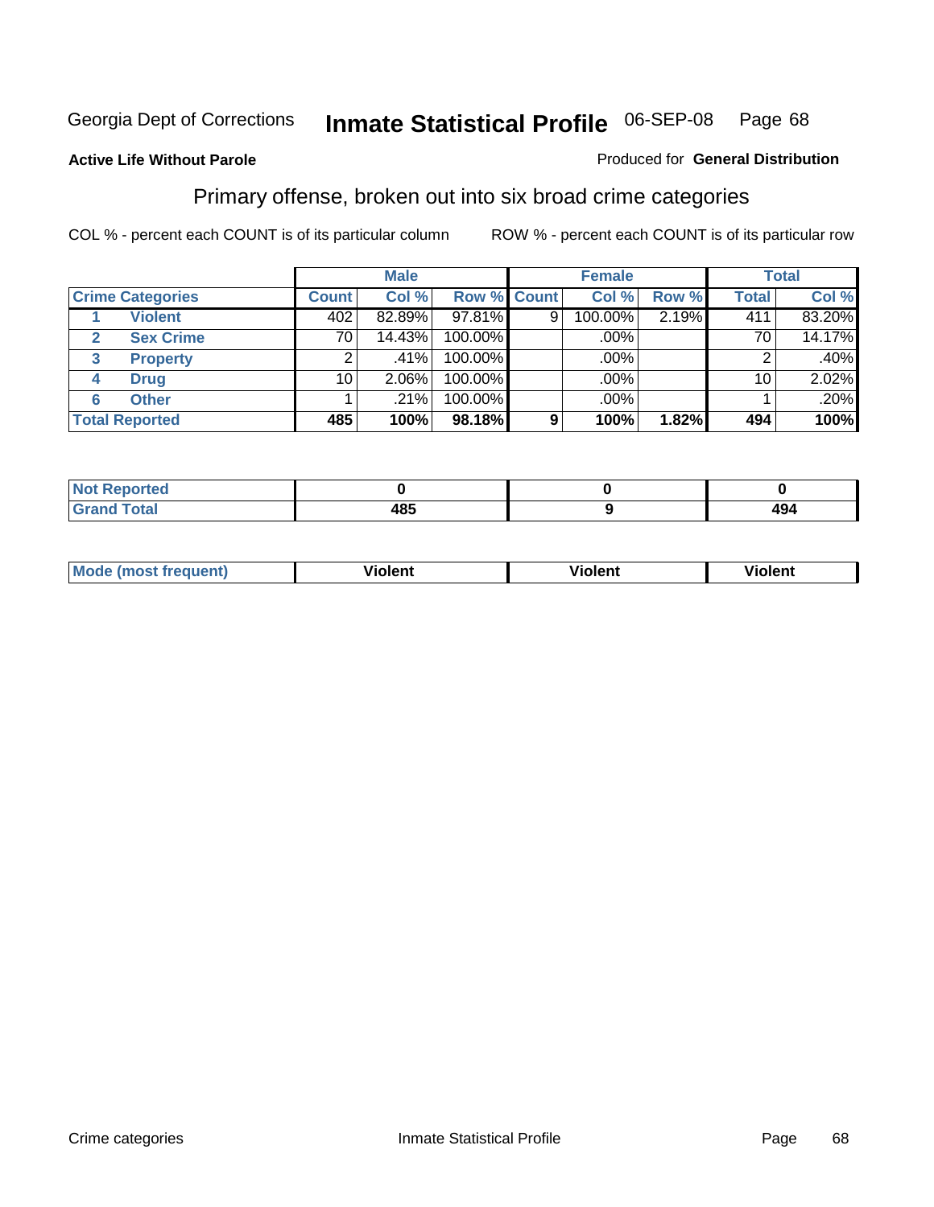Georgia Dept of Corrections **Inmate Statistical Profile** 06-SEP-08 Page 68

**Active Life Without Parole**

Produced for **General Distribution**

## Primary offense, broken out into six broad crime categories

COL % - percent each COUNT is of its particular column

ROW % - percent each COUNT is of its particular row

| Crime Categories | | Male | | | Female | | | Total | |
|---|---|---|---|---|---|---|---|---|---|
| | | Count | Col % | Row % | Count | Col % | Row % | Total | Col % |
| 1 | Violent | 402 | 82.89% | 97.81% | 9 | 100.00% | 2.19% | 411 | 83.20% |
| 2 | Sex Crime | 70 | 14.43% | 100.00% | | .00% | | 70 | 14.17% |
| 3 | Property | 2 | .41% | 100.00% | | .00% | | 2 | .40% |
| 4 | Drug | 10 | 2.06% | 100.00% | | .00% | | 10 | 2.02% |
| 6 | Other | 1 | .21% | 100.00% | | .00% | | 1 | .20% |
| **Total Reported** | | **485** | **100%** | **98.18%** | **9** | **100%** | **1.82%** | **494** | **100%** |

| | Male | Female | Total |
|---|---|---|---|
| Not Reported | 0 | 0 | 0 |
| Grand Total | 485 | 9 | 494 |

| | Male | Female | Total |
|---|---|---|---|
| Mode (most frequent) | Violent | Violent | Violent |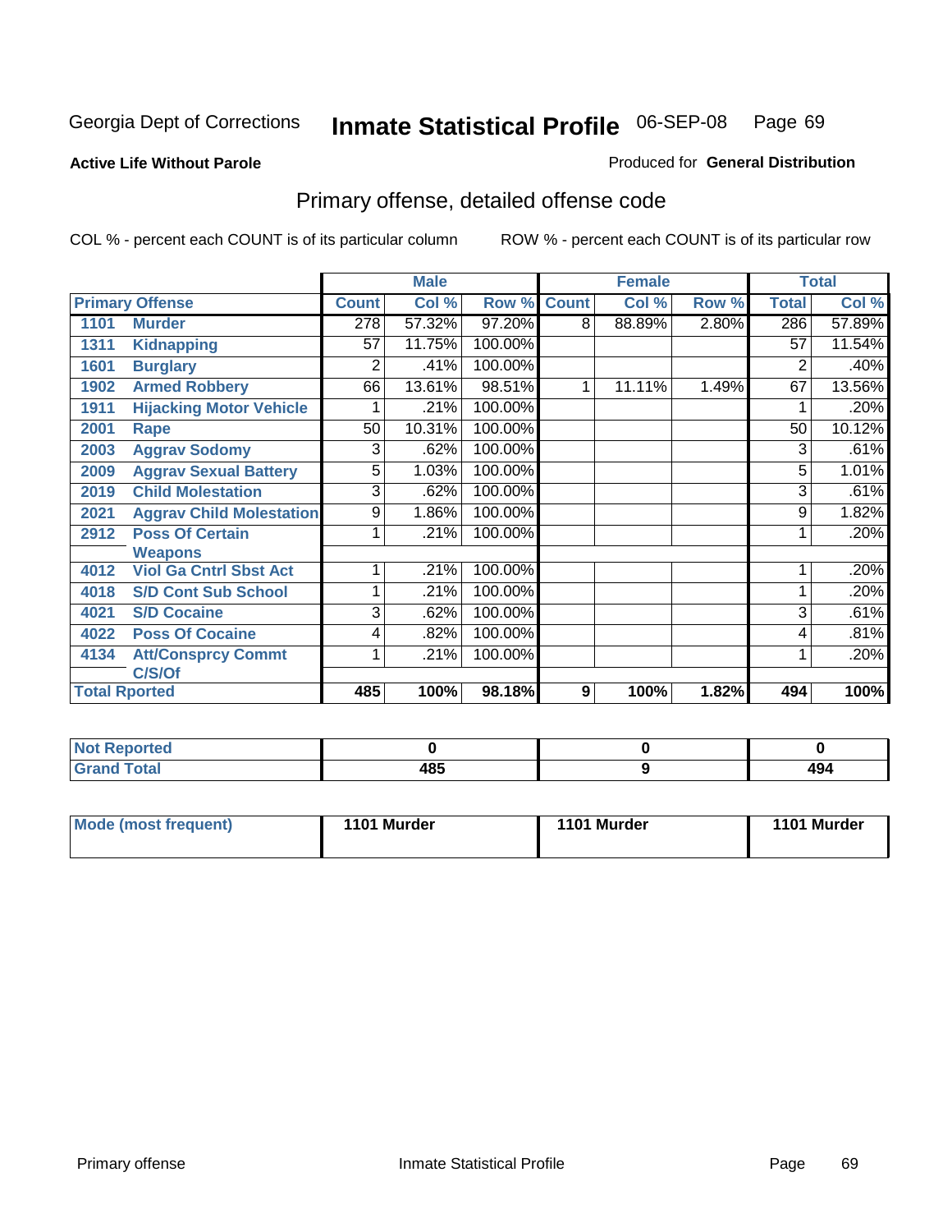Georgia Dept of Corrections **Inmate Statistical Profile** 06-SEP-08 Page 69

**Active Life Without Parole**

Produced for **General Distribution**

## Primary offense, detailed offense code

COL % - percent each COUNT is of its particular column ROW % - percent each COUNT is of its particular row

| Primary Offense | | Male | | | Female | | | Total | |
|---|---|---|---|---|---|---|---|---|---|
| | | Count | Col % | Row % | Count | Col % | Row % | Total | Col % |
| 1101 | Murder | 278 | 57.32% | 97.20% | 8 | 88.89% | 2.80% | 286 | 57.89% |
| 1311 | Kidnapping | 57 | 11.75% | 100.00% | | | | 57 | 11.54% |
| 1601 | Burglary | 2 | .41% | 100.00% | | | | 2 | .40% |
| 1902 | Armed Robbery | 66 | 13.61% | 98.51% | 1 | 11.11% | 1.49% | 67 | 13.56% |
| 1911 | Hijacking Motor Vehicle | 1 | .21% | 100.00% | | | | 1 | .20% |
| 2001 | Rape | 50 | 10.31% | 100.00% | | | | 50 | 10.12% |
| 2003 | Aggrav Sodomy | 3 | .62% | 100.00% | | | | 3 | .61% |
| 2009 | Aggrav Sexual Battery | 5 | 1.03% | 100.00% | | | | 5 | 1.01% |
| 2019 | Child Molestation | 3 | .62% | 100.00% | | | | 3 | .61% |
| 2021 | Aggrav Child Molestation | 9 | 1.86% | 100.00% | | | | 9 | 1.82% |
| 2912 | Poss Of Certain Weapons | 1 | .21% | 100.00% | | | | 1 | .20% |
| 4012 | Viol Ga Cntrl Sbst Act | 1 | .21% | 100.00% | | | | 1 | .20% |
| 4018 | S/D Cont Sub School | 1 | .21% | 100.00% | | | | 1 | .20% |
| 4021 | S/D Cocaine | 3 | .62% | 100.00% | | | | 3 | .61% |
| 4022 | Poss Of Cocaine | 4 | .82% | 100.00% | | | | 4 | .81% |
| 4134 | Att/Consprcy Commt C/S/Of | 1 | .21% | 100.00% | | | | 1 | .20% |
| **Total Rported** | | **485** | **100%** | **98.18%** | **9** | **100%** | **1.82%** | **494** | **100%** |

| | Male | Female | Total |
|---|---|---|---|
| Not Reported | 0 | 0 | 0 |
| Grand Total | 485 | 9 | 494 |

| | Male | Female | Total |
|---|---|---|---|
| Mode (most frequent) | 1101 Murder | 1101 Murder | 1101 Murder |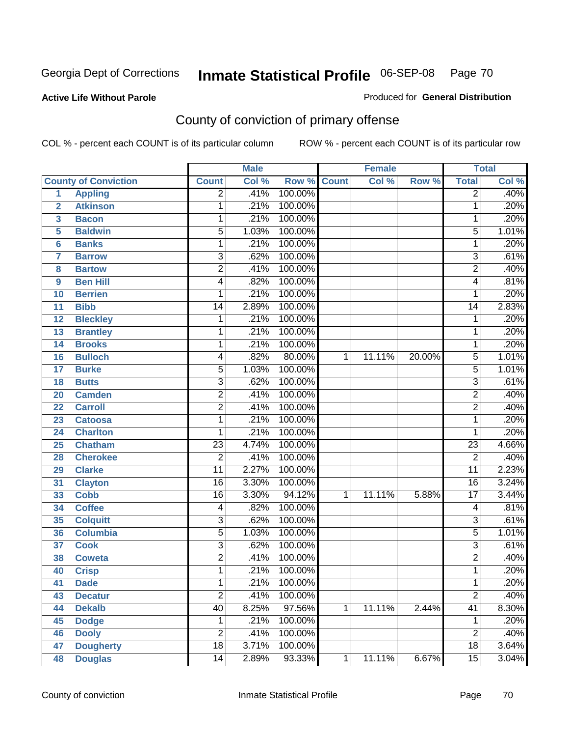Georgia Dept of Corrections **Inmate Statistical Profile** 06-SEP-08

**Active Life Without Parole**

Produced for **General Distribution**

## County of conviction of primary offense

COL % - percent each COUNT is of its particular column ROW % - percent each COUNT is of its particular row

| | | Male | | | Female | | | Total | |
|---|---|---|---|---|---|---|---|---|---|
| **County of Conviction** | | **Count** | **Col %** | **Row %** | **Count** | **Col %** | **Row %** | **Total** | **Col %** |
| 1 | **Appling** | 2 | .41% | 100.00% | | | | 2 | .40% |
| 2 | **Atkinson** | 1 | .21% | 100.00% | | | | 1 | .20% |
| 3 | **Bacon** | 1 | .21% | 100.00% | | | | 1 | .20% |
| 5 | **Baldwin** | 5 | 1.03% | 100.00% | | | | 5 | 1.01% |
| 6 | **Banks** | 1 | .21% | 100.00% | | | | 1 | .20% |
| 7 | **Barrow** | 3 | .62% | 100.00% | | | | 3 | .61% |
| 8 | **Bartow** | 2 | .41% | 100.00% | | | | 2 | .40% |
| 9 | **Ben Hill** | 4 | .82% | 100.00% | | | | 4 | .81% |
| 10 | **Berrien** | 1 | .21% | 100.00% | | | | 1 | .20% |
| 11 | **Bibb** | 14 | 2.89% | 100.00% | | | | 14 | 2.83% |
| 12 | **Bleckley** | 1 | .21% | 100.00% | | | | 1 | .20% |
| 13 | **Brantley** | 1 | .21% | 100.00% | | | | 1 | .20% |
| 14 | **Brooks** | 1 | .21% | 100.00% | | | | 1 | .20% |
| 16 | **Bulloch** | 4 | .82% | 80.00% | 1 | 11.11% | 20.00% | 5 | 1.01% |
| 17 | **Burke** | 5 | 1.03% | 100.00% | | | | 5 | 1.01% |
| 18 | **Butts** | 3 | .62% | 100.00% | | | | 3 | .61% |
| 20 | **Camden** | 2 | .41% | 100.00% | | | | 2 | .40% |
| 22 | **Carroll** | 2 | .41% | 100.00% | | | | 2 | .40% |
| 23 | **Catoosa** | 1 | .21% | 100.00% | | | | 1 | .20% |
| 24 | **Charlton** | 1 | .21% | 100.00% | | | | 1 | .20% |
| 25 | **Chatham** | 23 | 4.74% | 100.00% | | | | 23 | 4.66% |
| 28 | **Cherokee** | 2 | .41% | 100.00% | | | | 2 | .40% |
| 29 | **Clarke** | 11 | 2.27% | 100.00% | | | | 11 | 2.23% |
| 31 | **Clayton** | 16 | 3.30% | 100.00% | | | | 16 | 3.24% |
| 33 | **Cobb** | 16 | 3.30% | 94.12% | 1 | 11.11% | 5.88% | 17 | 3.44% |
| 34 | **Coffee** | 4 | .82% | 100.00% | | | | 4 | .81% |
| 35 | **Colquitt** | 3 | .62% | 100.00% | | | | 3 | .61% |
| 36 | **Columbia** | 5 | 1.03% | 100.00% | | | | 5 | 1.01% |
| 37 | **Cook** | 3 | .62% | 100.00% | | | | 3 | .61% |
| 38 | **Coweta** | 2 | .41% | 100.00% | | | | 2 | .40% |
| 40 | **Crisp** | 1 | .21% | 100.00% | | | | 1 | .20% |
| 41 | **Dade** | 1 | .21% | 100.00% | | | | 1 | .20% |
| 43 | **Decatur** | 2 | .41% | 100.00% | | | | 2 | .40% |
| 44 | **Dekalb** | 40 | 8.25% | 97.56% | 1 | 11.11% | 2.44% | 41 | 8.30% |
| 45 | **Dodge** | 1 | .21% | 100.00% | | | | 1 | .20% |
| 46 | **Dooly** | 2 | .41% | 100.00% | | | | 2 | .40% |
| 47 | **Dougherty** | 18 | 3.71% | 100.00% | | | | 18 | 3.64% |
| 48 | **Douglas** | 14 | 2.89% | 93.33% | 1 | 11.11% | 6.67% | 15 | 3.04% |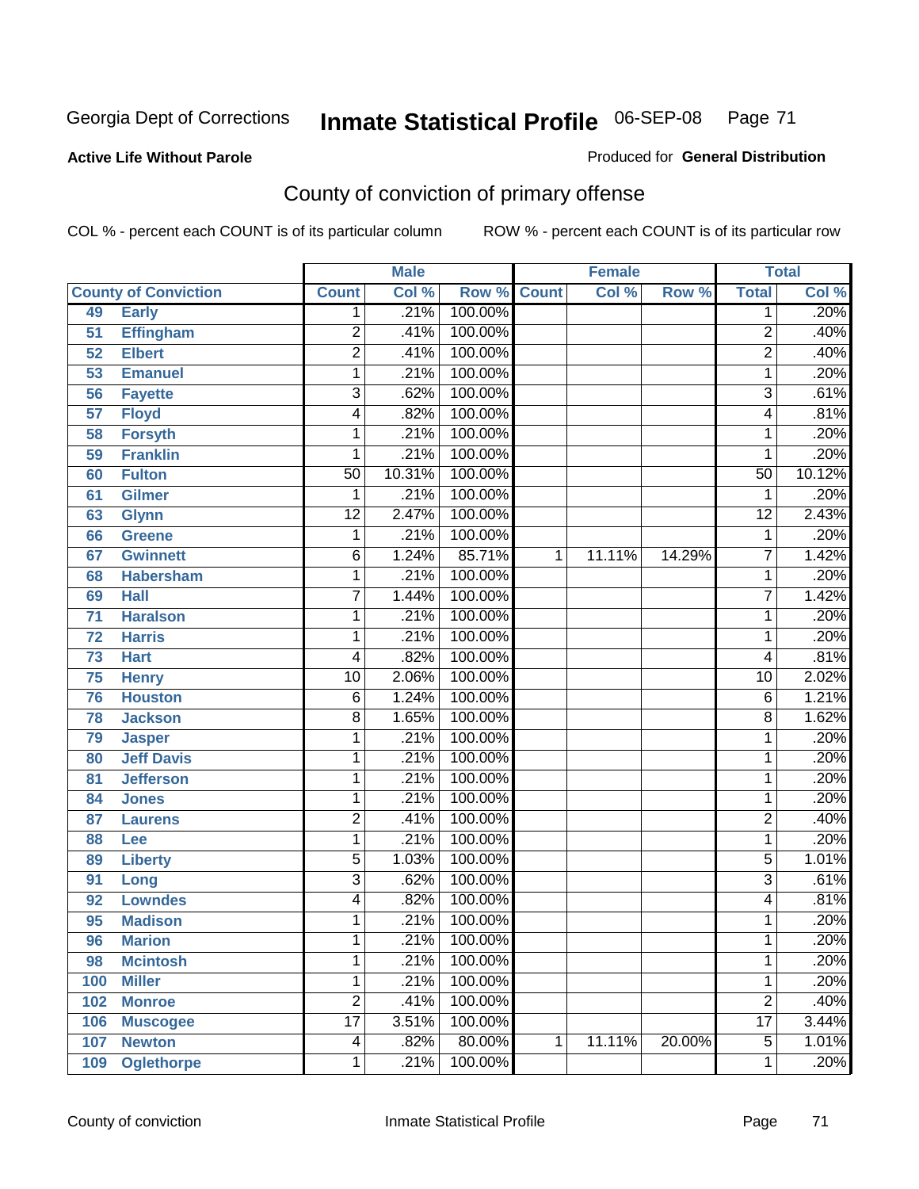Georgia Dept of Corrections **Inmate Statistical Profile** 06-SEP-08

**Active Life Without Parole** Produced for **General Distribution**

## County of conviction of primary offense

COL % - percent each COUNT is of its particular column ROW % - percent each COUNT is of its particular row

| County of Conviction | | Male | | | Female | | | Total | |
|---|---|---|---|---|---|---|---|---|---|
| | | Count | Col % | Row % | Count | Col % | Row % | Total | Col % |
| 49 | Early | 1 | .21% | 100.00% | | | | 1 | .20% |
| 51 | Effingham | 2 | .41% | 100.00% | | | | 2 | .40% |
| 52 | Elbert | 2 | .41% | 100.00% | | | | 2 | .40% |
| 53 | Emanuel | 1 | .21% | 100.00% | | | | 1 | .20% |
| 56 | Fayette | 3 | .62% | 100.00% | | | | 3 | .61% |
| 57 | Floyd | 4 | .82% | 100.00% | | | | 4 | .81% |
| 58 | Forsyth | 1 | .21% | 100.00% | | | | 1 | .20% |
| 59 | Franklin | 1 | .21% | 100.00% | | | | 1 | .20% |
| 60 | Fulton | 50 | 10.31% | 100.00% | | | | 50 | 10.12% |
| 61 | Gilmer | 1 | .21% | 100.00% | | | | 1 | .20% |
| 63 | Glynn | 12 | 2.47% | 100.00% | | | | 12 | 2.43% |
| 66 | Greene | 1 | .21% | 100.00% | | | | 1 | .20% |
| 67 | Gwinnett | 6 | 1.24% | 85.71% | 1 | 11.11% | 14.29% | 7 | 1.42% |
| 68 | Habersham | 1 | .21% | 100.00% | | | | 1 | .20% |
| 69 | Hall | 7 | 1.44% | 100.00% | | | | 7 | 1.42% |
| 71 | Haralson | 1 | .21% | 100.00% | | | | 1 | .20% |
| 72 | Harris | 1 | .21% | 100.00% | | | | 1 | .20% |
| 73 | Hart | 4 | .82% | 100.00% | | | | 4 | .81% |
| 75 | Henry | 10 | 2.06% | 100.00% | | | | 10 | 2.02% |
| 76 | Houston | 6 | 1.24% | 100.00% | | | | 6 | 1.21% |
| 78 | Jackson | 8 | 1.65% | 100.00% | | | | 8 | 1.62% |
| 79 | Jasper | 1 | .21% | 100.00% | | | | 1 | .20% |
| 80 | Jeff Davis | 1 | .21% | 100.00% | | | | 1 | .20% |
| 81 | Jefferson | 1 | .21% | 100.00% | | | | 1 | .20% |
| 84 | Jones | 1 | .21% | 100.00% | | | | 1 | .20% |
| 87 | Laurens | 2 | .41% | 100.00% | | | | 2 | .40% |
| 88 | Lee | 1 | .21% | 100.00% | | | | 1 | .20% |
| 89 | Liberty | 5 | 1.03% | 100.00% | | | | 5 | 1.01% |
| 91 | Long | 3 | .62% | 100.00% | | | | 3 | .61% |
| 92 | Lowndes | 4 | .82% | 100.00% | | | | 4 | .81% |
| 95 | Madison | 1 | .21% | 100.00% | | | | 1 | .20% |
| 96 | Marion | 1 | .21% | 100.00% | | | | 1 | .20% |
| 98 | Mcintosh | 1 | .21% | 100.00% | | | | 1 | .20% |
| 100 | Miller | 1 | .21% | 100.00% | | | | 1 | .20% |
| 102 | Monroe | 2 | .41% | 100.00% | | | | 2 | .40% |
| 106 | Muscogee | 17 | 3.51% | 100.00% | | | | 17 | 3.44% |
| 107 | Newton | 4 | .82% | 80.00% | 1 | 11.11% | 20.00% | 5 | 1.01% |
| 109 | Oglethorpe | 1 | .21% | 100.00% | | | | 1 | .20% |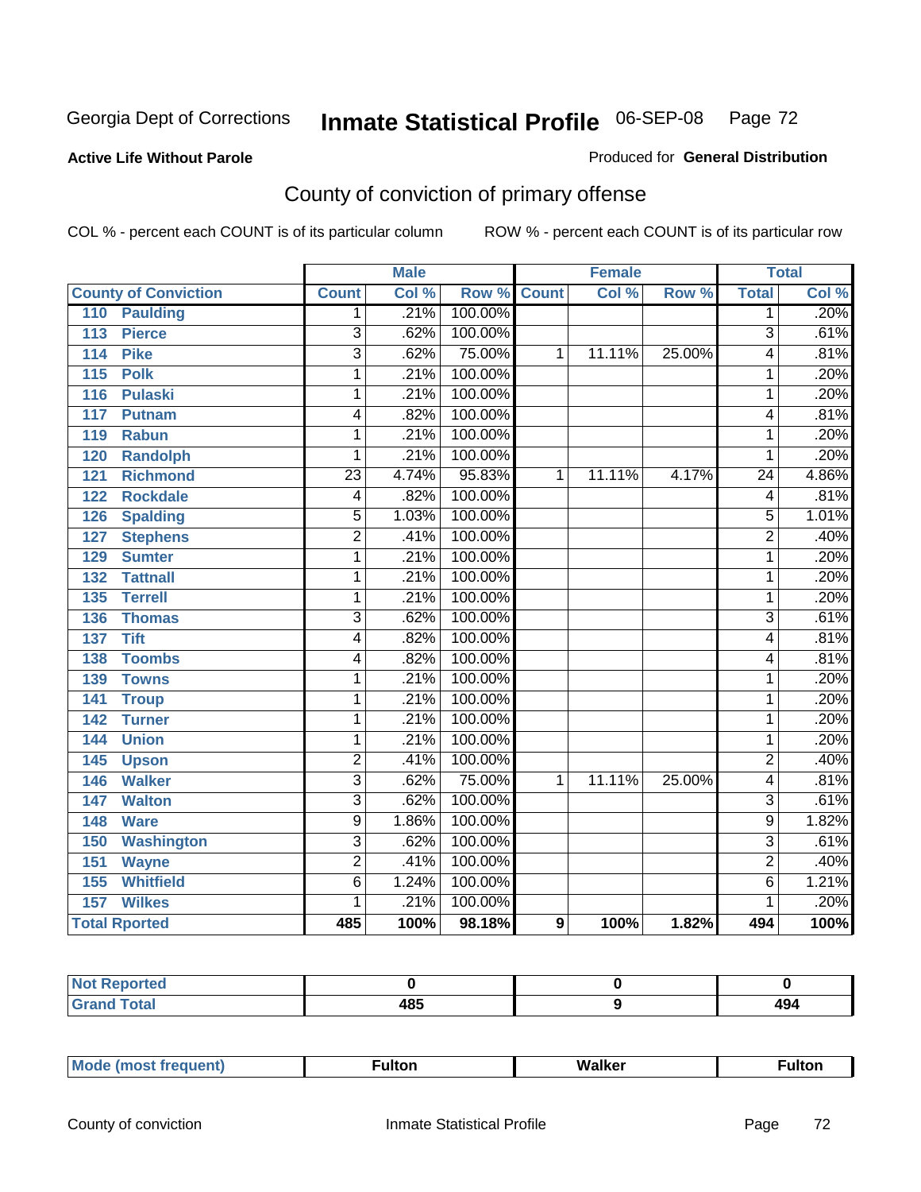Georgia Dept of Corrections **Inmate Statistical Profile** 06-SEP-08

**Active Life Without Parole**

Produced for **General Distribution**

## County of conviction of primary offense

COL % - percent each COUNT is of its particular column ROW % - percent each COUNT is of its particular row

| County of Conviction | Male | | | Female | | | Total | |
|---|---|---|---|---|---|---|---|---|
| | Count | Col % | Row % | Count | Col % | Row % | Total | Col % |
| 110 Paulding | 1 | .21% | 100.00% | | | | 1 | .20% |
| 113 Pierce | 3 | .62% | 100.00% | | | | 3 | .61% |
| 114 Pike | 3 | .62% | 75.00% | 1 | 11.11% | 25.00% | 4 | .81% |
| 115 Polk | 1 | .21% | 100.00% | | | | 1 | .20% |
| 116 Pulaski | 1 | .21% | 100.00% | | | | 1 | .20% |
| 117 Putnam | 4 | .82% | 100.00% | | | | 4 | .81% |
| 119 Rabun | 1 | .21% | 100.00% | | | | 1 | .20% |
| 120 Randolph | 1 | .21% | 100.00% | | | | 1 | .20% |
| 121 Richmond | 23 | 4.74% | 95.83% | 1 | 11.11% | 4.17% | 24 | 4.86% |
| 122 Rockdale | 4 | .82% | 100.00% | | | | 4 | .81% |
| 126 Spalding | 5 | 1.03% | 100.00% | | | | 5 | 1.01% |
| 127 Stephens | 2 | .41% | 100.00% | | | | 2 | .40% |
| 129 Sumter | 1 | .21% | 100.00% | | | | 1 | .20% |
| 132 Tattnall | 1 | .21% | 100.00% | | | | 1 | .20% |
| 135 Terrell | 1 | .21% | 100.00% | | | | 1 | .20% |
| 136 Thomas | 3 | .62% | 100.00% | | | | 3 | .61% |
| 137 Tift | 4 | .82% | 100.00% | | | | 4 | .81% |
| 138 Toombs | 4 | .82% | 100.00% | | | | 4 | .81% |
| 139 Towns | 1 | .21% | 100.00% | | | | 1 | .20% |
| 141 Troup | 1 | .21% | 100.00% | | | | 1 | .20% |
| 142 Turner | 1 | .21% | 100.00% | | | | 1 | .20% |
| 144 Union | 1 | .21% | 100.00% | | | | 1 | .20% |
| 145 Upson | 2 | .41% | 100.00% | | | | 2 | .40% |
| 146 Walker | 3 | .62% | 75.00% | 1 | 11.11% | 25.00% | 4 | .81% |
| 147 Walton | 3 | .62% | 100.00% | | | | 3 | .61% |
| 148 Ware | 9 | 1.86% | 100.00% | | | | 9 | 1.82% |
| 150 Washington | 3 | .62% | 100.00% | | | | 3 | .61% |
| 151 Wayne | 2 | .41% | 100.00% | | | | 2 | .40% |
| 155 Whitfield | 6 | 1.24% | 100.00% | | | | 6 | 1.21% |
| 157 Wilkes | 1 | .21% | 100.00% | | | | 1 | .20% |
| **Total Rported** | **485** | **100%** | **98.18%** | **9** | **100%** | **1.82%** | **494** | **100%** |

| | Male | Female | Total |
|---|---|---|---|
| Not Reported | 0 | 0 | 0 |
| Grand Total | 485 | 9 | 494 |

| | Male | Female | Total |
|---|---|---|---|
| Mode (most frequent) | Fulton | Walker | Fulton |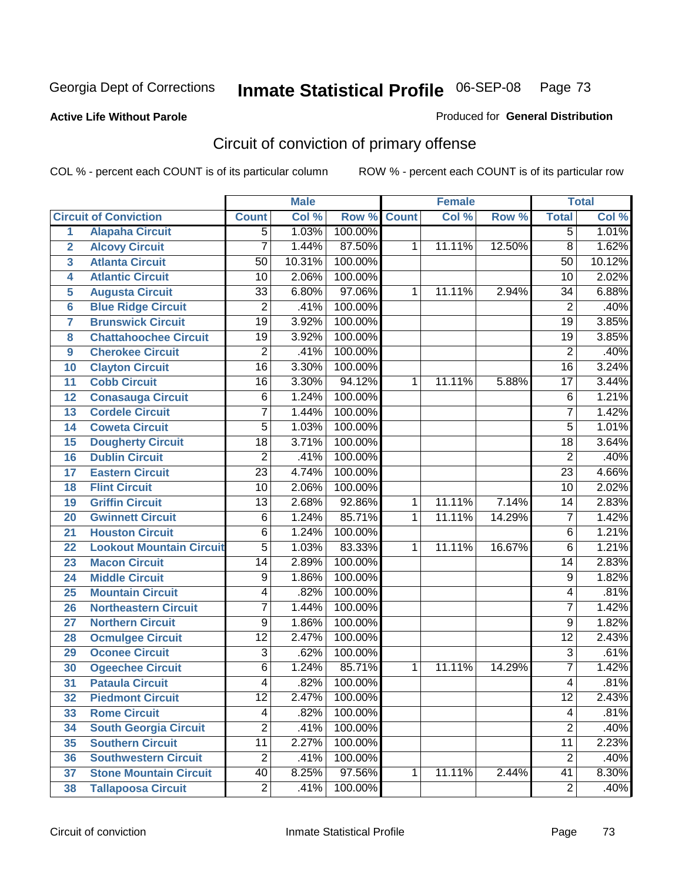Georgia Dept of Corrections

# Inmate Statistical Profile 06-SEP-08

**Active Life Without Parole**

Produced for **General Distribution**

## Circuit of conviction of primary offense

COL % - percent each COUNT is of its particular column ROW % - percent each COUNT is of its particular row

| | | Male | | | Female | | | Total | |
|---|---|---|---|---|---|---|---|---|---|
| **Circuit of Conviction** | | **Count** | **Col %** | **Row %** | **Count** | **Col %** | **Row %** | **Total** | **Col %** |
| 1 | Alapaha Circuit | 5 | 1.03% | 100.00% | | | | 5 | 1.01% |
| 2 | Alcovy Circuit | 7 | 1.44% | 87.50% | 1 | 11.11% | 12.50% | 8 | 1.62% |
| 3 | Atlanta Circuit | 50 | 10.31% | 100.00% | | | | 50 | 10.12% |
| 4 | Atlantic Circuit | 10 | 2.06% | 100.00% | | | | 10 | 2.02% |
| 5 | Augusta Circuit | 33 | 6.80% | 97.06% | 1 | 11.11% | 2.94% | 34 | 6.88% |
| 6 | Blue Ridge Circuit | 2 | .41% | 100.00% | | | | 2 | .40% |
| 7 | Brunswick Circuit | 19 | 3.92% | 100.00% | | | | 19 | 3.85% |
| 8 | Chattahoochee Circuit | 19 | 3.92% | 100.00% | | | | 19 | 3.85% |
| 9 | Cherokee Circuit | 2 | .41% | 100.00% | | | | 2 | .40% |
| 10 | Clayton Circuit | 16 | 3.30% | 100.00% | | | | 16 | 3.24% |
| 11 | Cobb Circuit | 16 | 3.30% | 94.12% | 1 | 11.11% | 5.88% | 17 | 3.44% |
| 12 | Conasauga Circuit | 6 | 1.24% | 100.00% | | | | 6 | 1.21% |
| 13 | Cordele Circuit | 7 | 1.44% | 100.00% | | | | 7 | 1.42% |
| 14 | Coweta Circuit | 5 | 1.03% | 100.00% | | | | 5 | 1.01% |
| 15 | Dougherty Circuit | 18 | 3.71% | 100.00% | | | | 18 | 3.64% |
| 16 | Dublin Circuit | 2 | .41% | 100.00% | | | | 2 | .40% |
| 17 | Eastern Circuit | 23 | 4.74% | 100.00% | | | | 23 | 4.66% |
| 18 | Flint Circuit | 10 | 2.06% | 100.00% | | | | 10 | 2.02% |
| 19 | Griffin Circuit | 13 | 2.68% | 92.86% | 1 | 11.11% | 7.14% | 14 | 2.83% |
| 20 | Gwinnett Circuit | 6 | 1.24% | 85.71% | 1 | 11.11% | 14.29% | 7 | 1.42% |
| 21 | Houston Circuit | 6 | 1.24% | 100.00% | | | | 6 | 1.21% |
| 22 | Lookout Mountain Circuit | 5 | 1.03% | 83.33% | 1 | 11.11% | 16.67% | 6 | 1.21% |
| 23 | Macon Circuit | 14 | 2.89% | 100.00% | | | | 14 | 2.83% |
| 24 | Middle Circuit | 9 | 1.86% | 100.00% | | | | 9 | 1.82% |
| 25 | Mountain Circuit | 4 | .82% | 100.00% | | | | 4 | .81% |
| 26 | Northeastern Circuit | 7 | 1.44% | 100.00% | | | | 7 | 1.42% |
| 27 | Northern Circuit | 9 | 1.86% | 100.00% | | | | 9 | 1.82% |
| 28 | Ocmulgee Circuit | 12 | 2.47% | 100.00% | | | | 12 | 2.43% |
| 29 | Oconee Circuit | 3 | .62% | 100.00% | | | | 3 | .61% |
| 30 | Ogeechee Circuit | 6 | 1.24% | 85.71% | 1 | 11.11% | 14.29% | 7 | 1.42% |
| 31 | Pataula Circuit | 4 | .82% | 100.00% | | | | 4 | .81% |
| 32 | Piedmont Circuit | 12 | 2.47% | 100.00% | | | | 12 | 2.43% |
| 33 | Rome Circuit | 4 | .82% | 100.00% | | | | 4 | .81% |
| 34 | South Georgia Circuit | 2 | .41% | 100.00% | | | | 2 | .40% |
| 35 | Southern Circuit | 11 | 2.27% | 100.00% | | | | 11 | 2.23% |
| 36 | Southwestern Circuit | 2 | .41% | 100.00% | | | | 2 | .40% |
| 37 | Stone Mountain Circuit | 40 | 8.25% | 97.56% | 1 | 11.11% | 2.44% | 41 | 8.30% |
| 38 | Tallapoosa Circuit | 2 | .41% | 100.00% | | | | 2 | .40% |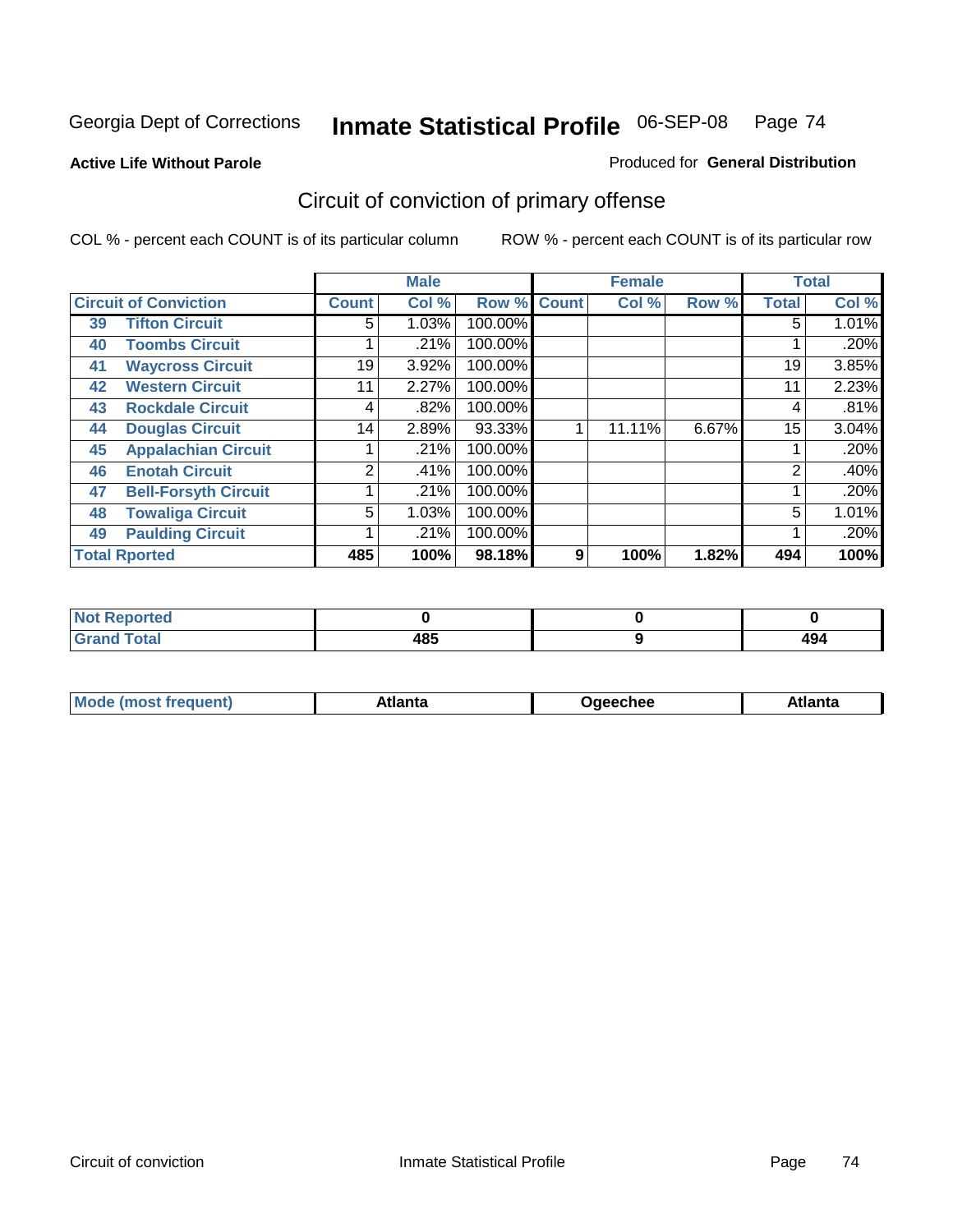Georgia Dept of Corrections **Inmate Statistical Profile** 06-SEP-08

**Active Life Without Parole**

Produced for **General Distribution**

## Circuit of conviction of primary offense

COL % - percent each COUNT is of its particular column ROW % - percent each COUNT is of its particular row

| Circuit of Conviction | | Male | | | Female | | | Total | |
|---|---|---|---|---|---|---|---|---|---|
| | | Count | Col % | Row % | Count | Col % | Row % | Total | Col % |
| 39 | Tifton Circuit | 5 | 1.03% | 100.00% | | | | 5 | 1.01% |
| 40 | Toombs Circuit | 1 | .21% | 100.00% | | | | 1 | .20% |
| 41 | Waycross Circuit | 19 | 3.92% | 100.00% | | | | 19 | 3.85% |
| 42 | Western Circuit | 11 | 2.27% | 100.00% | | | | 11 | 2.23% |
| 43 | Rockdale Circuit | 4 | .82% | 100.00% | | | | 4 | .81% |
| 44 | Douglas Circuit | 14 | 2.89% | 93.33% | 1 | 11.11% | 6.67% | 15 | 3.04% |
| 45 | Appalachian Circuit | 1 | .21% | 100.00% | | | | 1 | .20% |
| 46 | Enotah Circuit | 2 | .41% | 100.00% | | | | 2 | .40% |
| 47 | Bell-Forsyth Circuit | 1 | .21% | 100.00% | | | | 1 | .20% |
| 48 | Towaliga Circuit | 5 | 1.03% | 100.00% | | | | 5 | 1.01% |
| 49 | Paulding Circuit | 1 | .21% | 100.00% | | | | 1 | .20% |
| **Total Rported** | | **485** | **100%** | **98.18%** | **9** | **100%** | **1.82%** | **494** | **100%** |

| | Male | Female | Total |
|---|---|---|---|
| Not Reported | 0 | 0 | 0 |
| Grand Total | 485 | 9 | 494 |

| | Male | Female | Total |
|---|---|---|---|
| Mode (most frequent) | Atlanta | Ogeechee | Atlanta |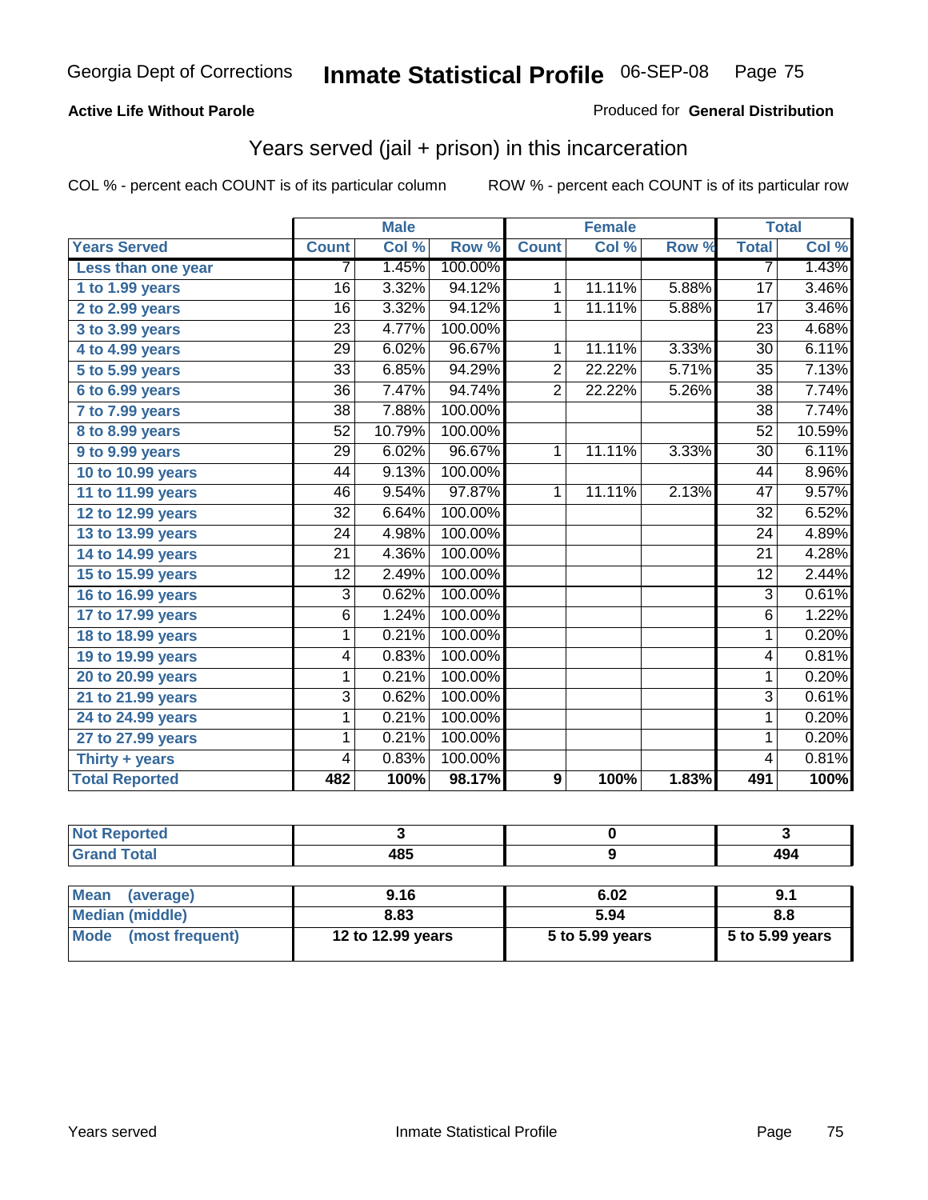Georgia Dept of Corrections **Inmate Statistical Profile** 06-SEP-08

**Active Life Without Parole**

Produced for **General Distribution**

## Years served (jail + prison) in this incarceration

COL % - percent each COUNT is of its particular column

ROW % - percent each COUNT is of its particular row

| | Male | | | Female | | | Total | |
|---|---|---|---|---|---|---|---|---|
| **Years Served** | **Count** | **Col %** | **Row %** | **Count** | **Col %** | **Row %** | **Total** | **Col %** |
| Less than one year | 7 | 1.45% | 100.00% | | | | 7 | 1.43% |
| 1 to 1.99 years | 16 | 3.32% | 94.12% | 1 | 11.11% | 5.88% | 17 | 3.46% |
| 2 to 2.99 years | 16 | 3.32% | 94.12% | 1 | 11.11% | 5.88% | 17 | 3.46% |
| 3 to 3.99 years | 23 | 4.77% | 100.00% | | | | 23 | 4.68% |
| 4 to 4.99 years | 29 | 6.02% | 96.67% | 1 | 11.11% | 3.33% | 30 | 6.11% |
| 5 to 5.99 years | 33 | 6.85% | 94.29% | 2 | 22.22% | 5.71% | 35 | 7.13% |
| 6 to 6.99 years | 36 | 7.47% | 94.74% | 2 | 22.22% | 5.26% | 38 | 7.74% |
| 7 to 7.99 years | 38 | 7.88% | 100.00% | | | | 38 | 7.74% |
| 8 to 8.99 years | 52 | 10.79% | 100.00% | | | | 52 | 10.59% |
| 9 to 9.99 years | 29 | 6.02% | 96.67% | 1 | 11.11% | 3.33% | 30 | 6.11% |
| 10 to 10.99 years | 44 | 9.13% | 100.00% | | | | 44 | 8.96% |
| 11 to 11.99 years | 46 | 9.54% | 97.87% | 1 | 11.11% | 2.13% | 47 | 9.57% |
| 12 to 12.99 years | 32 | 6.64% | 100.00% | | | | 32 | 6.52% |
| 13 to 13.99 years | 24 | 4.98% | 100.00% | | | | 24 | 4.89% |
| 14 to 14.99 years | 21 | 4.36% | 100.00% | | | | 21 | 4.28% |
| 15 to 15.99 years | 12 | 2.49% | 100.00% | | | | 12 | 2.44% |
| 16 to 16.99 years | 3 | 0.62% | 100.00% | | | | 3 | 0.61% |
| 17 to 17.99 years | 6 | 1.24% | 100.00% | | | | 6 | 1.22% |
| 18 to 18.99 years | 1 | 0.21% | 100.00% | | | | 1 | 0.20% |
| 19 to 19.99 years | 4 | 0.83% | 100.00% | | | | 4 | 0.81% |
| 20 to 20.99 years | 1 | 0.21% | 100.00% | | | | 1 | 0.20% |
| 21 to 21.99 years | 3 | 0.62% | 100.00% | | | | 3 | 0.61% |
| 24 to 24.99 years | 1 | 0.21% | 100.00% | | | | 1 | 0.20% |
| 27 to 27.99 years | 1 | 0.21% | 100.00% | | | | 1 | 0.20% |
| Thirty + years | 4 | 0.83% | 100.00% | | | | 4 | 0.81% |
| **Total Reported** | **482** | **100%** | **98.17%** | **9** | **100%** | **1.83%** | **491** | **100%** |

| | Male | Female | Total |
|---|---|---|---|
| Not Reported | 3 | 0 | 3 |
| Grand Total | 485 | 9 | 494 |

| | Male | Female | Total |
|---|---|---|---|
| Mean (average) | 9.16 | 6.02 | 9.1 |
| Median (middle) | 8.83 | 5.94 | 8.8 |
| Mode (most frequent) | 12 to 12.99 years | 5 to 5.99 years | 5 to 5.99 years |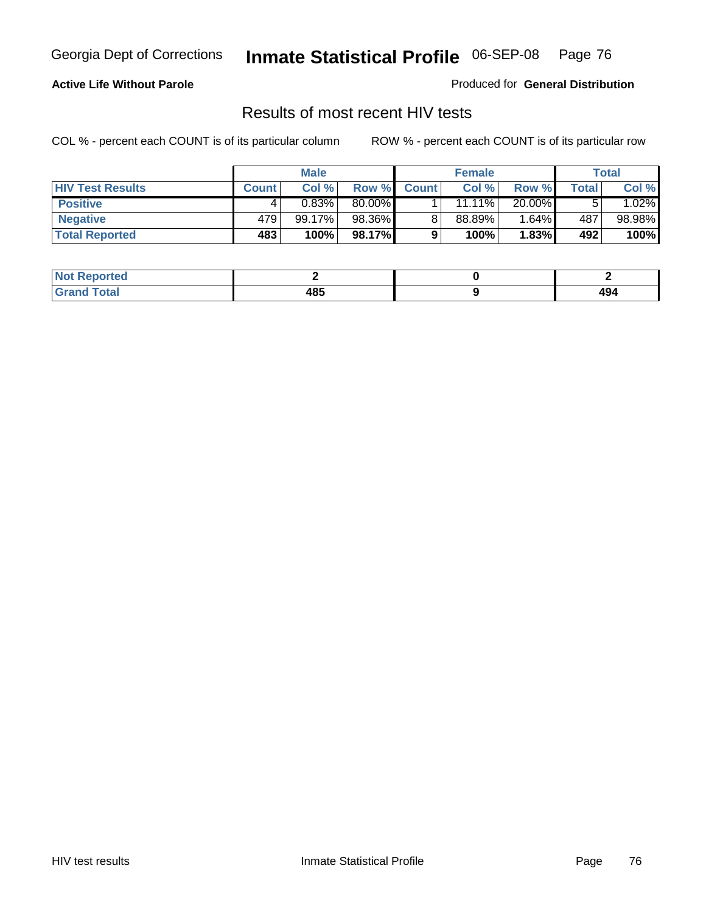Georgia Dept of Corrections **Inmate Statistical Profile** 06-SEP-08

**Active Life Without Parole**

Produced for **General Distribution**

## Results of most recent HIV tests

COL % - percent each COUNT is of its particular column ROW % - percent each COUNT is of its particular row

| | Male | | | Female | | | Total | |
|---|---|---|---|---|---|---|---|---|
| **HIV Test Results** | **Count** | **Col %** | **Row %** | **Count** | **Col %** | **Row %** | **Total** | **Col %** |
| **Positive** | 4 | 0.83% | 80.00% | 1 | 11.11% | 20.00% | 5 | 1.02% |
| **Negative** | 479 | 99.17% | 98.36% | 8 | 88.89% | 1.64% | 487 | 98.98% |
| **Total Reported** | **483** | **100%** | **98.17%** | **9** | **100%** | **1.83%** | **492** | **100%** |

| | Male | Female | Total |
|---|---|---|---|
| **Not Reported** | **2** | **0** | **2** |
| **Grand Total** | **485** | **9** | **494** |

HIV test results Inmate Statistical Profile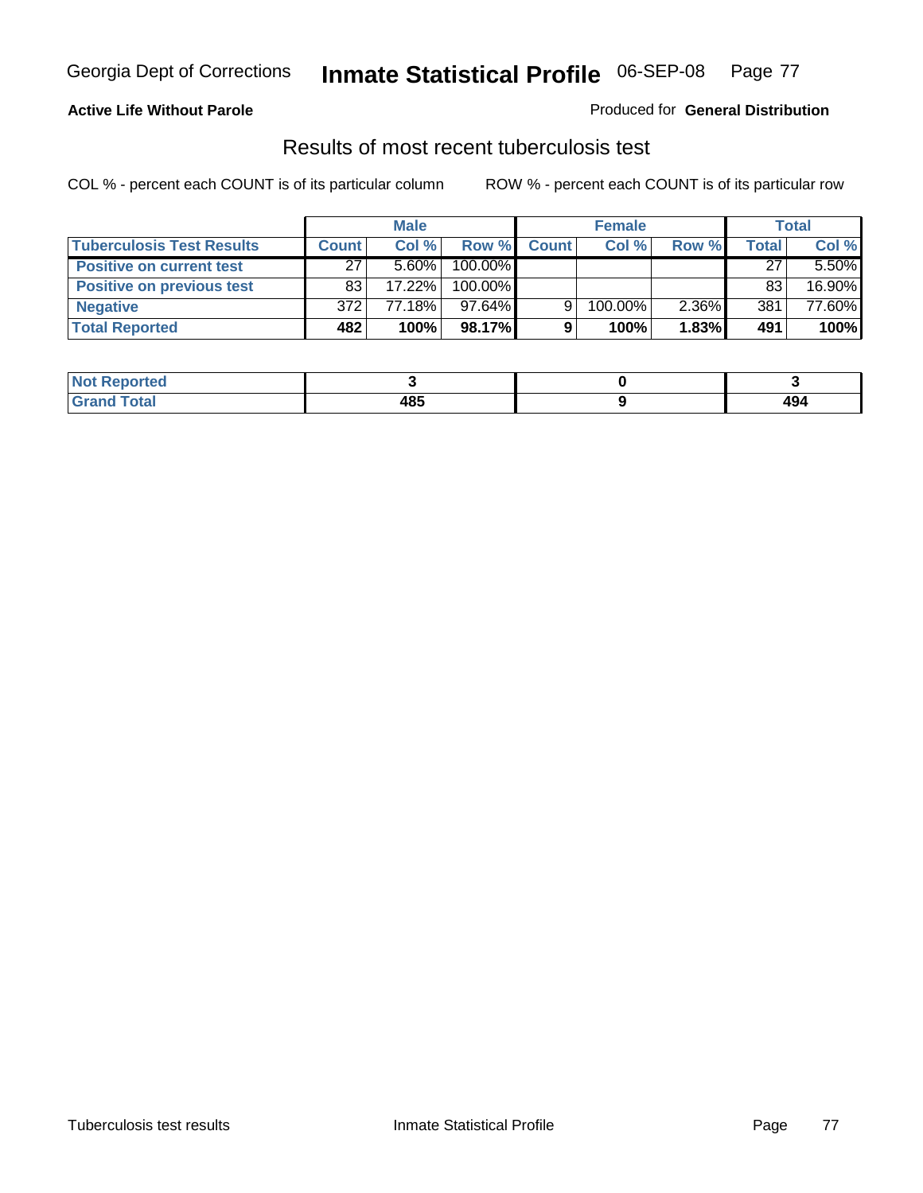**Active Life Without Parole**

Produced for **General Distribution**

## Results of most recent tuberculosis test

COL % - percent each COUNT is of its particular column

ROW % - percent each COUNT is of its particular row

| | Male | | | Female | | | Total | |
|---|---|---|---|---|---|---|---|---|
| **Tuberculosis Test Results** | **Count** | **Col %** | **Row %** | **Count** | **Col %** | **Row %** | **Total** | **Col %** |
| **Positive on current test** | 27 | 5.60% | 100.00% | | | | 27 | 5.50% |
| **Positive on previous test** | 83 | 17.22% | 100.00% | | | | 83 | 16.90% |
| **Negative** | 372 | 77.18% | 97.64% | 9 | 100.00% | 2.36% | 381 | 77.60% |
| **Total Reported** | **482** | **100%** | **98.17%** | **9** | **100%** | **1.83%** | **491** | **100%** |

| | Male | Female | Total |
|---|---|---|---|
| **Not Reported** | **3** | **0** | **3** |
| **Grand Total** | **485** | **9** | **494** |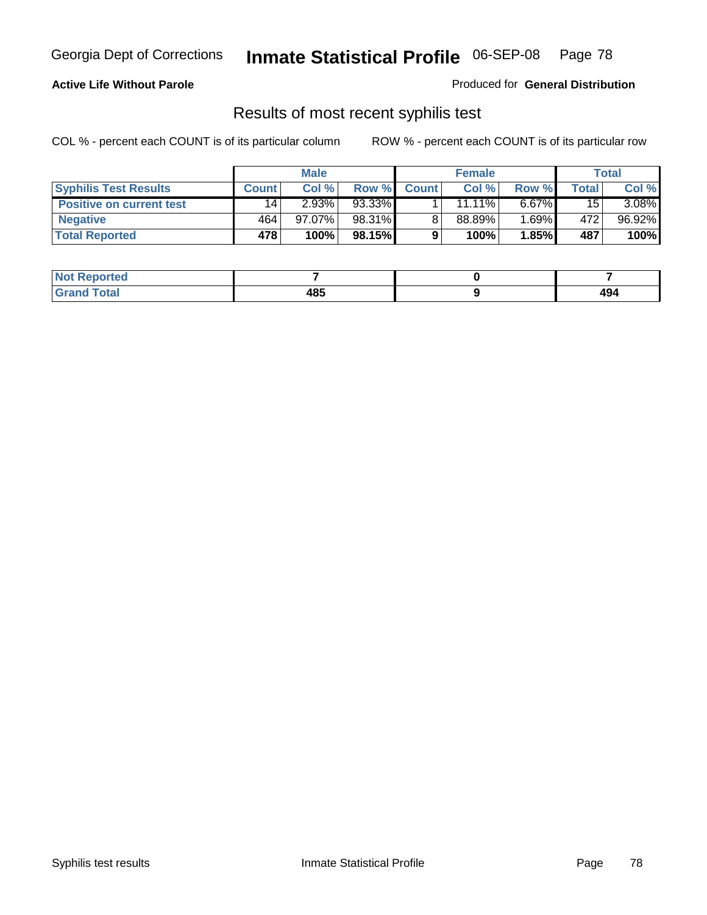**Active Life Without Parole**

Produced for **General Distribution**

## Results of most recent syphilis test

COL % - percent each COUNT is of its particular column

ROW % - percent each COUNT is of its particular row

| | Male | | | Female | | | Total | |
|---|---|---|---|---|---|---|---|---|
| **Syphilis Test Results** | **Count** | **Col %** | **Row %** | **Count** | **Col %** | **Row %** | **Total** | **Col %** |
| **Positive on current test** | 14 | 2.93% | 93.33% | 1 | 11.11% | 6.67% | 15 | 3.08% |
| **Negative** | 464 | 97.07% | 98.31% | 8 | 88.89% | 1.69% | 472 | 96.92% |
| **Total Reported** | **478** | **100%** | **98.15%** | **9** | **100%** | **1.85%** | **487** | **100%** |

| | Male | Female | Total |
|---|---|---|---|
| **Not Reported** | **7** | **0** | **7** |
| **Grand Total** | **485** | **9** | **494** |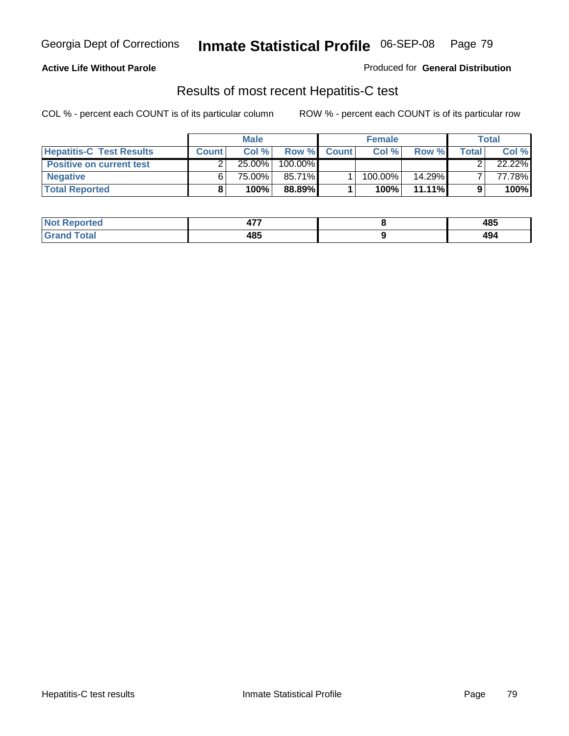Georgia Dept of Corrections **Inmate Statistical Profile** 06-SEP-08

**Active Life Without Parole**

Produced for **General Distribution**

## Results of most recent Hepatitis-C test

COL % - percent each COUNT is of its particular column    ROW % - percent each COUNT is of its particular row

| | Male | | | Female | | | Total | |
|---|---|---|---|---|---|---|---|---|
| **Hepatitis-C Test Results** | **Count** | **Col %** | **Row %** | **Count** | **Col %** | **Row %** | **Total** | **Col %** |
| **Positive on current test** | 2 | 25.00% | 100.00% | | | | 2 | 22.22% |
| **Negative** | 6 | 75.00% | 85.71% | 1 | 100.00% | 14.29% | 7 | 77.78% |
| **Total Reported** | **8** | **100%** | **88.89%** | **1** | **100%** | **11.11%** | **9** | **100%** |

| | Male | Female | Total |
|---|---|---|---|
| **Not Reported** | **477** | **8** | **485** |
| **Grand Total** | **485** | **9** | **494** |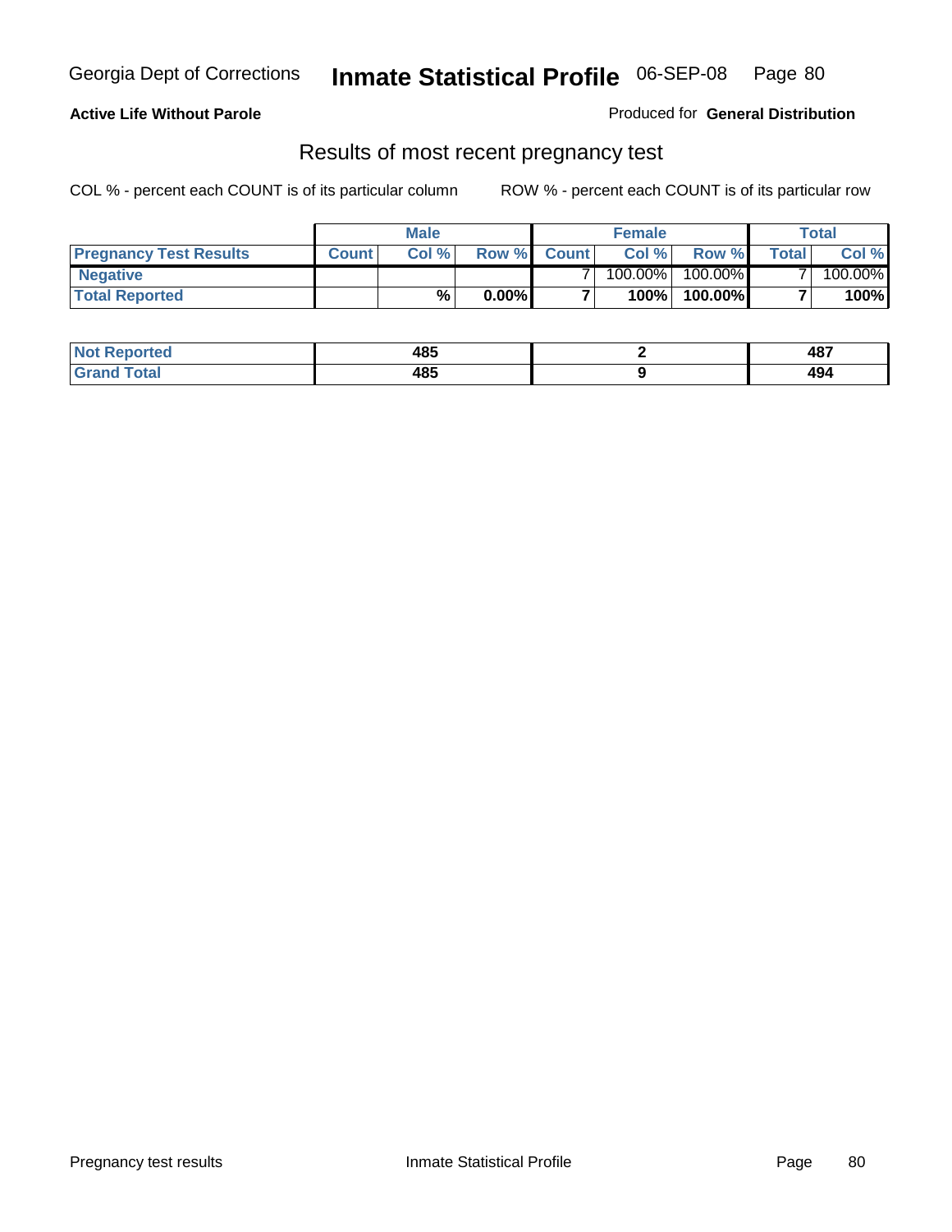Georgia Dept of Corrections **Inmate Statistical Profile** 06-SEP-08

**Active Life Without Parole**

Produced for **General Distribution**

## Results of most recent pregnancy test

COL % - percent each COUNT is of its particular column ROW % - percent each COUNT is of its particular row

| | Male | | | Female | | | Total | |
|---|---|---|---|---|---|---|---|---|
| **Pregnancy Test Results** | **Count** | **Col %** | **Row %** | **Count** | **Col %** | **Row %** | **Total** | **Col %** |
| **Negative** | | | | 7 | 100.00% | 100.00% | 7 | 100.00% |
| **Total Reported** | | **%** | **0.00%** | **7** | **100%** | **100.00%** | **7** | **100%** |

| | Male | Female | Total |
|---|---|---|---|
| **Not Reported** | **485** | **2** | **487** |
| **Grand Total** | **485** | **9** | **494** |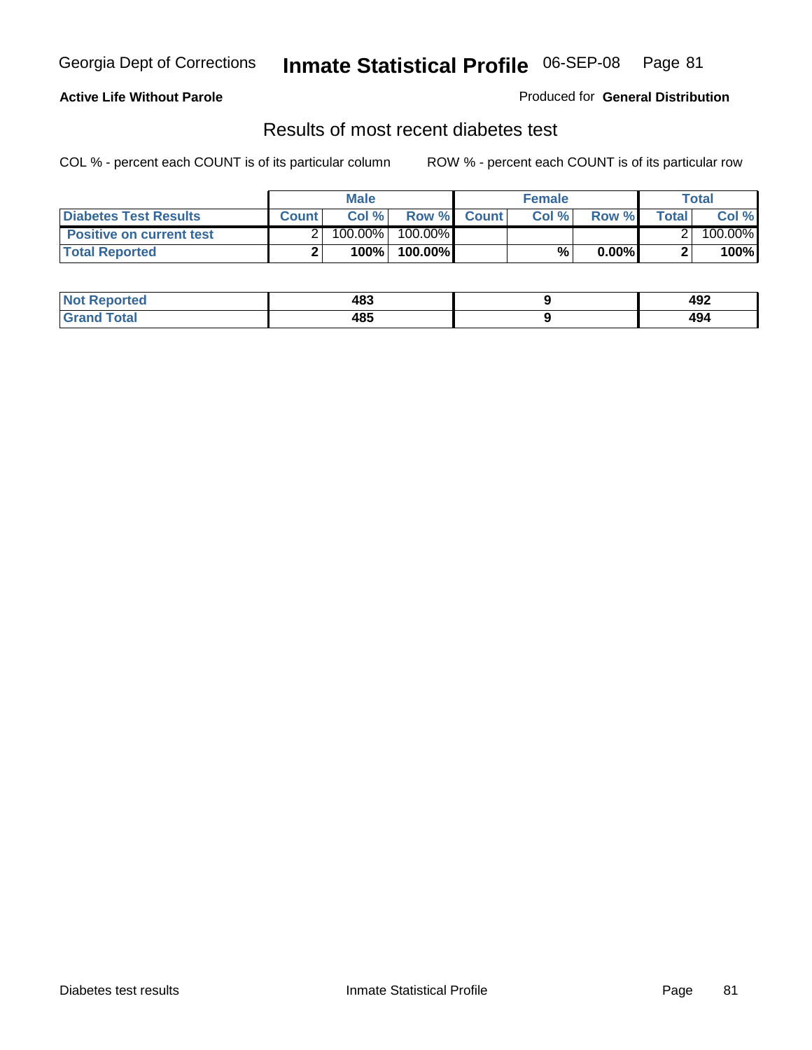Georgia Dept of Corrections **Inmate Statistical Profile** 06-SEP-08

**Active Life Without Parole**

Produced for **General Distribution**

## Results of most recent diabetes test

COL % - percent each COUNT is of its particular column     ROW % - percent each COUNT is of its particular row

| | Male | | | Female | | | Total | |
|---|---|---|---|---|---|---|---|---|
| **Diabetes Test Results** | **Count** | **Col %** | **Row %** | **Count** | **Col %** | **Row %** | **Total** | **Col %** |
| **Positive on current test** | 2 | 100.00% | 100.00% | | | | 2 | 100.00% |
| **Total Reported** | **2** | **100%** | **100.00%** | | **%** | **0.00%** | **2** | **100%** |

| | Male | Female | Total |
|---|---|---|---|
| **Not Reported** | **483** | **9** | **492** |
| **Grand Total** | **485** | **9** | **494** |

Diabetes test results     Inmate Statistical Profile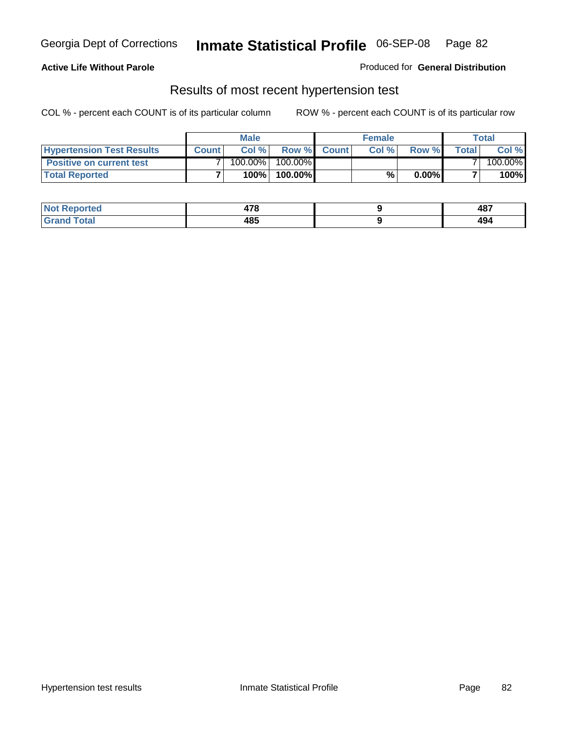Georgia Dept of Corrections **Inmate Statistical Profile** 06-SEP-08

**Active Life Without Parole**

Produced for **General Distribution**

## Results of most recent hypertension test

COL % - percent each COUNT is of its particular column ROW % - percent each COUNT is of its particular row

| | Male | | | Female | | | Total | |
|---|---|---|---|---|---|---|---|---|
| **Hypertension Test Results** | **Count** | **Col %** | **Row %** | **Count** | **Col %** | **Row %** | **Total** | **Col %** |
| **Positive on current test** | 7 | 100.00% | 100.00% | | | | 7 | 100.00% |
| **Total Reported** | **7** | **100%** | **100.00%** | | **%** | **0.00%** | **7** | **100%** |

| | Male | Female | Total |
|---|---|---|---|
| **Not Reported** | **478** | **9** | **487** |
| **Grand Total** | **485** | **9** | **494** |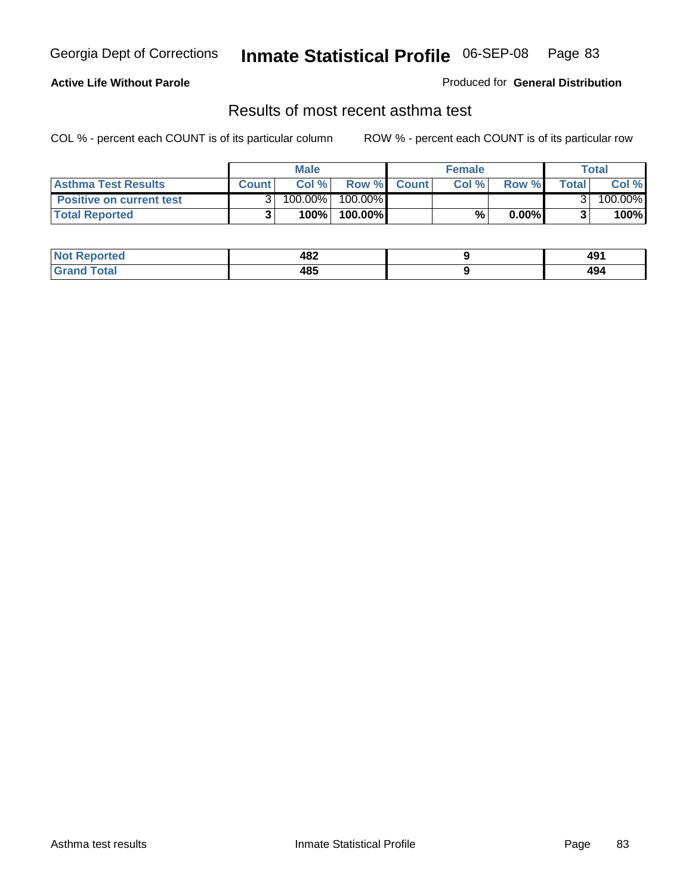Georgia Dept of Corrections **Inmate Statistical Profile** 06-SEP-08

**Active Life Without Parole**

Produced for **General Distribution**

## Results of most recent asthma test

COL % - percent each COUNT is of its particular column

ROW % - percent each COUNT is of its particular row

| | Male | | | Female | | | Total | |
|---|---|---|---|---|---|---|---|---|
| **Asthma Test Results** | **Count** | **Col %** | **Row %** | **Count** | **Col %** | **Row %** | **Total** | **Col %** |
| **Positive on current test** | 3 | 100.00% | 100.00% | | | | 3 | 100.00% |
| **Total Reported** | **3** | **100%** | **100.00%** | | **%** | **0.00%** | **3** | **100%** |

| | Male | Female | Total |
|---|---|---|---|
| **Not Reported** | **482** | **9** | **491** |
| **Grand Total** | **485** | **9** | **494** |

Asthma test results

Inmate Statistical Profile